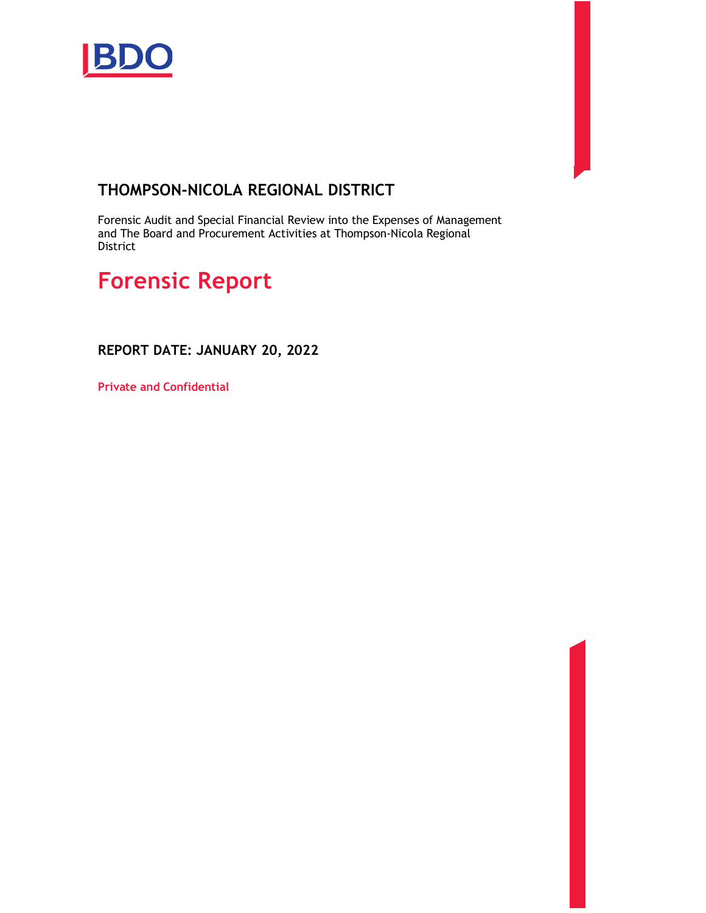BDO

# THOMPSON-NICOLA REGIONAL DISTRICT

Forensic Audit and Special Financial Review into the Expenses of Management and The Board and Procurement Activities at Thompson-Nicola Regional District

## Forensic Report

**REPORT DATE: JANUARY 20, 2022**

**Private and Confidential**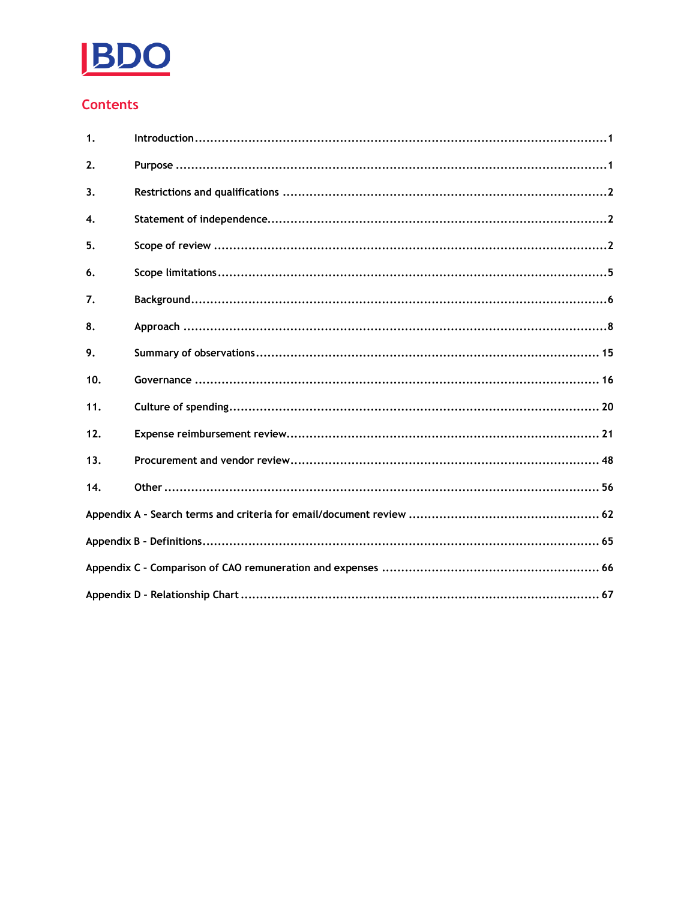## Contents

| | | |
|---|---|---|
| 1. | Introduction | 1 |
| 2. | Purpose | 1 |
| 3. | Restrictions and qualifications | 2 |
| 4. | Statement of independence | 2 |
| 5. | Scope of review | 2 |
| 6. | Scope limitations | 5 |
| 7. | Background | 6 |
| 8. | Approach | 8 |
| 9. | Summary of observations | 15 |
| 10. | Governance | 16 |
| 11. | Culture of spending | 20 |
| 12. | Expense reimbursement review | 21 |
| 13. | Procurement and vendor review | 48 |
| 14. | Other | 56 |
| Appendix A - Search terms and criteria for email/document review | | 62 |
| Appendix B - Definitions | | 65 |
| Appendix C - Comparison of CAO remuneration and expenses | | 66 |
| Appendix D - Relationship Chart | | 67 |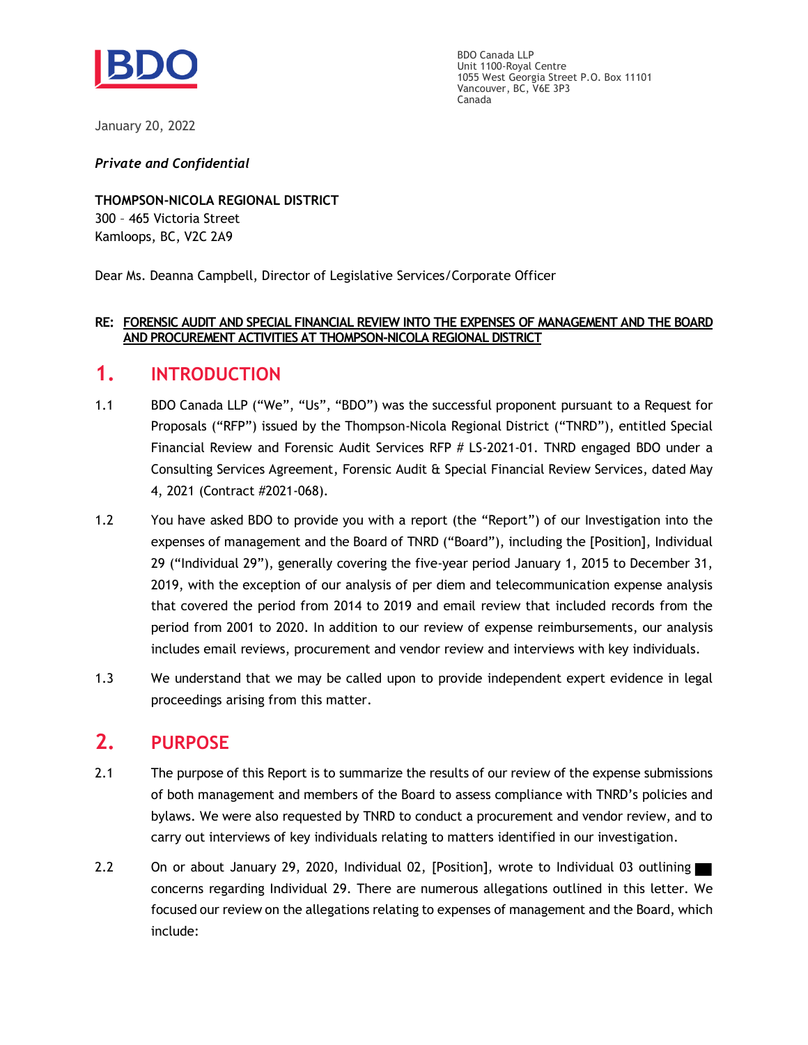BDO Canada LLP
Unit 1100-Royal Centre
1055 West Georgia Street P.O. Box 11101
Vancouver, BC, V6E 3P3
Canada

January 20, 2022

***Private and Confidential***

**THOMPSON-NICOLA REGIONAL DISTRICT**
300 – 465 Victoria Street
Kamloops, BC, V2C 2A9

Dear Ms. Deanna Campbell, Director of Legislative Services/Corporate Officer

**RE: <u>FORENSIC AUDIT AND SPECIAL FINANCIAL REVIEW INTO THE EXPENSES OF MANAGEMENT AND THE BOARD AND PROCUREMENT ACTIVITIES AT THOMPSON-NICOLA REGIONAL DISTRICT</u>**

# 1. INTRODUCTION

1.1 BDO Canada LLP ("We", "Us", "BDO") was the successful proponent pursuant to a Request for Proposals ("RFP") issued by the Thompson-Nicola Regional District ("TNRD"), entitled Special Financial Review and Forensic Audit Services RFP # LS-2021-01. TNRD engaged BDO under a Consulting Services Agreement, Forensic Audit & Special Financial Review Services, dated May 4, 2021 (Contract #2021-068).

1.2 You have asked BDO to provide you with a report (the "Report") of our Investigation into the expenses of management and the Board of TNRD ("Board"), including the [Position], Individual 29 ("Individual 29"), generally covering the five-year period January 1, 2015 to December 31, 2019, with the exception of our analysis of per diem and telecommunication expense analysis that covered the period from 2014 to 2019 and email review that included records from the period from 2001 to 2020. In addition to our review of expense reimbursements, our analysis includes email reviews, procurement and vendor review and interviews with key individuals.

1.3 We understand that we may be called upon to provide independent expert evidence in legal proceedings arising from this matter.

# 2. PURPOSE

2.1 The purpose of this Report is to summarize the results of our review of the expense submissions of both management and members of the Board to assess compliance with TNRD's policies and bylaws. We were also requested by TNRD to conduct a procurement and vendor review, and to carry out interviews of key individuals relating to matters identified in our investigation.

2.2 On or about January 29, 2020, Individual 02, [Position], wrote to Individual 03 outlining ██ concerns regarding Individual 29. There are numerous allegations outlined in this letter. We focused our review on the allegations relating to expenses of management and the Board, which include: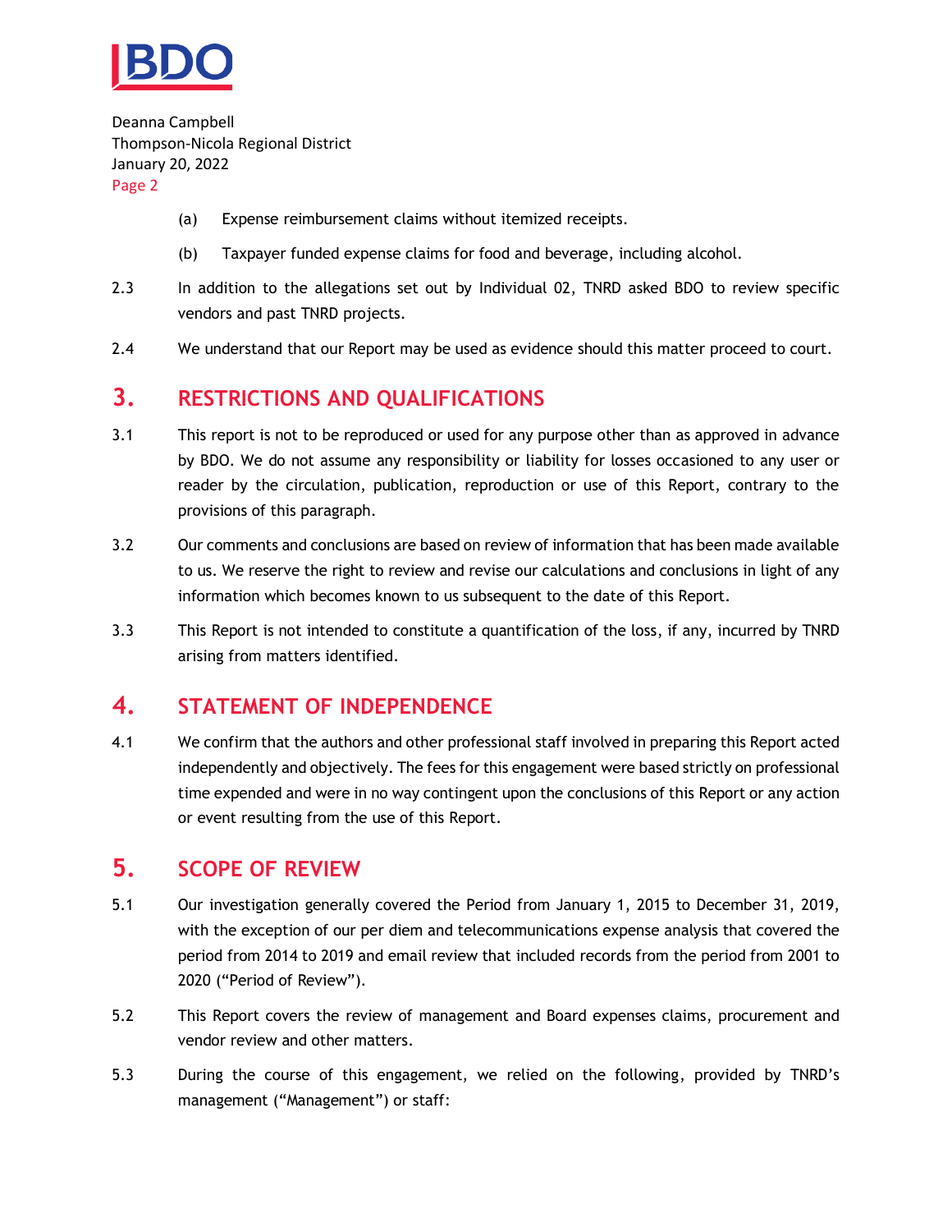(a) Expense reimbursement claims without itemized receipts.

(b) Taxpayer funded expense claims for food and beverage, including alcohol.

2.3 In addition to the allegations set out by Individual 02, TNRD asked BDO to review specific vendors and past TNRD projects.

2.4 We understand that our Report may be used as evidence should this matter proceed to court.

## 3. RESTRICTIONS AND QUALIFICATIONS

3.1 This report is not to be reproduced or used for any purpose other than as approved in advance by BDO. We do not assume any responsibility or liability for losses occasioned to any user or reader by the circulation, publication, reproduction or use of this Report, contrary to the provisions of this paragraph.

3.2 Our comments and conclusions are based on review of information that has been made available to us. We reserve the right to review and revise our calculations and conclusions in light of any information which becomes known to us subsequent to the date of this Report.

3.3 This Report is not intended to constitute a quantification of the loss, if any, incurred by TNRD arising from matters identified.

## 4. STATEMENT OF INDEPENDENCE

4.1 We confirm that the authors and other professional staff involved in preparing this Report acted independently and objectively. The fees for this engagement were based strictly on professional time expended and were in no way contingent upon the conclusions of this Report or any action or event resulting from the use of this Report.

## 5. SCOPE OF REVIEW

5.1 Our investigation generally covered the Period from January 1, 2015 to December 31, 2019, with the exception of our per diem and telecommunications expense analysis that covered the period from 2014 to 2019 and email review that included records from the period from 2001 to 2020 ("Period of Review").

5.2 This Report covers the review of management and Board expenses claims, procurement and vendor review and other matters.

5.3 During the course of this engagement, we relied on the following, provided by TNRD's management ("Management") or staff: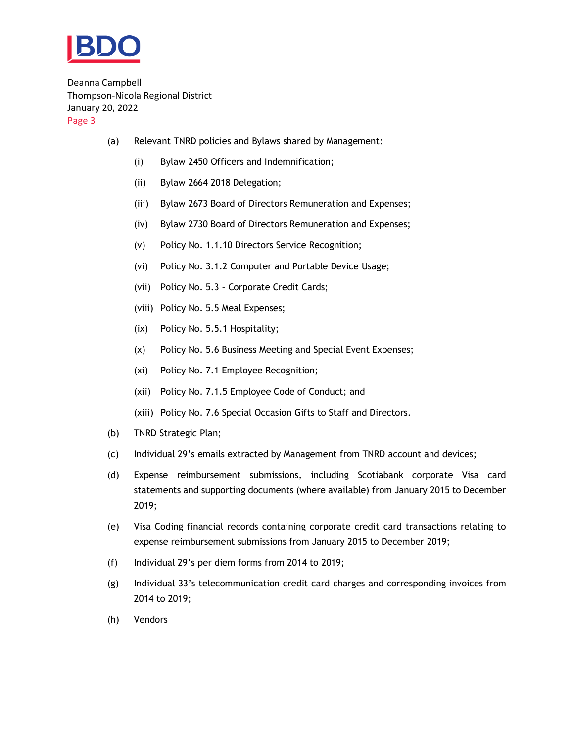(a) Relevant TNRD policies and Bylaws shared by Management:

  (i) Bylaw 2450 Officers and Indemnification;

  (ii) Bylaw 2664 2018 Delegation;

  (iii) Bylaw 2673 Board of Directors Remuneration and Expenses;

  (iv) Bylaw 2730 Board of Directors Remuneration and Expenses;

  (v) Policy No. 1.1.10 Directors Service Recognition;

  (vi) Policy No. 3.1.2 Computer and Portable Device Usage;

  (vii) Policy No. 5.3 – Corporate Credit Cards;

  (viii) Policy No. 5.5 Meal Expenses;

  (ix) Policy No. 5.5.1 Hospitality;

  (x) Policy No. 5.6 Business Meeting and Special Event Expenses;

  (xi) Policy No. 7.1 Employee Recognition;

  (xii) Policy No. 7.1.5 Employee Code of Conduct; and

  (xiii) Policy No. 7.6 Special Occasion Gifts to Staff and Directors.

(b) TNRD Strategic Plan;

(c) Individual 29's emails extracted by Management from TNRD account and devices;

(d) Expense reimbursement submissions, including Scotiabank corporate Visa card statements and supporting documents (where available) from January 2015 to December 2019;

(e) Visa Coding financial records containing corporate credit card transactions relating to expense reimbursement submissions from January 2015 to December 2019;

(f) Individual 29's per diem forms from 2014 to 2019;

(g) Individual 33's telecommunication credit card charges and corresponding invoices from 2014 to 2019;

(h) Vendors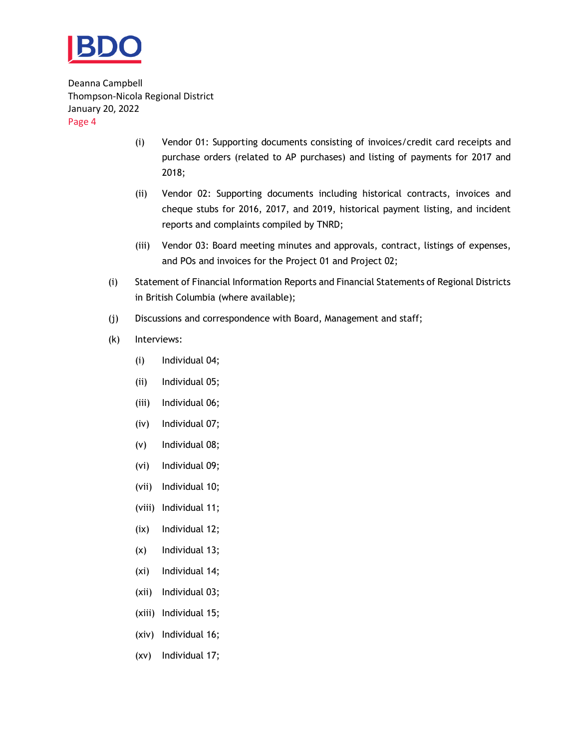(i) Vendor 01: Supporting documents consisting of invoices/credit card receipts and purchase orders (related to AP purchases) and listing of payments for 2017 and 2018;

   (ii) Vendor 02: Supporting documents including historical contracts, invoices and cheque stubs for 2016, 2017, and 2019, historical payment listing, and incident reports and complaints compiled by TNRD;

   (iii) Vendor 03: Board meeting minutes and approvals, contract, listings of expenses, and POs and invoices for the Project 01 and Project 02;

(i) Statement of Financial Information Reports and Financial Statements of Regional Districts in British Columbia (where available);

(j) Discussions and correspondence with Board, Management and staff;

(k) Interviews:

   (i) Individual 04;

   (ii) Individual 05;

   (iii) Individual 06;

   (iv) Individual 07;

   (v) Individual 08;

   (vi) Individual 09;

   (vii) Individual 10;

   (viii) Individual 11;

   (ix) Individual 12;

   (x) Individual 13;

   (xi) Individual 14;

   (xii) Individual 03;

   (xiii) Individual 15;

   (xiv) Individual 16;

   (xv) Individual 17;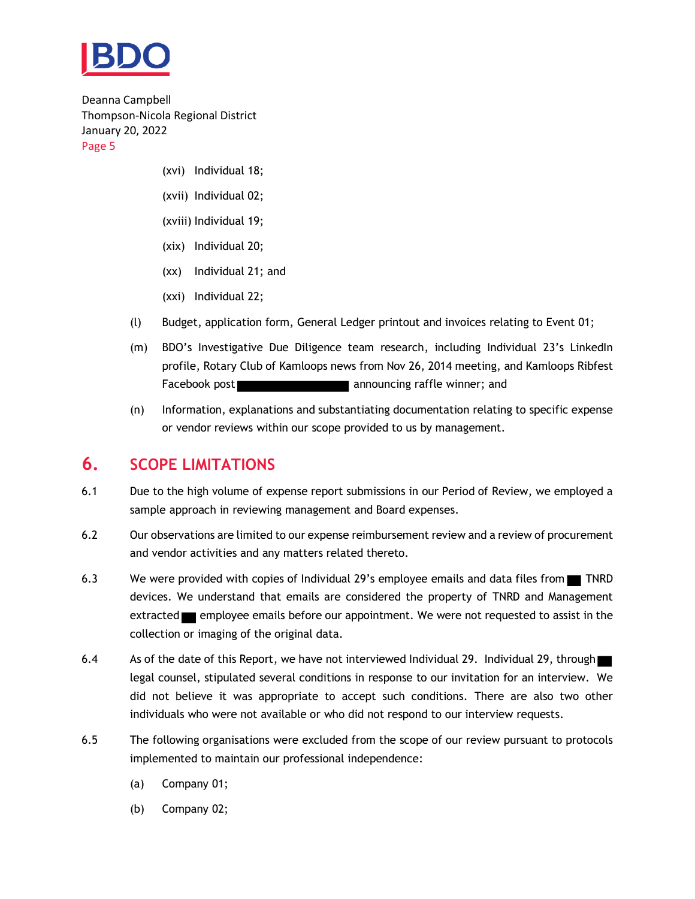(xvi) Individual 18;

(xvii) Individual 02;

(xviii) Individual 19;

(xix) Individual 20;

(xx) Individual 21; and

(xxi) Individual 22;

(l) Budget, application form, General Ledger printout and invoices relating to Event 01;

(m) BDO's Investigative Due Diligence team research, including Individual 23's LinkedIn profile, Rotary Club of Kamloops news from Nov 26, 2014 meeting, and Kamloops Ribfest Facebook post ██████████ announcing raffle winner; and

(n) Information, explanations and substantiating documentation relating to specific expense or vendor reviews within our scope provided to us by management.

## 6. SCOPE LIMITATIONS

6.1 Due to the high volume of expense report submissions in our Period of Review, we employed a sample approach in reviewing management and Board expenses.

6.2 Our observations are limited to our expense reimbursement review and a review of procurement and vendor activities and any matters related thereto.

6.3 We were provided with copies of Individual 29's employee emails and data files from ██ TNRD devices. We understand that emails are considered the property of TNRD and Management extracted ██ employee emails before our appointment. We were not requested to assist in the collection or imaging of the original data.

6.4 As of the date of this Report, we have not interviewed Individual 29. Individual 29, through ██ legal counsel, stipulated several conditions in response to our invitation for an interview. We did not believe it was appropriate to accept such conditions. There are also two other individuals who were not available or who did not respond to our interview requests.

6.5 The following organisations were excluded from the scope of our review pursuant to protocols implemented to maintain our professional independence:

(a) Company 01;

(b) Company 02;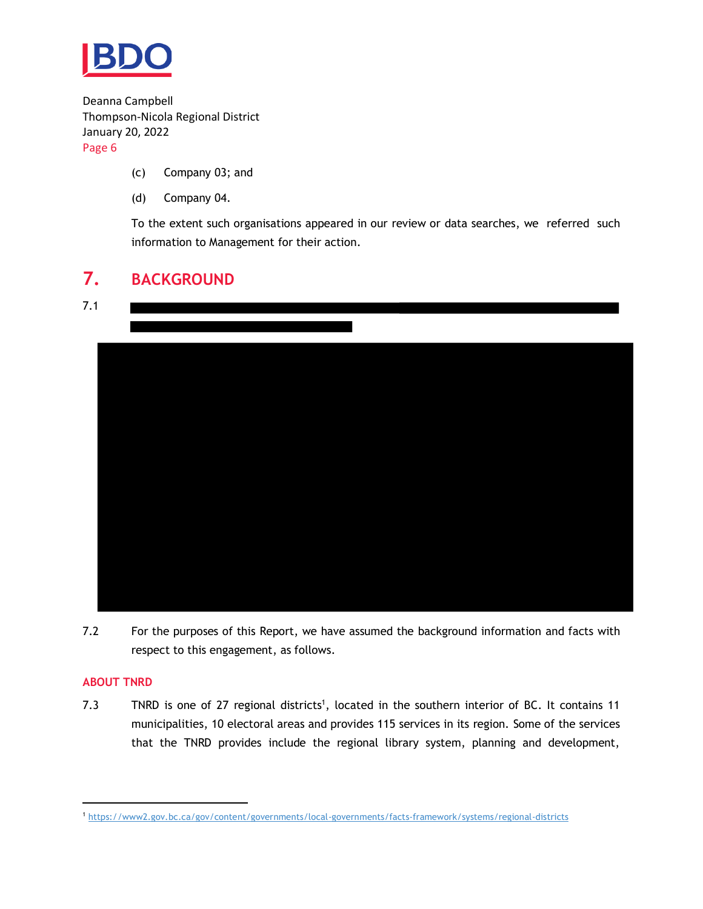(c) Company 03; and

(d) Company 04.

To the extent such organisations appeared in our review or data searches, we referred such information to Management for their action.

## 7. BACKGROUND

7.1

7.2 For the purposes of this Report, we have assumed the background information and facts with respect to this engagement, as follows.

### ABOUT TNRD

7.3 TNRD is one of 27 regional districts[1], located in the southern interior of BC. It contains 11 municipalities, 10 electoral areas and provides 115 services in its region. Some of the services that the TNRD provides include the regional library system, planning and development,

[1] https://www2.gov.bc.ca/gov/content/governments/local-governments/facts-framework/systems/regional-districts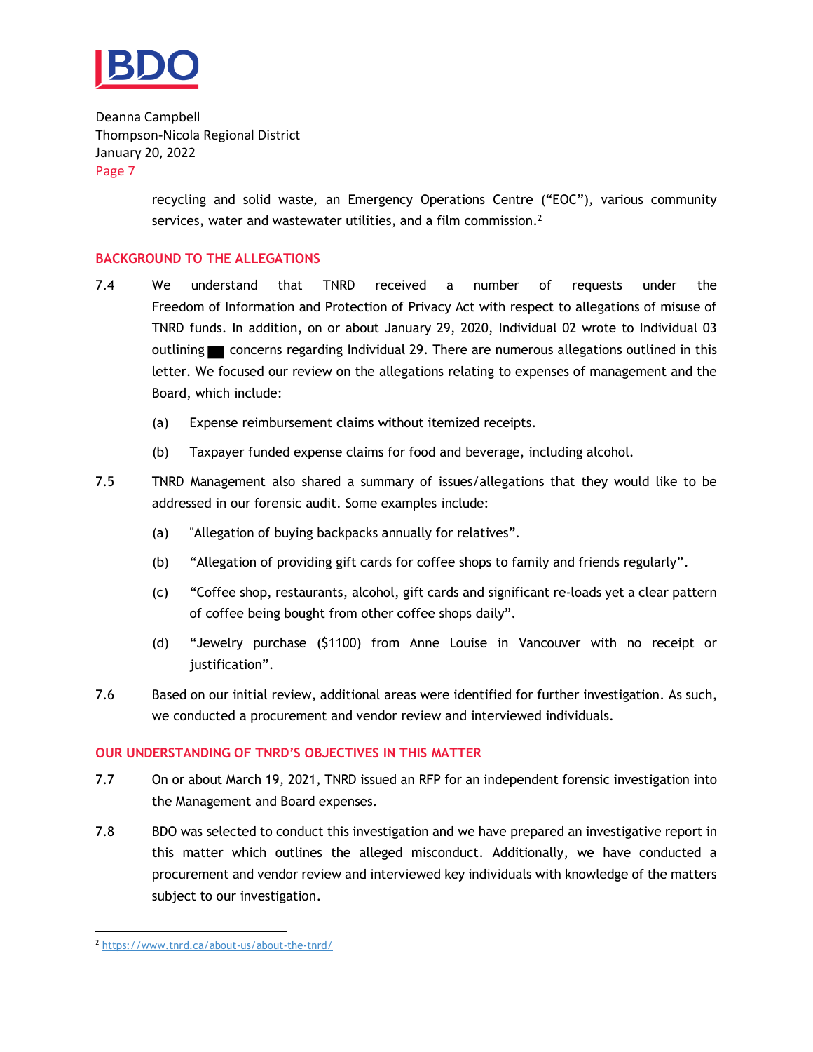recycling and solid waste, an Emergency Operations Centre (“EOC”), various community services, water and wastewater utilities, and a film commission.[2]

## BACKGROUND TO THE ALLEGATIONS

7.4 We understand that TNRD received a number of requests under the Freedom of Information and Protection of Privacy Act with respect to allegations of misuse of TNRD funds. In addition, on or about January 29, 2020, Individual 02 wrote to Individual 03 outlining ██ concerns regarding Individual 29. There are numerous allegations outlined in this letter. We focused our review on the allegations relating to expenses of management and the Board, which include:

(a) Expense reimbursement claims without itemized receipts.

(b) Taxpayer funded expense claims for food and beverage, including alcohol.

7.5 TNRD Management also shared a summary of issues/allegations that they would like to be addressed in our forensic audit. Some examples include:

(a) "Allegation of buying backpacks annually for relatives”.

(b) “Allegation of providing gift cards for coffee shops to family and friends regularly”.

(c) “Coffee shop, restaurants, alcohol, gift cards and significant re-loads yet a clear pattern of coffee being bought from other coffee shops daily”.

(d) “Jewelry purchase ($1100) from Anne Louise in Vancouver with no receipt or justification”.

7.6 Based on our initial review, additional areas were identified for further investigation. As such, we conducted a procurement and vendor review and interviewed individuals.

## OUR UNDERSTANDING OF TNRD’S OBJECTIVES IN THIS MATTER

7.7 On or about March 19, 2021, TNRD issued an RFP for an independent forensic investigation into the Management and Board expenses.

7.8 BDO was selected to conduct this investigation and we have prepared an investigative report in this matter which outlines the alleged misconduct. Additionally, we have conducted a procurement and vendor review and interviewed key individuals with knowledge of the matters subject to our investigation.

---

[2] https://www.tnrd.ca/about-us/about-the-tnrd/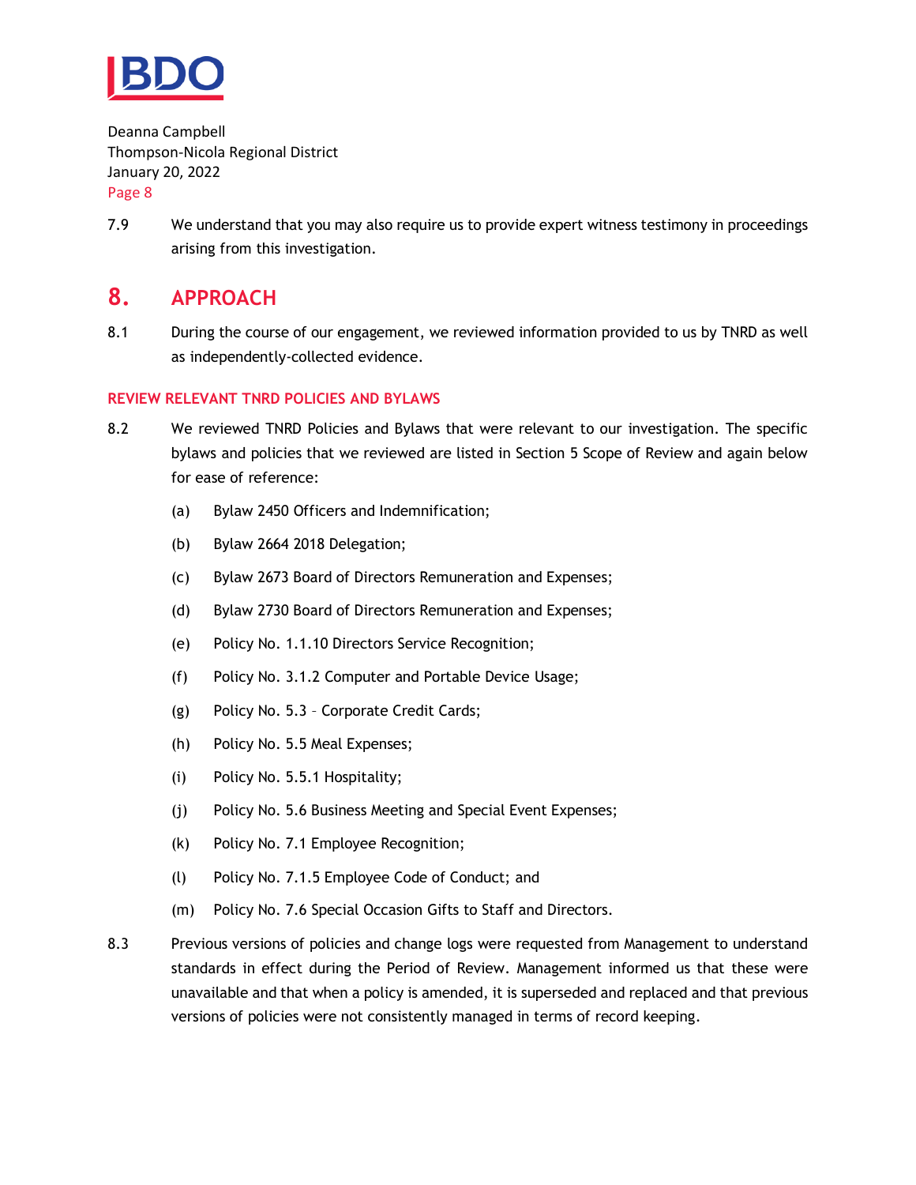7.9 We understand that you may also require us to provide expert witness testimony in proceedings arising from this investigation.

## 8. APPROACH

8.1 During the course of our engagement, we reviewed information provided to us by TNRD as well as independently-collected evidence.

### REVIEW RELEVANT TNRD POLICIES AND BYLAWS

8.2 We reviewed TNRD Policies and Bylaws that were relevant to our investigation. The specific bylaws and policies that we reviewed are listed in Section 5 Scope of Review and again below for ease of reference:

(a) Bylaw 2450 Officers and Indemnification;

(b) Bylaw 2664 2018 Delegation;

(c) Bylaw 2673 Board of Directors Remuneration and Expenses;

(d) Bylaw 2730 Board of Directors Remuneration and Expenses;

(e) Policy No. 1.1.10 Directors Service Recognition;

(f) Policy No. 3.1.2 Computer and Portable Device Usage;

(g) Policy No. 5.3 – Corporate Credit Cards;

(h) Policy No. 5.5 Meal Expenses;

(i) Policy No. 5.5.1 Hospitality;

(j) Policy No. 5.6 Business Meeting and Special Event Expenses;

(k) Policy No. 7.1 Employee Recognition;

(l) Policy No. 7.1.5 Employee Code of Conduct; and

(m) Policy No. 7.6 Special Occasion Gifts to Staff and Directors.

8.3 Previous versions of policies and change logs were requested from Management to understand standards in effect during the Period of Review. Management informed us that these were unavailable and that when a policy is amended, it is superseded and replaced and that previous versions of policies were not consistently managed in terms of record keeping.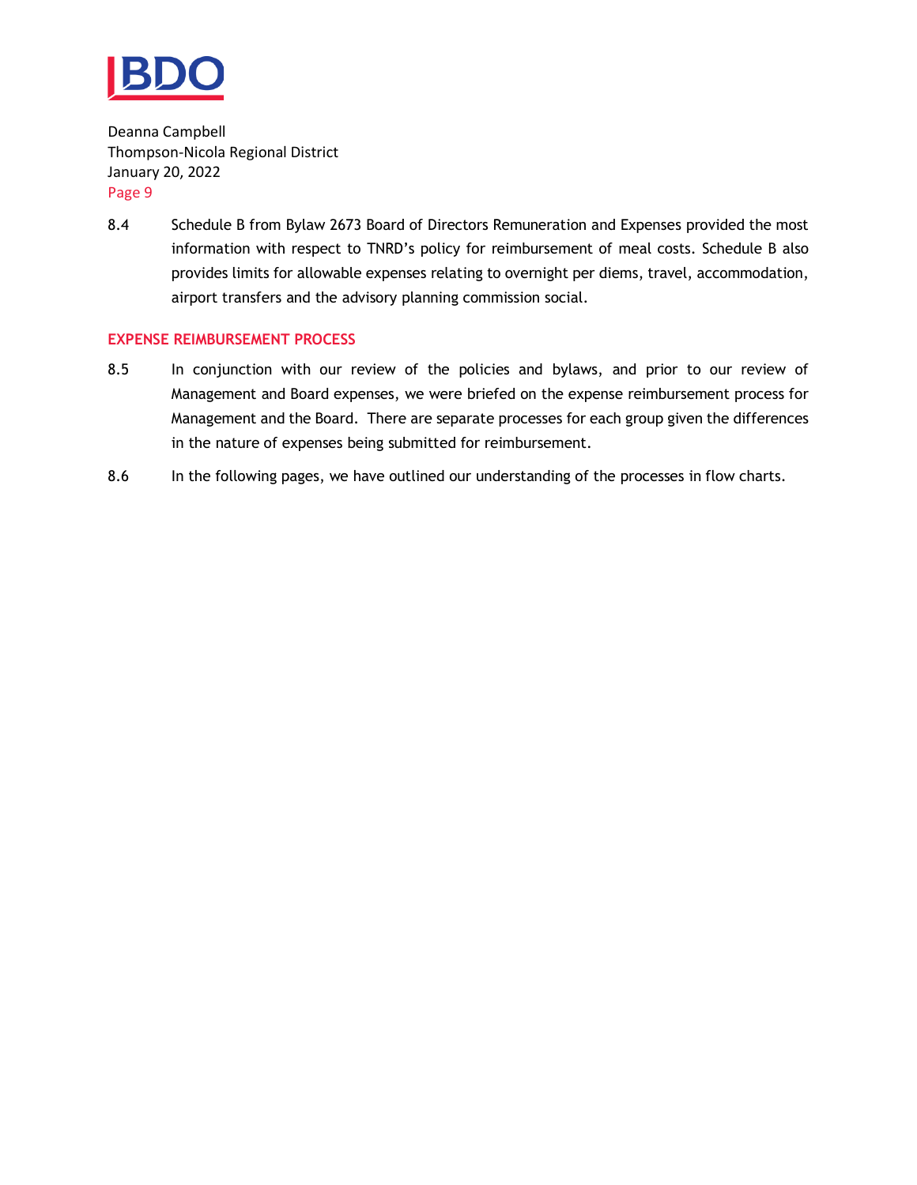8.4 Schedule B from Bylaw 2673 Board of Directors Remuneration and Expenses provided the most information with respect to TNRD's policy for reimbursement of meal costs. Schedule B also provides limits for allowable expenses relating to overnight per diems, travel, accommodation, airport transfers and the advisory planning commission social.

## EXPENSE REIMBURSEMENT PROCESS

8.5 In conjunction with our review of the policies and bylaws, and prior to our review of Management and Board expenses, we were briefed on the expense reimbursement process for Management and the Board. There are separate processes for each group given the differences in the nature of expenses being submitted for reimbursement.

8.6 In the following pages, we have outlined our understanding of the processes in flow charts.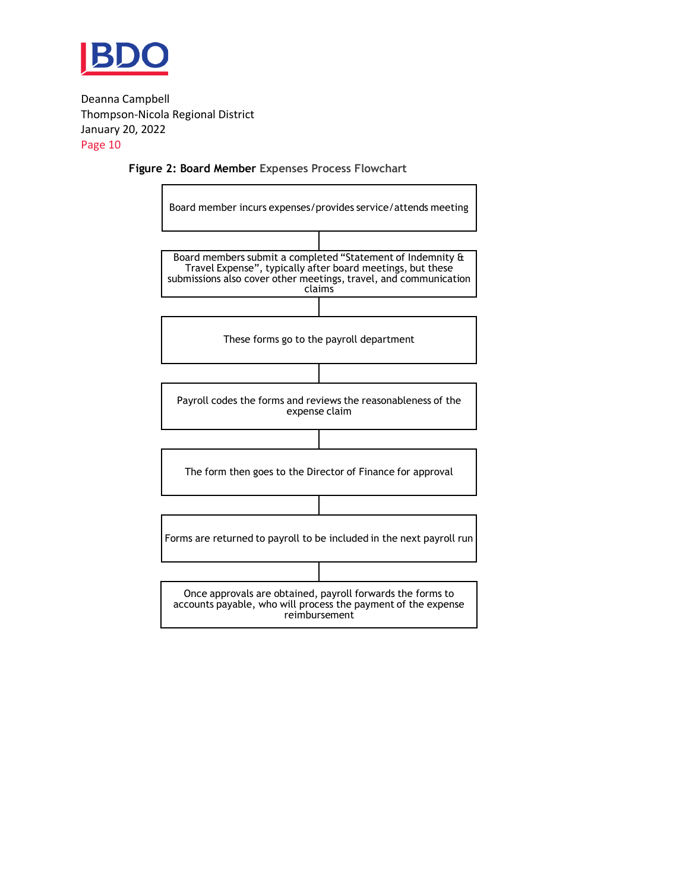**Figure 2: Board Member Expenses Process Flowchart**

1. Board member incurs expenses/provides service/attends meeting
2. Board members submit a completed "Statement of Indemnity & Travel Expense", typically after board meetings, but these submissions also cover other meetings, travel, and communication claims
3. These forms go to the payroll department
4. Payroll codes the forms and reviews the reasonableness of the expense claim
5. The form then goes to the Director of Finance for approval
6. Forms are returned to payroll to be included in the next payroll run
7. Once approvals are obtained, payroll forwards the forms to accounts payable, who will process the payment of the expense reimbursement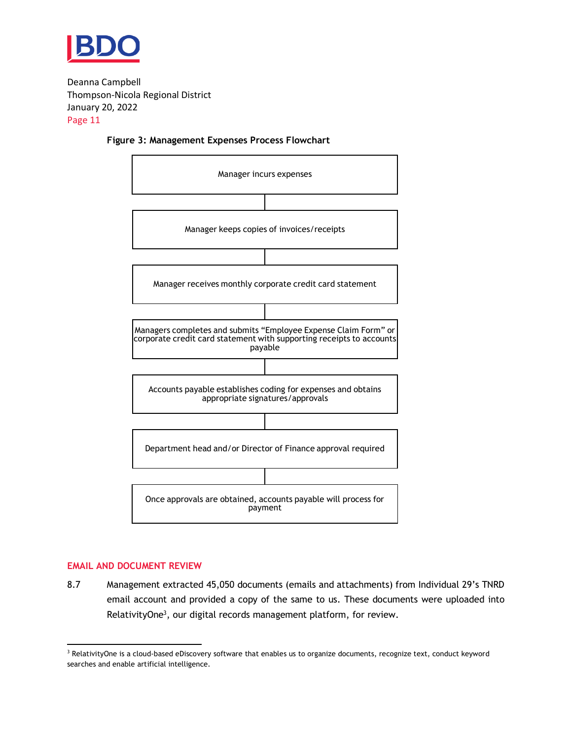**Figure 3: Management Expenses Process Flowchart**

Manager incurs expenses

↓

Manager keeps copies of invoices/receipts

↓

Manager receives monthly corporate credit card statement

↓

Managers completes and submits "Employee Expense Claim Form" or corporate credit card statement with supporting receipts to accounts payable

↓

Accounts payable establishes coding for expenses and obtains appropriate signatures/approvals

↓

Department head and/or Director of Finance approval required

↓

Once approvals are obtained, accounts payable will process for payment

## EMAIL AND DOCUMENT REVIEW

8.7 Management extracted 45,050 documents (emails and attachments) from Individual 29's TNRD email account and provided a copy of the same to us. These documents were uploaded into RelativityOne[3], our digital records management platform, for review.

[3] RelativityOne is a cloud-based eDiscovery software that enables us to organize documents, recognize text, conduct keyword searches and enable artificial intelligence.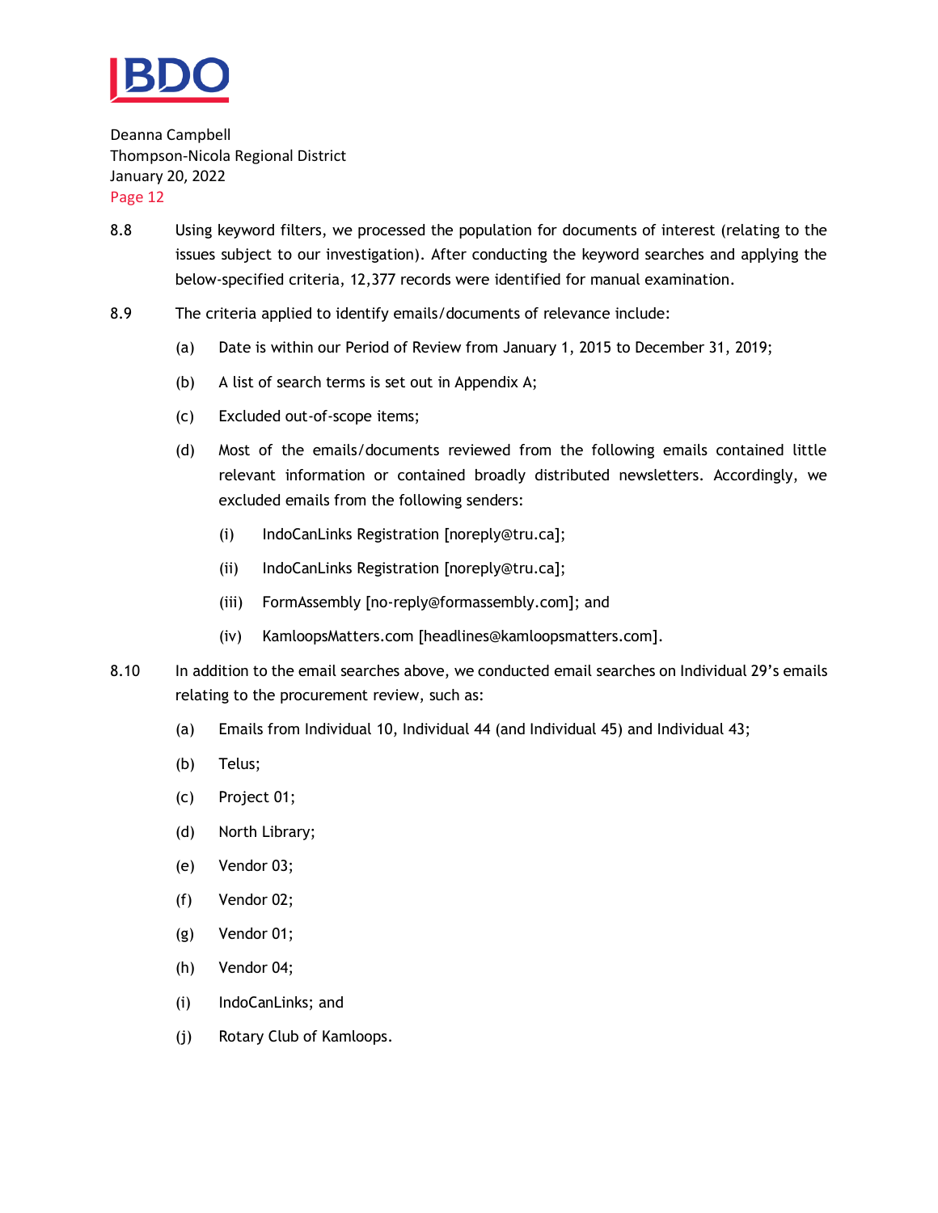8.8 Using keyword filters, we processed the population for documents of interest (relating to the issues subject to our investigation). After conducting the keyword searches and applying the below-specified criteria, 12,377 records were identified for manual examination.

8.9 The criteria applied to identify emails/documents of relevance include:

(a) Date is within our Period of Review from January 1, 2015 to December 31, 2019;

(b) A list of search terms is set out in Appendix A;

(c) Excluded out-of-scope items;

(d) Most of the emails/documents reviewed from the following emails contained little relevant information or contained broadly distributed newsletters. Accordingly, we excluded emails from the following senders:

(i) IndoCanLinks Registration [noreply@tru.ca];

(ii) IndoCanLinks Registration [noreply@tru.ca];

(iii) FormAssembly [no-reply@formassembly.com]; and

(iv) KamloopsMatters.com [headlines@kamloopsmatters.com].

8.10 In addition to the email searches above, we conducted email searches on Individual 29's emails relating to the procurement review, such as:

(a) Emails from Individual 10, Individual 44 (and Individual 45) and Individual 43;

(b) Telus;

(c) Project 01;

(d) North Library;

(e) Vendor 03;

(f) Vendor 02;

(g) Vendor 01;

(h) Vendor 04;

(i) IndoCanLinks; and

(j) Rotary Club of Kamloops.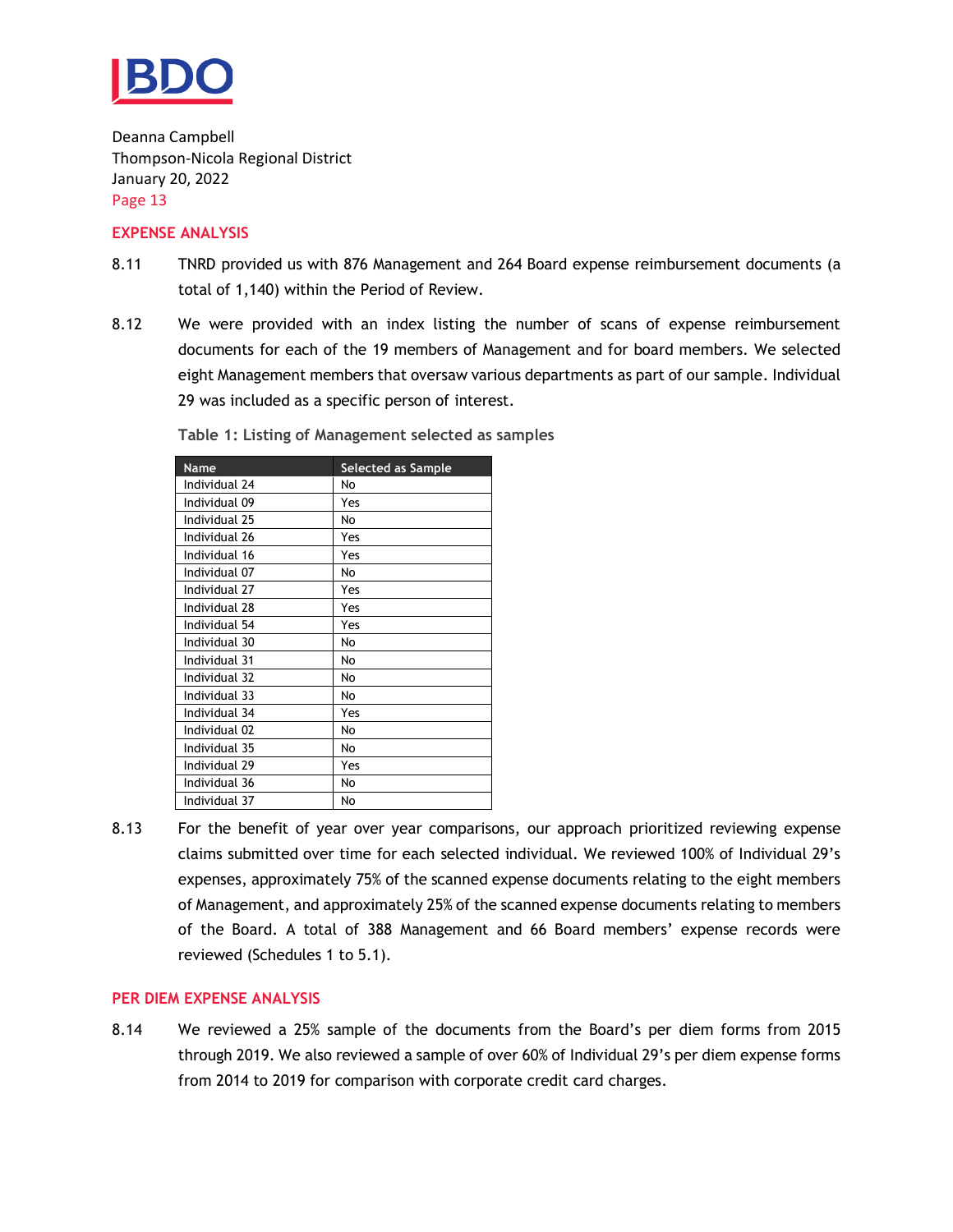Deanna Campbell
Thompson-Nicola Regional District
January 20, 2022

## EXPENSE ANALYSIS

8.11 TNRD provided us with 876 Management and 264 Board expense reimbursement documents (a total of 1,140) within the Period of Review.

8.12 We were provided with an index listing the number of scans of expense reimbursement documents for each of the 19 members of Management and for board members. We selected eight Management members that oversaw various departments as part of our sample. Individual 29 was included as a specific person of interest.

**Table 1: Listing of Management selected as samples**

| Name | Selected as Sample |
|---|---|
| Individual 24 | No |
| Individual 09 | Yes |
| Individual 25 | No |
| Individual 26 | Yes |
| Individual 16 | Yes |
| Individual 07 | No |
| Individual 27 | Yes |
| Individual 28 | Yes |
| Individual 54 | Yes |
| Individual 30 | No |
| Individual 31 | No |
| Individual 32 | No |
| Individual 33 | No |
| Individual 34 | Yes |
| Individual 02 | No |
| Individual 35 | No |
| Individual 29 | Yes |
| Individual 36 | No |
| Individual 37 | No |

8.13 For the benefit of year over year comparisons, our approach prioritized reviewing expense claims submitted over time for each selected individual. We reviewed 100% of Individual 29's expenses, approximately 75% of the scanned expense documents relating to the eight members of Management, and approximately 25% of the scanned expense documents relating to members of the Board. A total of 388 Management and 66 Board members' expense records were reviewed (Schedules 1 to 5.1).

## PER DIEM EXPENSE ANALYSIS

8.14 We reviewed a 25% sample of the documents from the Board's per diem forms from 2015 through 2019. We also reviewed a sample of over 60% of Individual 29's per diem expense forms from 2014 to 2019 for comparison with corporate credit card charges.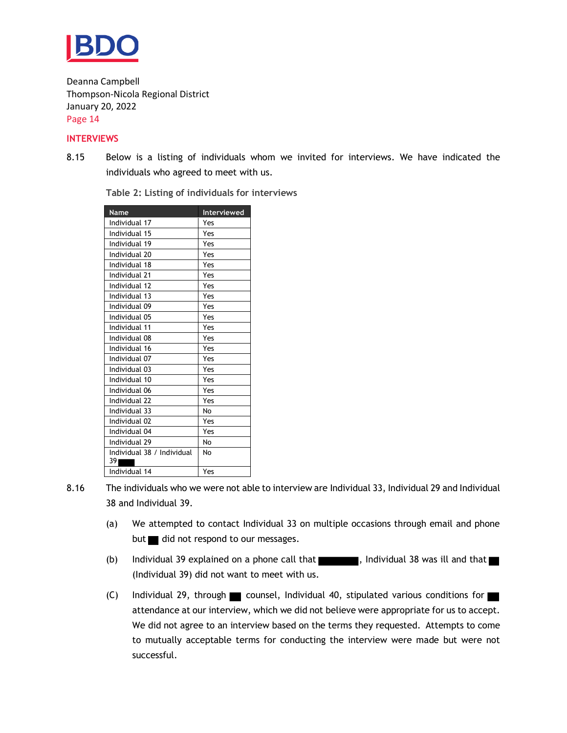## INTERVIEWS

8.15 Below is a listing of individuals whom we invited for interviews. We have indicated the individuals who agreed to meet with us.

Table 2: Listing of individuals for interviews

| Name | Interviewed |
|---|---|
| Individual 17 | Yes |
| Individual 15 | Yes |
| Individual 19 | Yes |
| Individual 20 | Yes |
| Individual 18 | Yes |
| Individual 21 | Yes |
| Individual 12 | Yes |
| Individual 13 | Yes |
| Individual 09 | Yes |
| Individual 05 | Yes |
| Individual 11 | Yes |
| Individual 08 | Yes |
| Individual 16 | Yes |
| Individual 07 | Yes |
| Individual 03 | Yes |
| Individual 10 | Yes |
| Individual 06 | Yes |
| Individual 22 | Yes |
| Individual 33 | No |
| Individual 02 | Yes |
| Individual 04 | Yes |
| Individual 29 | No |
| Individual 38 / Individual 39 ███ | No |
| Individual 14 | Yes |

8.16 The individuals who we were not able to interview are Individual 33, Individual 29 and Individual 38 and Individual 39.

(a) We attempted to contact Individual 33 on multiple occasions through email and phone but ██ did not respond to our messages.

(b) Individual 39 explained on a phone call that ████████, Individual 38 was ill and that ██ (Individual 39) did not want to meet with us.

(C) Individual 29, through ██ counsel, Individual 40, stipulated various conditions for ██ attendance at our interview, which we did not believe were appropriate for us to accept. We did not agree to an interview based on the terms they requested. Attempts to come to mutually acceptable terms for conducting the interview were made but were not successful.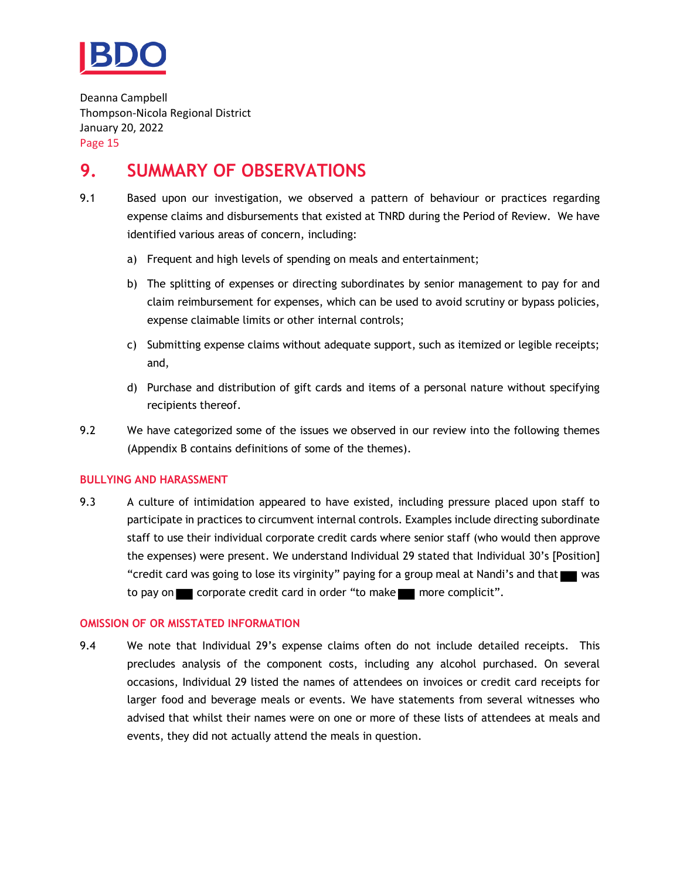# 9. SUMMARY OF OBSERVATIONS

9.1 Based upon our investigation, we observed a pattern of behaviour or practices regarding expense claims and disbursements that existed at TNRD during the Period of Review. We have identified various areas of concern, including:

a) Frequent and high levels of spending on meals and entertainment;

b) The splitting of expenses or directing subordinates by senior management to pay for and claim reimbursement for expenses, which can be used to avoid scrutiny or bypass policies, expense claimable limits or other internal controls;

c) Submitting expense claims without adequate support, such as itemized or legible receipts; and,

d) Purchase and distribution of gift cards and items of a personal nature without specifying recipients thereof.

9.2 We have categorized some of the issues we observed in our review into the following themes (Appendix B contains definitions of some of the themes).

### BULLYING AND HARASSMENT

9.3 A culture of intimidation appeared to have existed, including pressure placed upon staff to participate in practices to circumvent internal controls. Examples include directing subordinate staff to use their individual corporate credit cards where senior staff (who would then approve the expenses) were present. We understand Individual 29 stated that Individual 30's [Position] "credit card was going to lose its virginity" paying for a group meal at Nandi's and that ███ was to pay on ███ corporate credit card in order "to make ███ more complicit".

### OMISSION OF OR MISSTATED INFORMATION

9.4 We note that Individual 29's expense claims often do not include detailed receipts. This precludes analysis of the component costs, including any alcohol purchased. On several occasions, Individual 29 listed the names of attendees on invoices or credit card receipts for larger food and beverage meals or events. We have statements from several witnesses who advised that whilst their names were on one or more of these lists of attendees at meals and events, they did not actually attend the meals in question.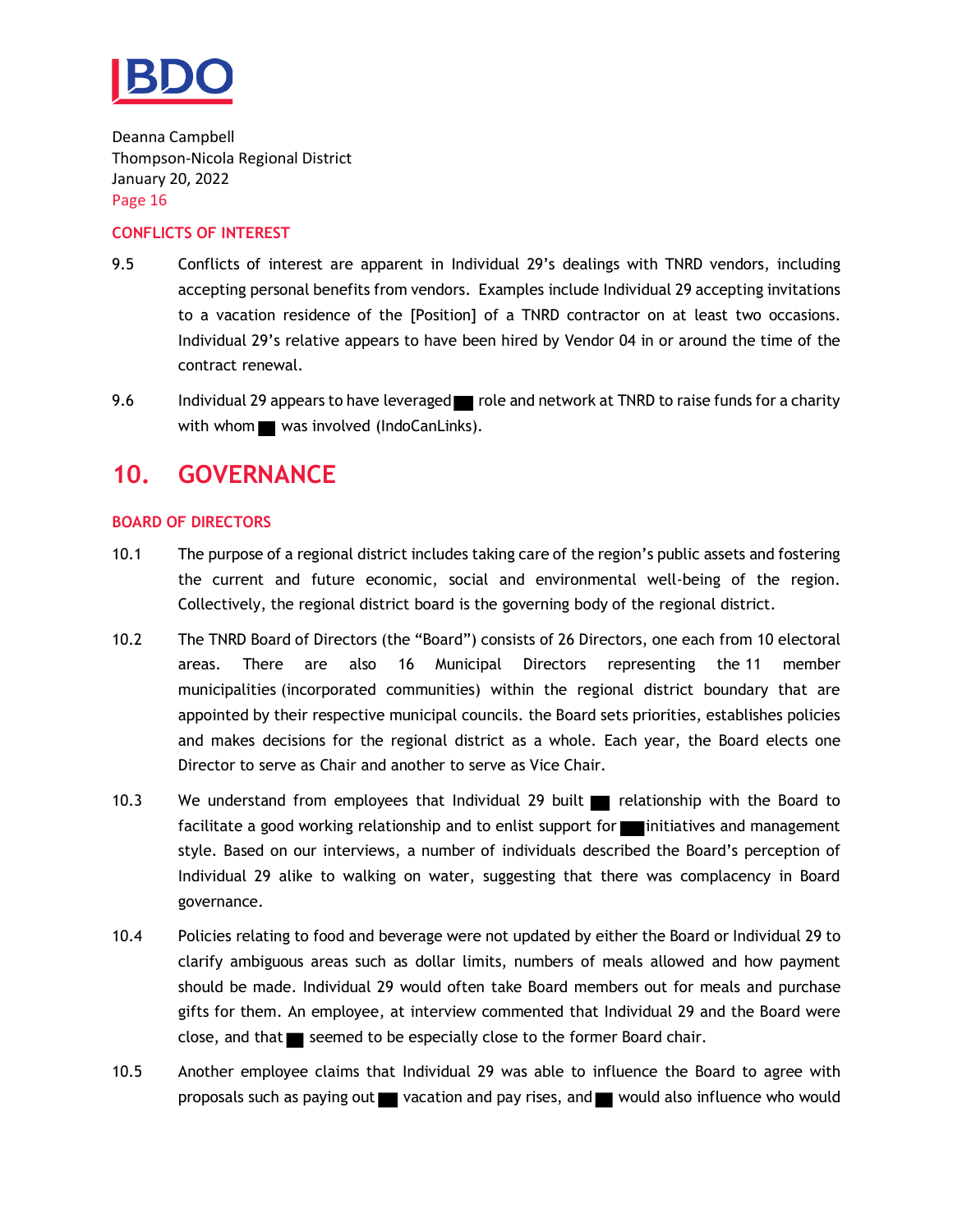## CONFLICTS OF INTEREST

9.5 Conflicts of interest are apparent in Individual 29's dealings with TNRD vendors, including accepting personal benefits from vendors. Examples include Individual 29 accepting invitations to a vacation residence of the [Position] of a TNRD contractor on at least two occasions. Individual 29's relative appears to have been hired by Vendor 04 in or around the time of the contract renewal.

9.6 Individual 29 appears to have leveraged ███ role and network at TNRD to raise funds for a charity with whom ███ was involved (IndoCanLinks).

# 10. GOVERNANCE

## BOARD OF DIRECTORS

10.1 The purpose of a regional district includes taking care of the region's public assets and fostering the current and future economic, social and environmental well-being of the region. Collectively, the regional district board is the governing body of the regional district.

10.2 The TNRD Board of Directors (the "Board") consists of 26 Directors, one each from 10 electoral areas. There are also 16 Municipal Directors representing the 11 member municipalities (incorporated communities) within the regional district boundary that are appointed by their respective municipal councils. the Board sets priorities, establishes policies and makes decisions for the regional district as a whole. Each year, the Board elects one Director to serve as Chair and another to serve as Vice Chair.

10.3 We understand from employees that Individual 29 built ███ relationship with the Board to facilitate a good working relationship and to enlist support for ███ initiatives and management style. Based on our interviews, a number of individuals described the Board's perception of Individual 29 alike to walking on water, suggesting that there was complacency in Board governance.

10.4 Policies relating to food and beverage were not updated by either the Board or Individual 29 to clarify ambiguous areas such as dollar limits, numbers of meals allowed and how payment should be made. Individual 29 would often take Board members out for meals and purchase gifts for them. An employee, at interview commented that Individual 29 and the Board were close, and that ███ seemed to be especially close to the former Board chair.

10.5 Another employee claims that Individual 29 was able to influence the Board to agree with proposals such as paying out ███ vacation and pay rises, and ███ would also influence who would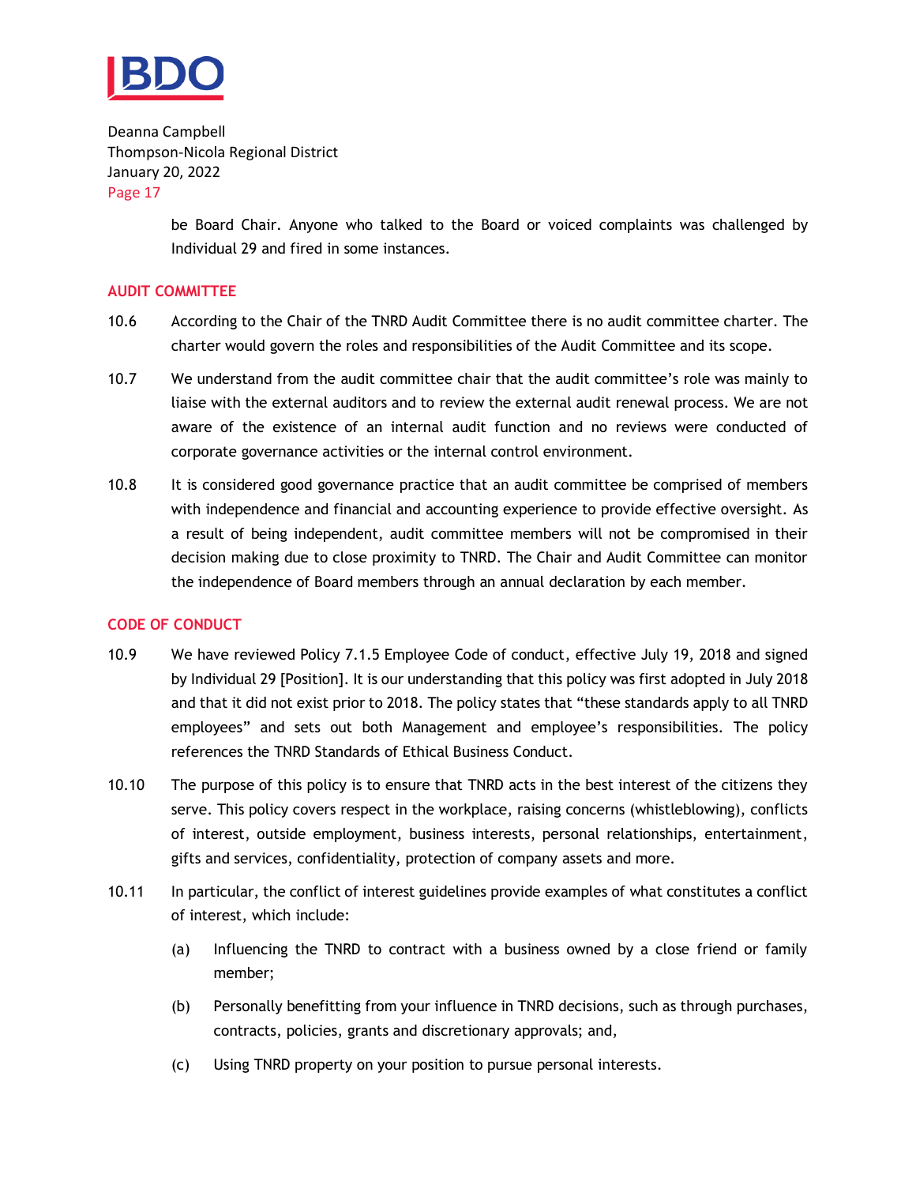be Board Chair. Anyone who talked to the Board or voiced complaints was challenged by Individual 29 and fired in some instances.

## AUDIT COMMITTEE

10.6 According to the Chair of the TNRD Audit Committee there is no audit committee charter. The charter would govern the roles and responsibilities of the Audit Committee and its scope.

10.7 We understand from the audit committee chair that the audit committee's role was mainly to liaise with the external auditors and to review the external audit renewal process. We are not aware of the existence of an internal audit function and no reviews were conducted of corporate governance activities or the internal control environment.

10.8 It is considered good governance practice that an audit committee be comprised of members with independence and financial and accounting experience to provide effective oversight. As a result of being independent, audit committee members will not be compromised in their decision making due to close proximity to TNRD. The Chair and Audit Committee can monitor the independence of Board members through an annual declaration by each member.

## CODE OF CONDUCT

10.9 We have reviewed Policy 7.1.5 Employee Code of conduct, effective July 19, 2018 and signed by Individual 29 [Position]. It is our understanding that this policy was first adopted in July 2018 and that it did not exist prior to 2018. The policy states that "these standards apply to all TNRD employees" and sets out both Management and employee's responsibilities. The policy references the TNRD Standards of Ethical Business Conduct.

10.10 The purpose of this policy is to ensure that TNRD acts in the best interest of the citizens they serve. This policy covers respect in the workplace, raising concerns (whistleblowing), conflicts of interest, outside employment, business interests, personal relationships, entertainment, gifts and services, confidentiality, protection of company assets and more.

10.11 In particular, the conflict of interest guidelines provide examples of what constitutes a conflict of interest, which include:

(a) Influencing the TNRD to contract with a business owned by a close friend or family member;

(b) Personally benefitting from your influence in TNRD decisions, such as through purchases, contracts, policies, grants and discretionary approvals; and,

(c) Using TNRD property on your position to pursue personal interests.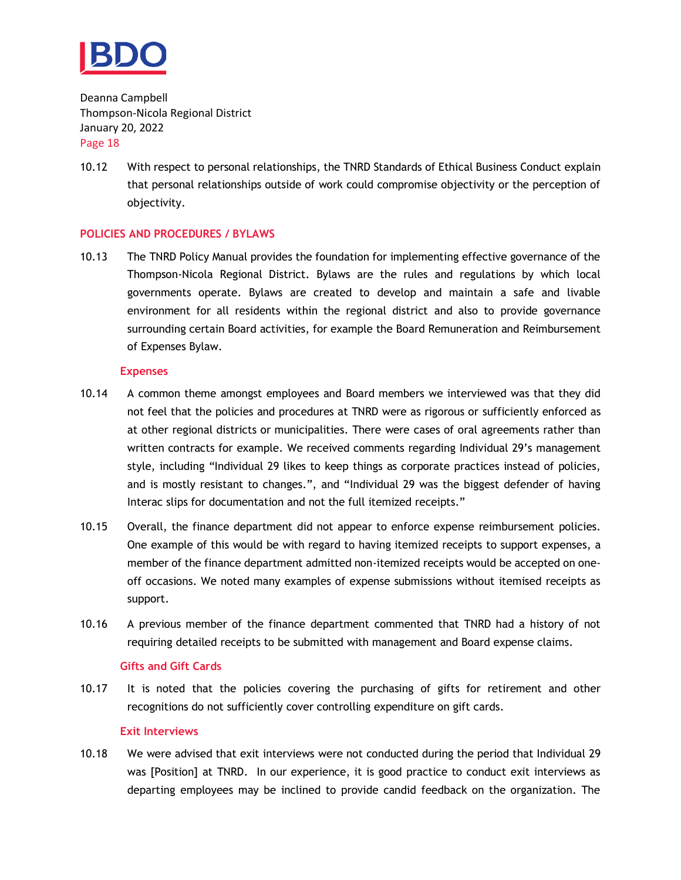10.12 With respect to personal relationships, the TNRD Standards of Ethical Business Conduct explain that personal relationships outside of work could compromise objectivity or the perception of objectivity.

## POLICIES AND PROCEDURES / BYLAWS

10.13 The TNRD Policy Manual provides the foundation for implementing effective governance of the Thompson-Nicola Regional District. Bylaws are the rules and regulations by which local governments operate. Bylaws are created to develop and maintain a safe and livable environment for all residents within the regional district and also to provide governance surrounding certain Board activities, for example the Board Remuneration and Reimbursement of Expenses Bylaw.

### Expenses

10.14 A common theme amongst employees and Board members we interviewed was that they did not feel that the policies and procedures at TNRD were as rigorous or sufficiently enforced as at other regional districts or municipalities. There were cases of oral agreements rather than written contracts for example. We received comments regarding Individual 29's management style, including "Individual 29 likes to keep things as corporate practices instead of policies, and is mostly resistant to changes.", and "Individual 29 was the biggest defender of having Interac slips for documentation and not the full itemized receipts."

10.15 Overall, the finance department did not appear to enforce expense reimbursement policies. One example of this would be with regard to having itemized receipts to support expenses, a member of the finance department admitted non-itemized receipts would be accepted on one-off occasions. We noted many examples of expense submissions without itemised receipts as support.

10.16 A previous member of the finance department commented that TNRD had a history of not requiring detailed receipts to be submitted with management and Board expense claims.

### Gifts and Gift Cards

10.17 It is noted that the policies covering the purchasing of gifts for retirement and other recognitions do not sufficiently cover controlling expenditure on gift cards.

### Exit Interviews

10.18 We were advised that exit interviews were not conducted during the period that Individual 29 was [Position] at TNRD. In our experience, it is good practice to conduct exit interviews as departing employees may be inclined to provide candid feedback on the organization. The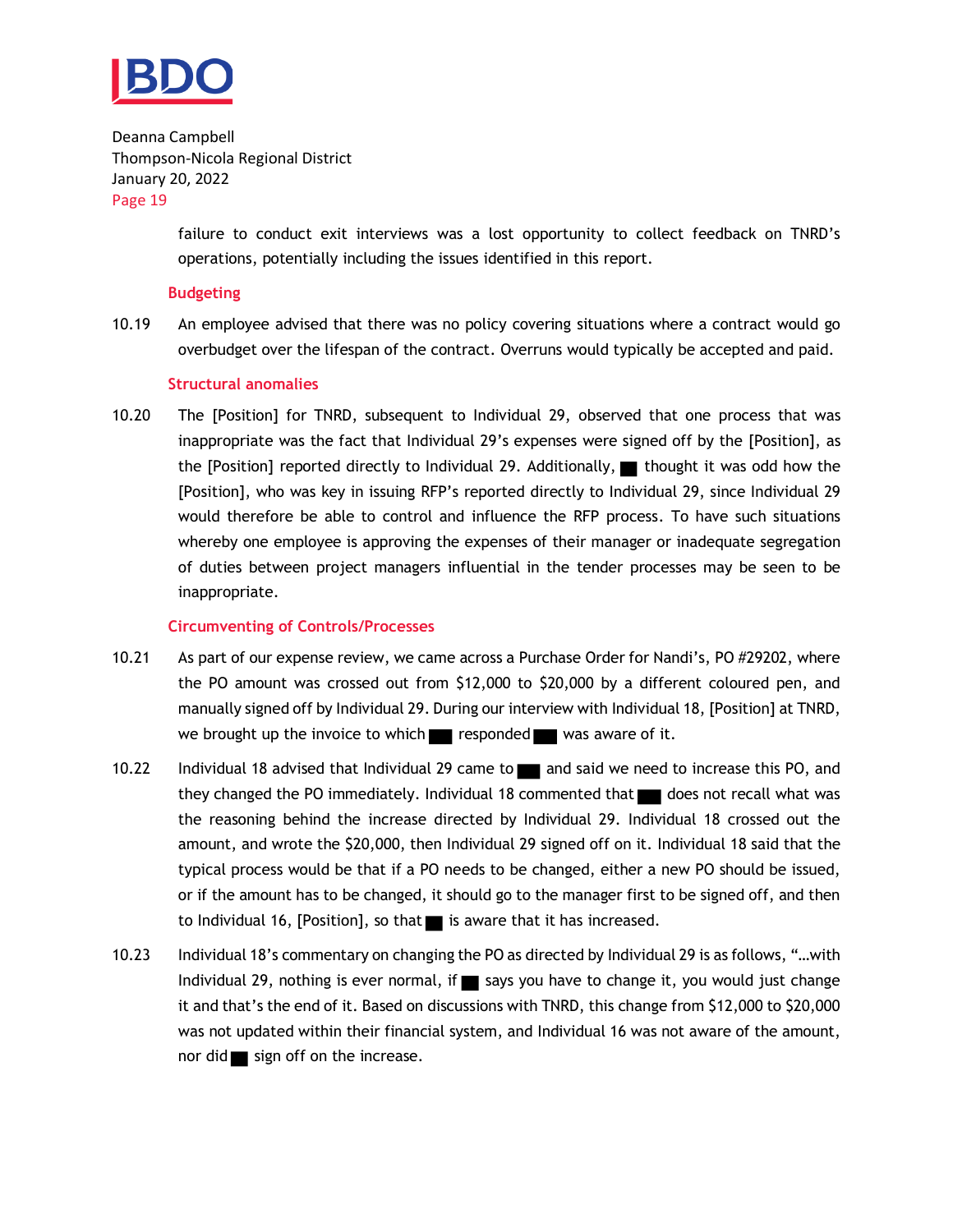failure to conduct exit interviews was a lost opportunity to collect feedback on TNRD's operations, potentially including the issues identified in this report.

### Budgeting

10.19 An employee advised that there was no policy covering situations where a contract would go overbudget over the lifespan of the contract. Overruns would typically be accepted and paid.

### Structural anomalies

10.20 The [Position] for TNRD, subsequent to Individual 29, observed that one process that was inappropriate was the fact that Individual 29's expenses were signed off by the [Position], as the [Position] reported directly to Individual 29. Additionally, ■ thought it was odd how the [Position], who was key in issuing RFP's reported directly to Individual 29, since Individual 29 would therefore be able to control and influence the RFP process. To have such situations whereby one employee is approving the expenses of their manager or inadequate segregation of duties between project managers influential in the tender processes may be seen to be inappropriate.

### Circumventing of Controls/Processes

10.21 As part of our expense review, we came across a Purchase Order for Nandi's, PO #29202, where the PO amount was crossed out from $12,000 to $20,000 by a different coloured pen, and manually signed off by Individual 29. During our interview with Individual 18, [Position] at TNRD, we brought up the invoice to which ■ responded ■ was aware of it.

10.22 Individual 18 advised that Individual 29 came to ■ and said we need to increase this PO, and they changed the PO immediately. Individual 18 commented that ■ does not recall what was the reasoning behind the increase directed by Individual 29. Individual 18 crossed out the amount, and wrote the $20,000, then Individual 29 signed off on it. Individual 18 said that the typical process would be that if a PO needs to be changed, either a new PO should be issued, or if the amount has to be changed, it should go to the manager first to be signed off, and then to Individual 16, [Position], so that ■ is aware that it has increased.

10.23 Individual 18's commentary on changing the PO as directed by Individual 29 is as follows, "…with Individual 29, nothing is ever normal, if ■ says you have to change it, you would just change it and that's the end of it. Based on discussions with TNRD, this change from $12,000 to $20,000 was not updated within their financial system, and Individual 16 was not aware of the amount, nor did ■ sign off on the increase.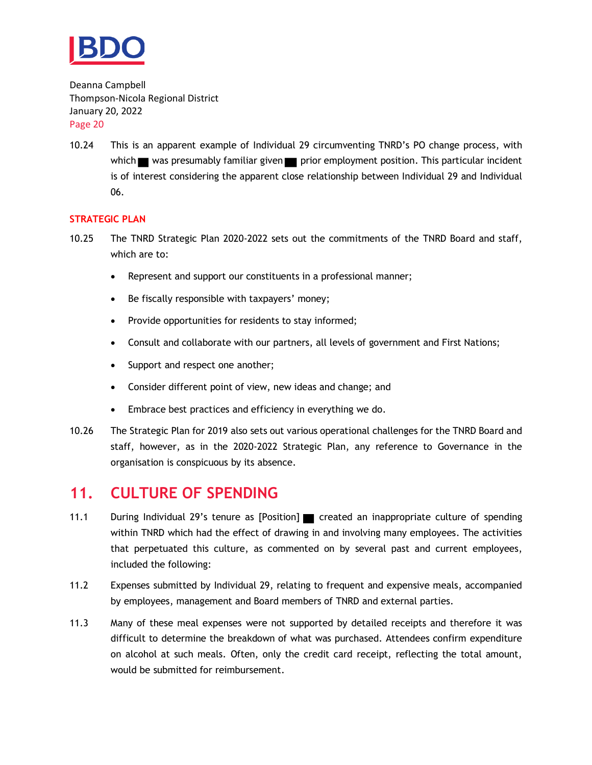10.24 This is an apparent example of Individual 29 circumventing TNRD's PO change process, with which ■ was presumably familiar given ■ prior employment position. This particular incident is of interest considering the apparent close relationship between Individual 29 and Individual 06.

### STRATEGIC PLAN

10.25 The TNRD Strategic Plan 2020-2022 sets out the commitments of the TNRD Board and staff, which are to:

- Represent and support our constituents in a professional manner;
- Be fiscally responsible with taxpayers' money;
- Provide opportunities for residents to stay informed;
- Consult and collaborate with our partners, all levels of government and First Nations;
- Support and respect one another;
- Consider different point of view, new ideas and change; and
- Embrace best practices and efficiency in everything we do.

10.26 The Strategic Plan for 2019 also sets out various operational challenges for the TNRD Board and staff, however, as in the 2020-2022 Strategic Plan, any reference to Governance in the organisation is conspicuous by its absence.

## 11. CULTURE OF SPENDING

11.1 During Individual 29's tenure as [Position] ■ created an inappropriate culture of spending within TNRD which had the effect of drawing in and involving many employees. The activities that perpetuated this culture, as commented on by several past and current employees, included the following:

11.2 Expenses submitted by Individual 29, relating to frequent and expensive meals, accompanied by employees, management and Board members of TNRD and external parties.

11.3 Many of these meal expenses were not supported by detailed receipts and therefore it was difficult to determine the breakdown of what was purchased. Attendees confirm expenditure on alcohol at such meals. Often, only the credit card receipt, reflecting the total amount, would be submitted for reimbursement.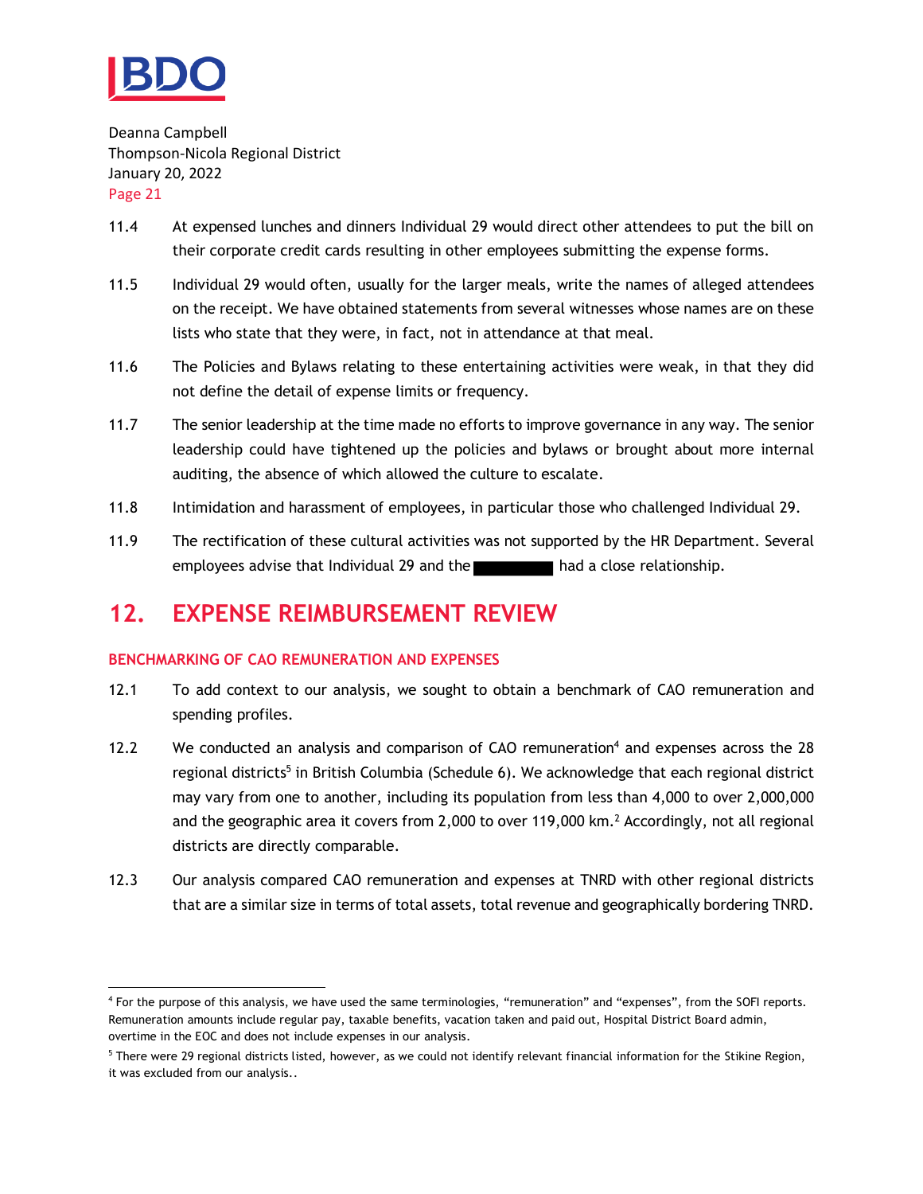11.4 At expensed lunches and dinners Individual 29 would direct other attendees to put the bill on their corporate credit cards resulting in other employees submitting the expense forms.

11.5 Individual 29 would often, usually for the larger meals, write the names of alleged attendees on the receipt. We have obtained statements from several witnesses whose names are on these lists who state that they were, in fact, not in attendance at that meal.

11.6 The Policies and Bylaws relating to these entertaining activities were weak, in that they did not define the detail of expense limits or frequency.

11.7 The senior leadership at the time made no efforts to improve governance in any way. The senior leadership could have tightened up the policies and bylaws or brought about more internal auditing, the absence of which allowed the culture to escalate.

11.8 Intimidation and harassment of employees, in particular those who challenged Individual 29.

11.9 The rectification of these cultural activities was not supported by the HR Department. Several employees advise that Individual 29 and the ██████ had a close relationship.

# 12. EXPENSE REIMBURSEMENT REVIEW

### BENCHMARKING OF CAO REMUNERATION AND EXPENSES

12.1 To add context to our analysis, we sought to obtain a benchmark of CAO remuneration and spending profiles.

12.2 We conducted an analysis and comparison of CAO remuneration[4] and expenses across the 28 regional districts[5] in British Columbia (Schedule 6). We acknowledge that each regional district may vary from one to another, including its population from less than 4,000 to over 2,000,000 and the geographic area it covers from 2,000 to over 119,000 km.[2] Accordingly, not all regional districts are directly comparable.

12.3 Our analysis compared CAO remuneration and expenses at TNRD with other regional districts that are a similar size in terms of total assets, total revenue and geographically bordering TNRD.

---

[4] For the purpose of this analysis, we have used the same terminologies, "remuneration" and "expenses", from the SOFI reports. Remuneration amounts include regular pay, taxable benefits, vacation taken and paid out, Hospital District Board admin, overtime in the EOC and does not include expenses in our analysis.

[5] There were 29 regional districts listed, however, as we could not identify relevant financial information for the Stikine Region, it was excluded from our analysis..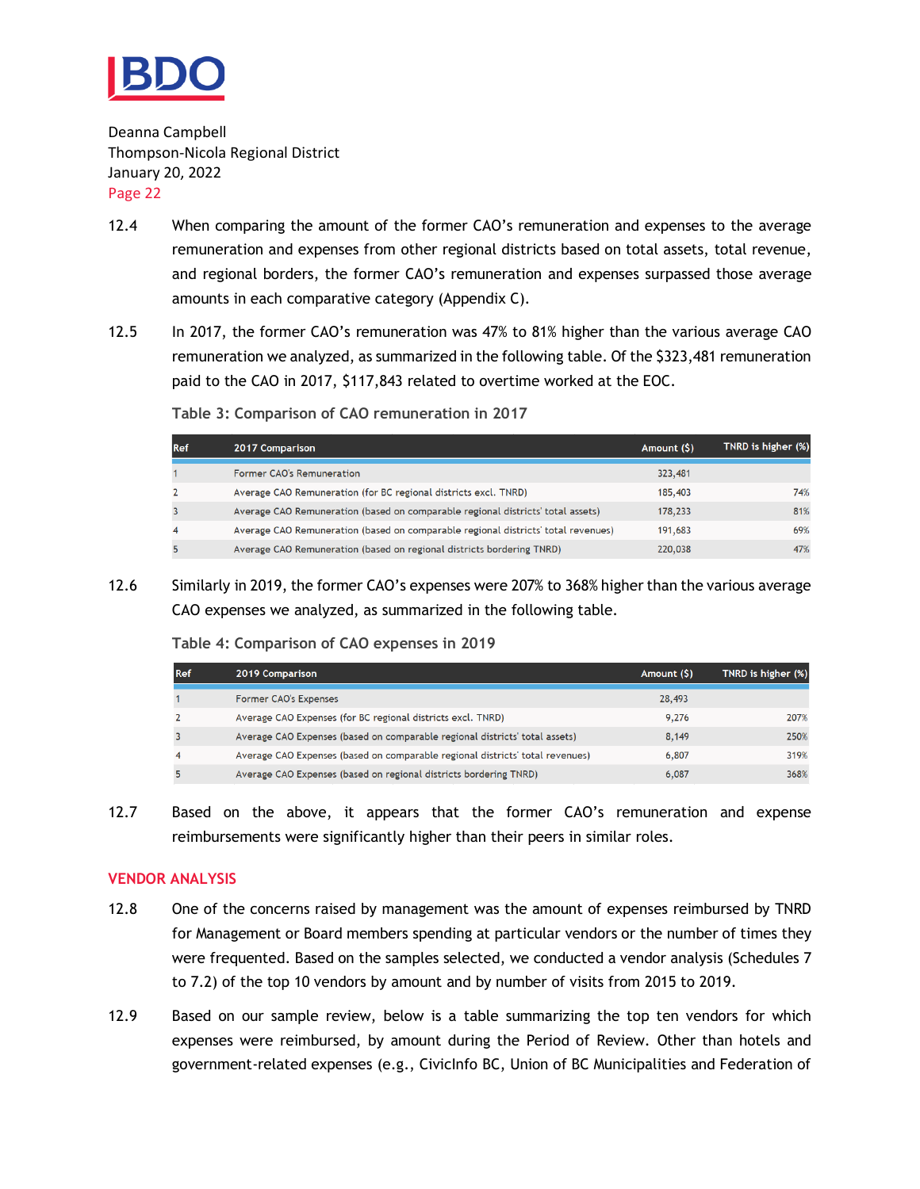12.4 When comparing the amount of the former CAO's remuneration and expenses to the average remuneration and expenses from other regional districts based on total assets, total revenue, and regional borders, the former CAO's remuneration and expenses surpassed those average amounts in each comparative category (Appendix C).

12.5 In 2017, the former CAO's remuneration was 47% to 81% higher than the various average CAO remuneration we analyzed, as summarized in the following table. Of the $323,481 remuneration paid to the CAO in 2017, $117,843 related to overtime worked at the EOC.

**Table 3: Comparison of CAO remuneration in 2017**

| Ref | 2017 Comparison | Amount ($) | TNRD is higher (%) |
|---|---|---|---|
| 1 | Former CAO's Remuneration | 323,481 | |
| 2 | Average CAO Remuneration (for BC regional districts excl. TNRD) | 185,403 | 74% |
| 3 | Average CAO Remuneration (based on comparable regional districts' total assets) | 178,233 | 81% |
| 4 | Average CAO Remuneration (based on comparable regional districts' total revenues) | 191,683 | 69% |
| 5 | Average CAO Remuneration (based on regional districts bordering TNRD) | 220,038 | 47% |

12.6 Similarly in 2019, the former CAO's expenses were 207% to 368% higher than the various average CAO expenses we analyzed, as summarized in the following table.

**Table 4: Comparison of CAO expenses in 2019**

| Ref | 2019 Comparison | Amount ($) | TNRD is higher (%) |
|---|---|---|---|
| 1 | Former CAO's Expenses | 28,493 | |
| 2 | Average CAO Expenses (for BC regional districts excl. TNRD) | 9,276 | 207% |
| 3 | Average CAO Expenses (based on comparable regional districts' total assets) | 8,149 | 250% |
| 4 | Average CAO Expenses (based on comparable regional districts' total revenues) | 6,807 | 319% |
| 5 | Average CAO Expenses (based on regional districts bordering TNRD) | 6,087 | 368% |

12.7 Based on the above, it appears that the former CAO's remuneration and expense reimbursements were significantly higher than their peers in similar roles.

## VENDOR ANALYSIS

12.8 One of the concerns raised by management was the amount of expenses reimbursed by TNRD for Management or Board members spending at particular vendors or the number of times they were frequented. Based on the samples selected, we conducted a vendor analysis (Schedules 7 to 7.2) of the top 10 vendors by amount and by number of visits from 2015 to 2019.

12.9 Based on our sample review, below is a table summarizing the top ten vendors for which expenses were reimbursed, by amount during the Period of Review. Other than hotels and government-related expenses (e.g., CivicInfo BC, Union of BC Municipalities and Federation of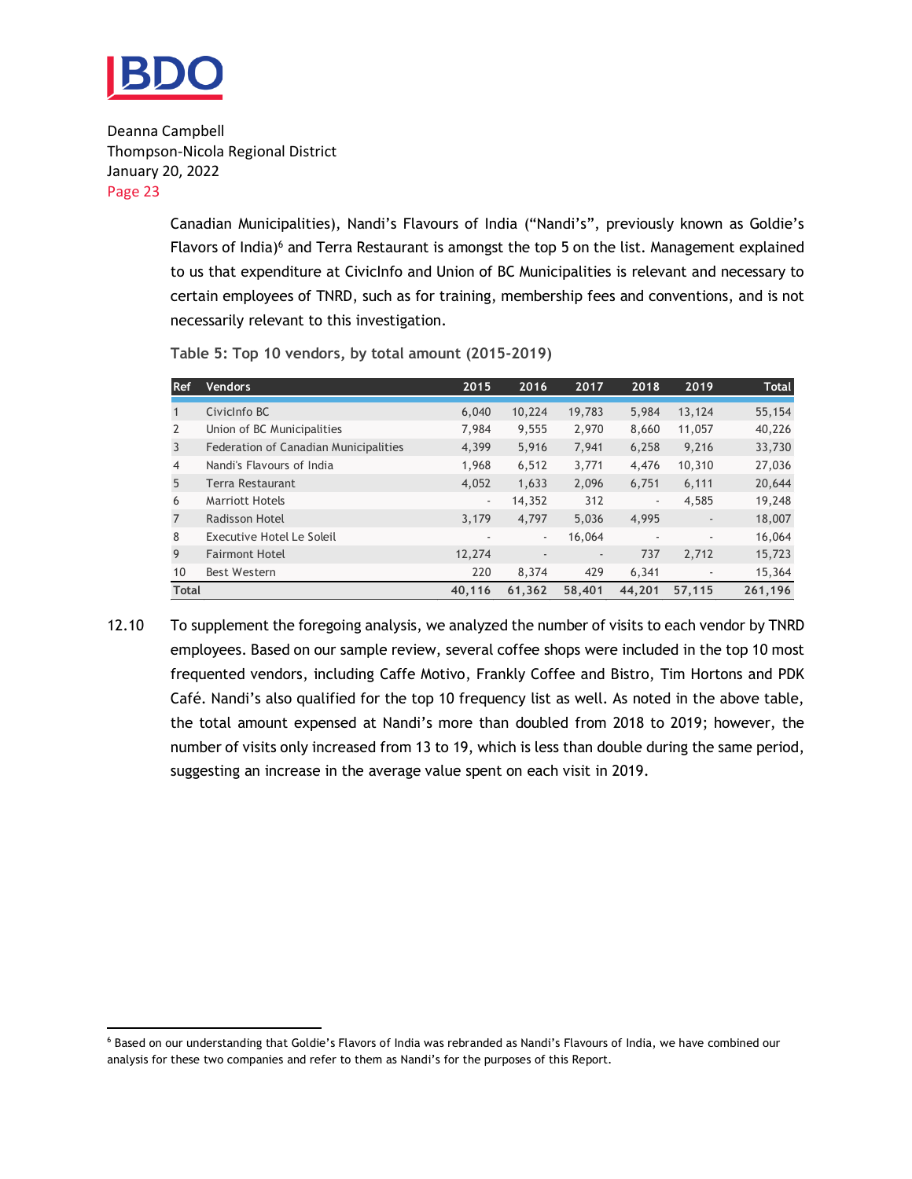Canadian Municipalities), Nandi's Flavours of India ("Nandi's", previously known as Goldie's Flavors of India)[6] and Terra Restaurant is amongst the top 5 on the list. Management explained to us that expenditure at CivicInfo and Union of BC Municipalities is relevant and necessary to certain employees of TNRD, such as for training, membership fees and conventions, and is not necessarily relevant to this investigation.

**Table 5: Top 10 vendors, by total amount (2015-2019)**

| Ref | Vendors | 2015 | 2016 | 2017 | 2018 | 2019 | Total |
|---|---|---|---|---|---|---|---|
| 1 | CivicInfo BC | 6,040 | 10,224 | 19,783 | 5,984 | 13,124 | 55,154 |
| 2 | Union of BC Municipalities | 7,984 | 9,555 | 2,970 | 8,660 | 11,057 | 40,226 |
| 3 | Federation of Canadian Municipalities | 4,399 | 5,916 | 7,941 | 6,258 | 9,216 | 33,730 |
| 4 | Nandi's Flavours of India | 1,968 | 6,512 | 3,771 | 4,476 | 10,310 | 27,036 |
| 5 | Terra Restaurant | 4,052 | 1,633 | 2,096 | 6,751 | 6,111 | 20,644 |
| 6 | Marriott Hotels | - | 14,352 | 312 | - | 4,585 | 19,248 |
| 7 | Radisson Hotel | 3,179 | 4,797 | 5,036 | 4,995 | - | 18,007 |
| 8 | Executive Hotel Le Soleil | - | - | 16,064 | - | - | 16,064 |
| 9 | Fairmont Hotel | 12,274 | - | - | 737 | 2,712 | 15,723 |
| 10 | Best Western | 220 | 8,374 | 429 | 6,341 | - | 15,364 |
| **Total** | | **40,116** | **61,362** | **58,401** | **44,201** | **57,115** | **261,196** |

12.10 To supplement the foregoing analysis, we analyzed the number of visits to each vendor by TNRD employees. Based on our sample review, several coffee shops were included in the top 10 most frequented vendors, including Caffe Motivo, Frankly Coffee and Bistro, Tim Hortons and PDK Café. Nandi's also qualified for the top 10 frequency list as well. As noted in the above table, the total amount expensed at Nandi's more than doubled from 2018 to 2019; however, the number of visits only increased from 13 to 19, which is less than double during the same period, suggesting an increase in the average value spent on each visit in 2019.

[6] Based on our understanding that Goldie's Flavors of India was rebranded as Nandi's Flavours of India, we have combined our analysis for these two companies and refer to them as Nandi's for the purposes of this Report.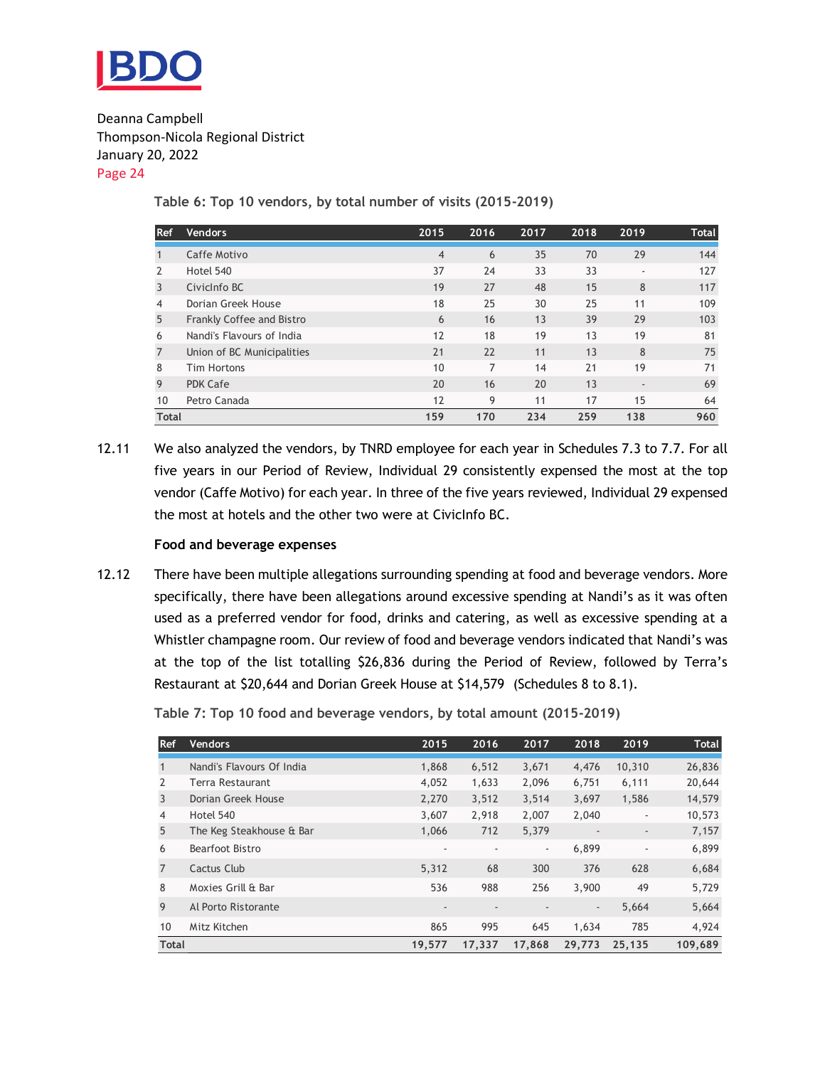Table 6: Top 10 vendors, by total number of visits (2015-2019)

| Ref | Vendors | 2015 | 2016 | 2017 | 2018 | 2019 | Total |
|---|---|---|---|---|---|---|---|
| 1 | Caffe Motivo | 4 | 6 | 35 | 70 | 29 | 144 |
| 2 | Hotel 540 | 37 | 24 | 33 | 33 | - | 127 |
| 3 | CivicInfo BC | 19 | 27 | 48 | 15 | 8 | 117 |
| 4 | Dorian Greek House | 18 | 25 | 30 | 25 | 11 | 109 |
| 5 | Frankly Coffee and Bistro | 6 | 16 | 13 | 39 | 29 | 103 |
| 6 | Nandi's Flavours of India | 12 | 18 | 19 | 13 | 19 | 81 |
| 7 | Union of BC Municipalities | 21 | 22 | 11 | 13 | 8 | 75 |
| 8 | Tim Hortons | 10 | 7 | 14 | 21 | 19 | 71 |
| 9 | PDK Cafe | 20 | 16 | 20 | 13 | - | 69 |
| 10 | Petro Canada | 12 | 9 | 11 | 17 | 15 | 64 |
| **Total** | | **159** | **170** | **234** | **259** | **138** | **960** |

12.11 We also analyzed the vendors, by TNRD employee for each year in Schedules 7.3 to 7.7. For all five years in our Period of Review, Individual 29 consistently expensed the most at the top vendor (Caffe Motivo) for each year. In three of the five years reviewed, Individual 29 expensed the most at hotels and the other two were at CivicInfo BC.

**Food and beverage expenses**

12.12 There have been multiple allegations surrounding spending at food and beverage vendors. More specifically, there have been allegations around excessive spending at Nandi's as it was often used as a preferred vendor for food, drinks and catering, as well as excessive spending at a Whistler champagne room. Our review of food and beverage vendors indicated that Nandi's was at the top of the list totalling $26,836 during the Period of Review, followed by Terra's Restaurant at $20,644 and Dorian Greek House at $14,579 (Schedules 8 to 8.1).

Table 7: Top 10 food and beverage vendors, by total amount (2015-2019)

| Ref | Vendors | 2015 | 2016 | 2017 | 2018 | 2019 | Total |
|---|---|---|---|---|---|---|---|
| 1 | Nandi's Flavours Of India | 1,868 | 6,512 | 3,671 | 4,476 | 10,310 | 26,836 |
| 2 | Terra Restaurant | 4,052 | 1,633 | 2,096 | 6,751 | 6,111 | 20,644 |
| 3 | Dorian Greek House | 2,270 | 3,512 | 3,514 | 3,697 | 1,586 | 14,579 |
| 4 | Hotel 540 | 3,607 | 2,918 | 2,007 | 2,040 | - | 10,573 |
| 5 | The Keg Steakhouse & Bar | 1,066 | 712 | 5,379 | - | - | 7,157 |
| 6 | Bearfoot Bistro | - | - | - | 6,899 | - | 6,899 |
| 7 | Cactus Club | 5,312 | 68 | 300 | 376 | 628 | 6,684 |
| 8 | Moxies Grill & Bar | 536 | 988 | 256 | 3,900 | 49 | 5,729 |
| 9 | Al Porto Ristorante | - | - | - | - | 5,664 | 5,664 |
| 10 | Mitz Kitchen | 865 | 995 | 645 | 1,634 | 785 | 4,924 |
| **Total** | | **19,577** | **17,337** | **17,868** | **29,773** | **25,135** | **109,689** |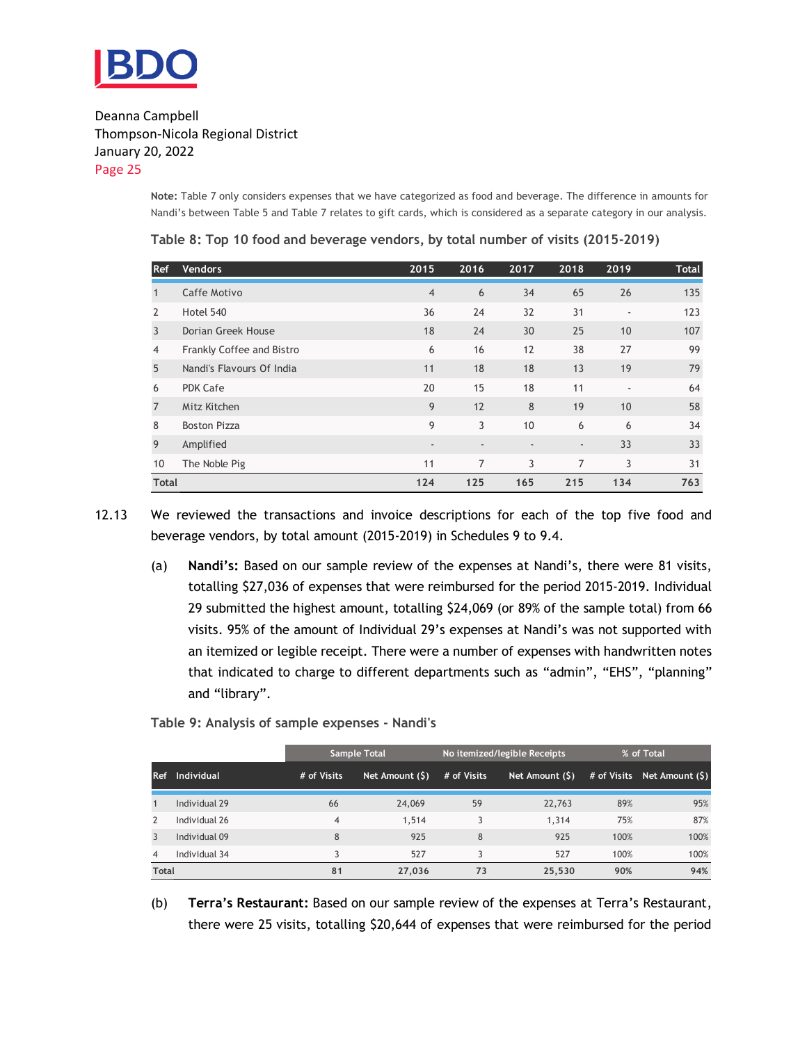Deanna Campbell
Thompson-Nicola Regional District
January 20, 2022

**Note:** Table 7 only considers expenses that we have categorized as food and beverage. The difference in amounts for Nandi's between Table 5 and Table 7 relates to gift cards, which is considered as a separate category in our analysis.

**Table 8: Top 10 food and beverage vendors, by total number of visits (2015-2019)**

| Ref | Vendors | 2015 | 2016 | 2017 | 2018 | 2019 | Total |
|---|---|---|---|---|---|---|---|
| 1 | Caffe Motivo | 4 | 6 | 34 | 65 | 26 | 135 |
| 2 | Hotel 540 | 36 | 24 | 32 | 31 | - | 123 |
| 3 | Dorian Greek House | 18 | 24 | 30 | 25 | 10 | 107 |
| 4 | Frankly Coffee and Bistro | 6 | 16 | 12 | 38 | 27 | 99 |
| 5 | Nandi's Flavours Of India | 11 | 18 | 18 | 13 | 19 | 79 |
| 6 | PDK Cafe | 20 | 15 | 18 | 11 | - | 64 |
| 7 | Mitz Kitchen | 9 | 12 | 8 | 19 | 10 | 58 |
| 8 | Boston Pizza | 9 | 3 | 10 | 6 | 6 | 34 |
| 9 | Amplified | - | - | - | - | 33 | 33 |
| 10 | The Noble Pig | 11 | 7 | 3 | 7 | 3 | 31 |
| **Total** | | **124** | **125** | **165** | **215** | **134** | **763** |

12.13 We reviewed the transactions and invoice descriptions for each of the top five food and beverage vendors, by total amount (2015-2019) in Schedules 9 to 9.4.

(a) **Nandi's:** Based on our sample review of the expenses at Nandi's, there were 81 visits, totalling $27,036 of expenses that were reimbursed for the period 2015-2019. Individual 29 submitted the highest amount, totalling $24,069 (or 89% of the sample total) from 66 visits. 95% of the amount of Individual 29's expenses at Nandi's was not supported with an itemized or legible receipt. There were a number of expenses with handwritten notes that indicated to charge to different departments such as "admin", "EHS", "planning" and "library".

**Table 9: Analysis of sample expenses - Nandi's**

| | | Sample Total | | No itemized/legible Receipts | | % of Total | |
|---|---|---|---|---|---|---|---|
| **Ref** | **Individual** | **# of Visits** | **Net Amount ($)** | **# of Visits** | **Net Amount ($)** | **# of Visits** | **Net Amount ($)** |
| 1 | Individual 29 | 66 | 24,069 | 59 | 22,763 | 89% | 95% |
| 2 | Individual 26 | 4 | 1,514 | 3 | 1,314 | 75% | 87% |
| 3 | Individual 09 | 8 | 925 | 8 | 925 | 100% | 100% |
| 4 | Individual 34 | 3 | 527 | 3 | 527 | 100% | 100% |
| **Total** | | **81** | **27,036** | **73** | **25,530** | **90%** | **94%** |

(b) **Terra's Restaurant:** Based on our sample review of the expenses at Terra's Restaurant, there were 25 visits, totalling $20,644 of expenses that were reimbursed for the period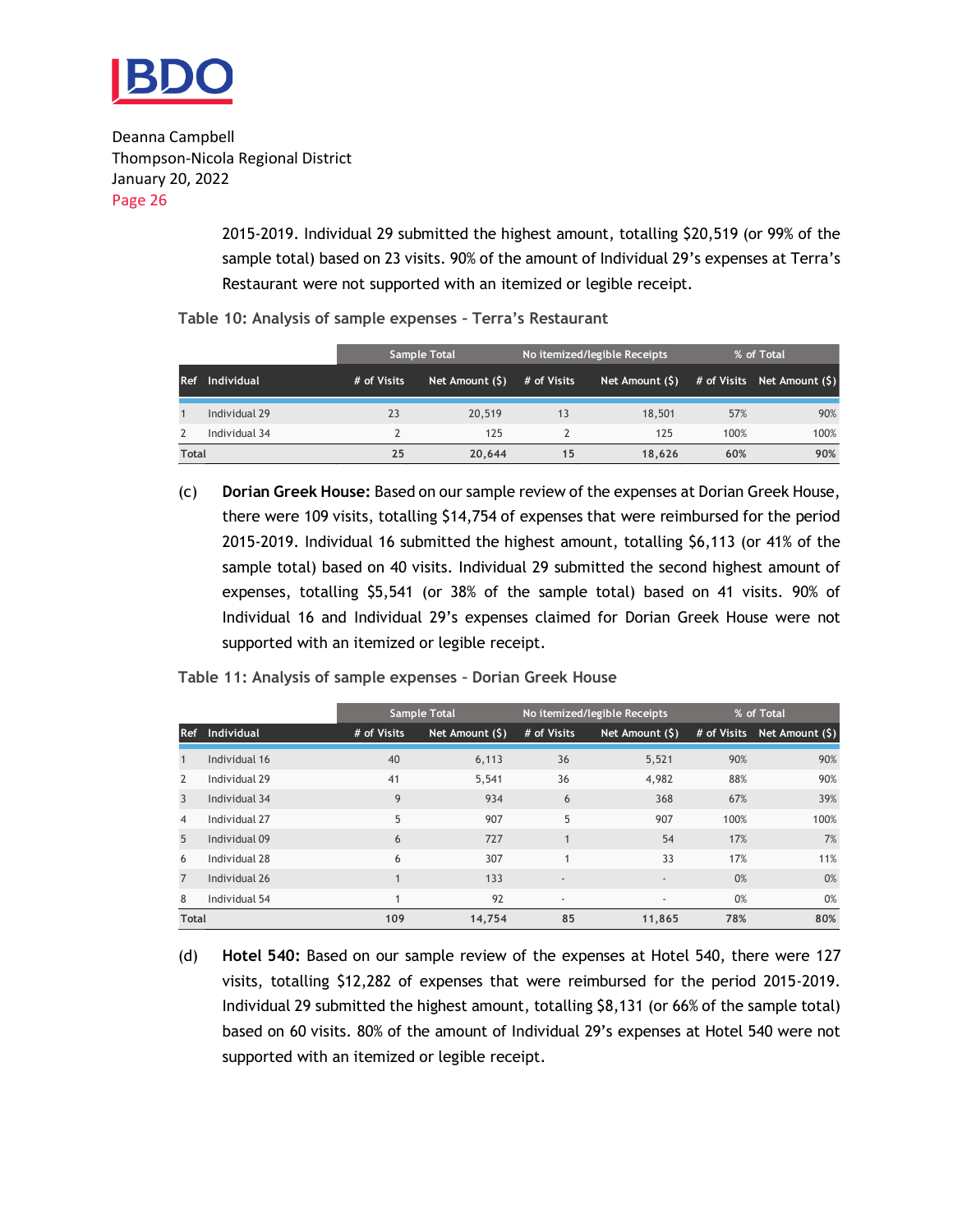2015-2019. Individual 29 submitted the highest amount, totalling $20,519 (or 99% of the sample total) based on 23 visits. 90% of the amount of Individual 29's expenses at Terra's Restaurant were not supported with an itemized or legible receipt.

**Table 10: Analysis of sample expenses – Terra's Restaurant**

| | | Sample Total | | No itemized/legible Receipts | | % of Total | |
|---|---|---|---|---|---|---|---|
| **Ref** | **Individual** | **# of Visits** | **Net Amount ($)** | **# of Visits** | **Net Amount ($)** | **# of Visits** | **Net Amount ($)** |
| 1 | Individual 29 | 23 | 20,519 | 13 | 18,501 | 57% | 90% |
| 2 | Individual 34 | 2 | 125 | 2 | 125 | 100% | 100% |
| **Total** | | **25** | **20,644** | **15** | **18,626** | **60%** | **90%** |

(c) **Dorian Greek House:** Based on our sample review of the expenses at Dorian Greek House, there were 109 visits, totalling $14,754 of expenses that were reimbursed for the period 2015-2019. Individual 16 submitted the highest amount, totalling $6,113 (or 41% of the sample total) based on 40 visits. Individual 29 submitted the second highest amount of expenses, totalling $5,541 (or 38% of the sample total) based on 41 visits. 90% of Individual 16 and Individual 29's expenses claimed for Dorian Greek House were not supported with an itemized or legible receipt.

**Table 11: Analysis of sample expenses – Dorian Greek House**

| | | Sample Total | | No itemized/legible Receipts | | % of Total | |
|---|---|---|---|---|---|---|---|
| **Ref** | **Individual** | **# of Visits** | **Net Amount ($)** | **# of Visits** | **Net Amount ($)** | **# of Visits** | **Net Amount ($)** |
| 1 | Individual 16 | 40 | 6,113 | 36 | 5,521 | 90% | 90% |
| 2 | Individual 29 | 41 | 5,541 | 36 | 4,982 | 88% | 90% |
| 3 | Individual 34 | 9 | 934 | 6 | 368 | 67% | 39% |
| 4 | Individual 27 | 5 | 907 | 5 | 907 | 100% | 100% |
| 5 | Individual 09 | 6 | 727 | 1 | 54 | 17% | 7% |
| 6 | Individual 28 | 6 | 307 | 1 | 33 | 17% | 11% |
| 7 | Individual 26 | 1 | 133 | - | - | 0% | 0% |
| 8 | Individual 54 | 1 | 92 | - | - | 0% | 0% |
| **Total** | | **109** | **14,754** | **85** | **11,865** | **78%** | **80%** |

(d) **Hotel 540:** Based on our sample review of the expenses at Hotel 540, there were 127 visits, totalling $12,282 of expenses that were reimbursed for the period 2015-2019. Individual 29 submitted the highest amount, totalling $8,131 (or 66% of the sample total) based on 60 visits. 80% of the amount of Individual 29's expenses at Hotel 540 were not supported with an itemized or legible receipt.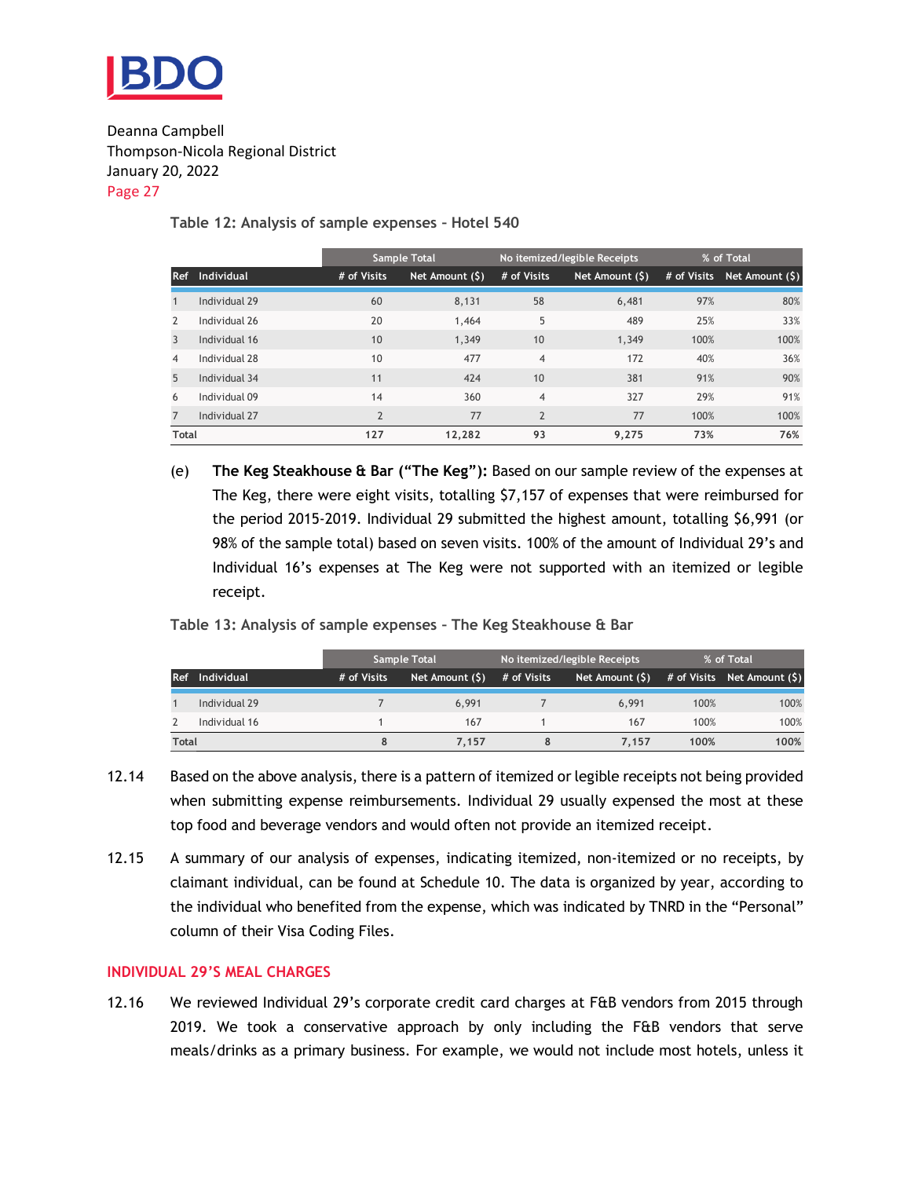Deanna Campbell
Thompson-Nicola Regional District
January 20, 2022

**Table 12: Analysis of sample expenses – Hotel 540**

| | | Sample Total | | No itemized/legible Receipts | | % of Total | |
|---|---|---|---|---|---|---|---|
| **Ref** | **Individual** | **# of Visits** | **Net Amount ($)** | **# of Visits** | **Net Amount ($)** | **# of Visits** | **Net Amount ($)** |
| 1 | Individual 29 | 60 | 8,131 | 58 | 6,481 | 97% | 80% |
| 2 | Individual 26 | 20 | 1,464 | 5 | 489 | 25% | 33% |
| 3 | Individual 16 | 10 | 1,349 | 10 | 1,349 | 100% | 100% |
| 4 | Individual 28 | 10 | 477 | 4 | 172 | 40% | 36% |
| 5 | Individual 34 | 11 | 424 | 10 | 381 | 91% | 90% |
| 6 | Individual 09 | 14 | 360 | 4 | 327 | 29% | 91% |
| 7 | Individual 27 | 2 | 77 | 2 | 77 | 100% | 100% |
| **Total** | | **127** | **12,282** | **93** | **9,275** | **73%** | **76%** |

(e) **The Keg Steakhouse & Bar ("The Keg"):** Based on our sample review of the expenses at The Keg, there were eight visits, totalling $7,157 of expenses that were reimbursed for the period 2015-2019. Individual 29 submitted the highest amount, totalling $6,991 (or 98% of the sample total) based on seven visits. 100% of the amount of Individual 29's and Individual 16's expenses at The Keg were not supported with an itemized or legible receipt.

**Table 13: Analysis of sample expenses – The Keg Steakhouse & Bar**

| | | Sample Total | | No itemized/legible Receipts | | % of Total | |
|---|---|---|---|---|---|---|---|
| **Ref** | **Individual** | **# of Visits** | **Net Amount ($)** | **# of Visits** | **Net Amount ($)** | **# of Visits** | **Net Amount ($)** |
| 1 | Individual 29 | 7 | 6,991 | 7 | 6,991 | 100% | 100% |
| 2 | Individual 16 | 1 | 167 | 1 | 167 | 100% | 100% |
| **Total** | | **8** | **7,157** | **8** | **7,157** | **100%** | **100%** |

12.14 Based on the above analysis, there is a pattern of itemized or legible receipts not being provided when submitting expense reimbursements. Individual 29 usually expensed the most at these top food and beverage vendors and would often not provide an itemized receipt.

12.15 A summary of our analysis of expenses, indicating itemized, non-itemized or no receipts, by claimant individual, can be found at Schedule 10. The data is organized by year, according to the individual who benefited from the expense, which was indicated by TNRD in the "Personal" column of their Visa Coding Files.

## INDIVIDUAL 29'S MEAL CHARGES

12.16 We reviewed Individual 29's corporate credit card charges at F&B vendors from 2015 through 2019. We took a conservative approach by only including the F&B vendors that serve meals/drinks as a primary business. For example, we would not include most hotels, unless it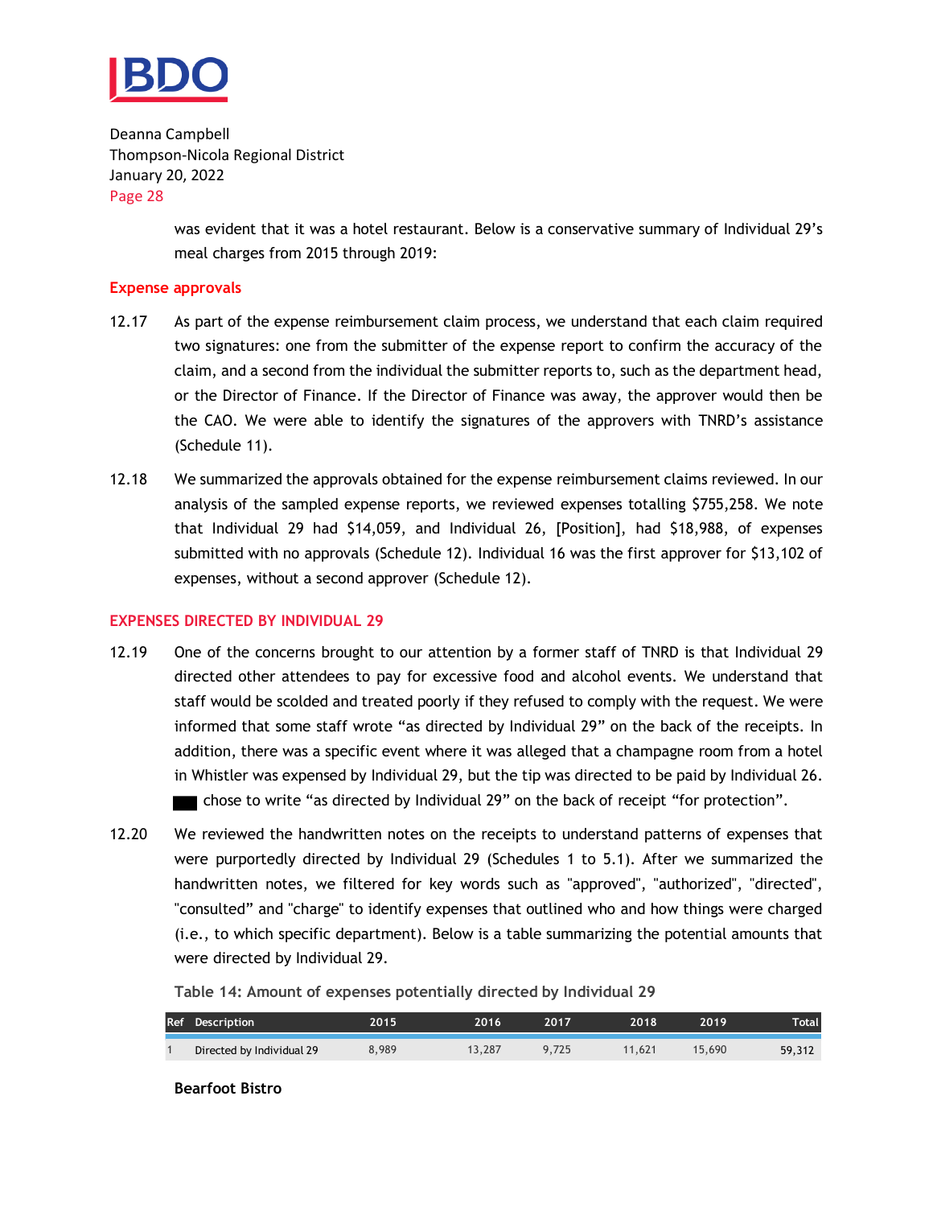was evident that it was a hotel restaurant. Below is a conservative summary of Individual 29's meal charges from 2015 through 2019:

### Expense approvals

12.17 As part of the expense reimbursement claim process, we understand that each claim required two signatures: one from the submitter of the expense report to confirm the accuracy of the claim, and a second from the individual the submitter reports to, such as the department head, or the Director of Finance. If the Director of Finance was away, the approver would then be the CAO. We were able to identify the signatures of the approvers with TNRD's assistance (Schedule 11).

12.18 We summarized the approvals obtained for the expense reimbursement claims reviewed. In our analysis of the sampled expense reports, we reviewed expenses totalling $755,258. We note that Individual 29 had $14,059, and Individual 26, [Position], had $18,988, of expenses submitted with no approvals (Schedule 12). Individual 16 was the first approver for $13,102 of expenses, without a second approver (Schedule 12).

## EXPENSES DIRECTED BY INDIVIDUAL 29

12.19 One of the concerns brought to our attention by a former staff of TNRD is that Individual 29 directed other attendees to pay for excessive food and alcohol events. We understand that staff would be scolded and treated poorly if they refused to comply with the request. We were informed that some staff wrote "as directed by Individual 29" on the back of the receipts. In addition, there was a specific event where it was alleged that a champagne room from a hotel in Whistler was expensed by Individual 29, but the tip was directed to be paid by Individual 26. ███ chose to write "as directed by Individual 29" on the back of receipt "for protection".

12.20 We reviewed the handwritten notes on the receipts to understand patterns of expenses that were purportedly directed by Individual 29 (Schedules 1 to 5.1). After we summarized the handwritten notes, we filtered for key words such as "approved", "authorized", "directed", "consulted" and "charge" to identify expenses that outlined who and how things were charged (i.e., to which specific department). Below is a table summarizing the potential amounts that were directed by Individual 29.

**Table 14: Amount of expenses potentially directed by Individual 29**

| Ref | Description | 2015 | 2016 | 2017 | 2018 | 2019 | Total |
|---|---|---|---|---|---|---|---|
| 1 | Directed by Individual 29 | 8,989 | 13,287 | 9,725 | 11,621 | 15,690 | 59,312 |

**Bearfoot Bistro**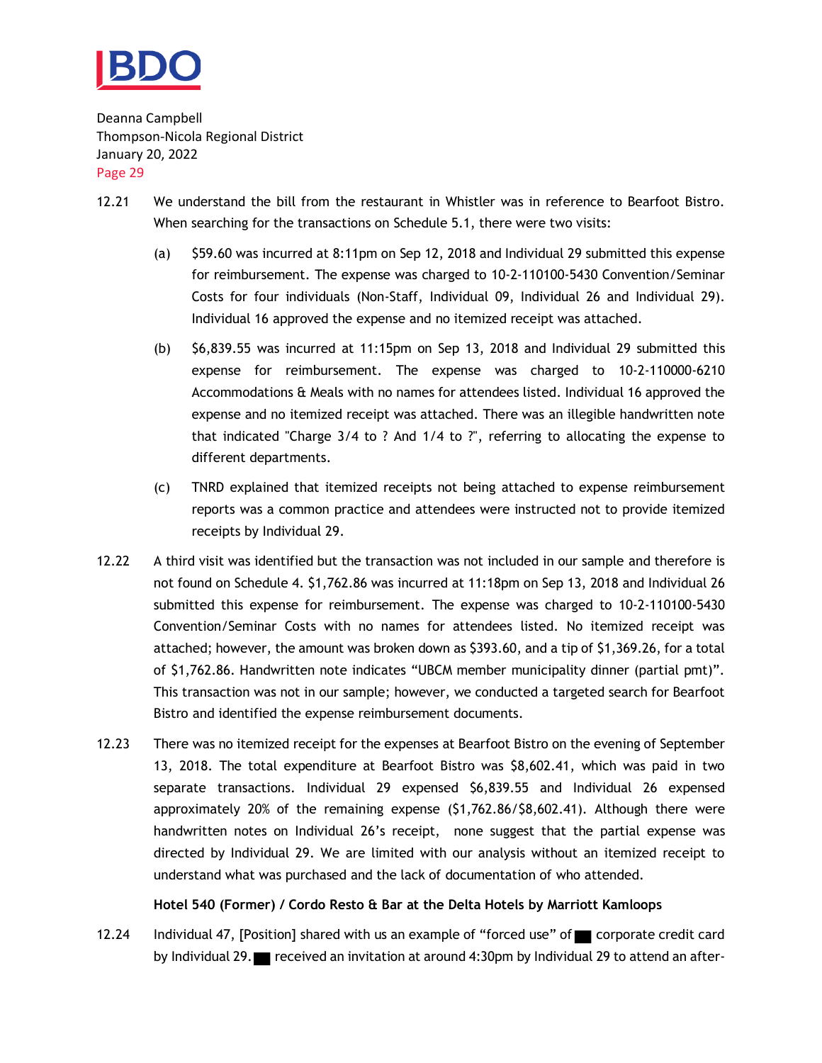12.21 We understand the bill from the restaurant in Whistler was in reference to Bearfoot Bistro. When searching for the transactions on Schedule 5.1, there were two visits:

(a) $59.60 was incurred at 8:11pm on Sep 12, 2018 and Individual 29 submitted this expense for reimbursement. The expense was charged to 10-2-110100-5430 Convention/Seminar Costs for four individuals (Non-Staff, Individual 09, Individual 26 and Individual 29). Individual 16 approved the expense and no itemized receipt was attached.

(b) $6,839.55 was incurred at 11:15pm on Sep 13, 2018 and Individual 29 submitted this expense for reimbursement. The expense was charged to 10-2-110000-6210 Accommodations & Meals with no names for attendees listed. Individual 16 approved the expense and no itemized receipt was attached. There was an illegible handwritten note that indicated "Charge 3/4 to ? And 1/4 to ?", referring to allocating the expense to different departments.

(c) TNRD explained that itemized receipts not being attached to expense reimbursement reports was a common practice and attendees were instructed not to provide itemized receipts by Individual 29.

12.22 A third visit was identified but the transaction was not included in our sample and therefore is not found on Schedule 4. $1,762.86 was incurred at 11:18pm on Sep 13, 2018 and Individual 26 submitted this expense for reimbursement. The expense was charged to 10-2-110100-5430 Convention/Seminar Costs with no names for attendees listed. No itemized receipt was attached; however, the amount was broken down as $393.60, and a tip of $1,369.26, for a total of $1,762.86. Handwritten note indicates "UBCM member municipality dinner (partial pmt)". This transaction was not in our sample; however, we conducted a targeted search for Bearfoot Bistro and identified the expense reimbursement documents.

12.23 There was no itemized receipt for the expenses at Bearfoot Bistro on the evening of September 13, 2018. The total expenditure at Bearfoot Bistro was $8,602.41, which was paid in two separate transactions. Individual 29 expensed $6,839.55 and Individual 26 expensed approximately 20% of the remaining expense ($1,762.86/$8,602.41). Although there were handwritten notes on Individual 26's receipt, none suggest that the partial expense was directed by Individual 29. We are limited with our analysis without an itemized receipt to understand what was purchased and the lack of documentation of who attended.

**Hotel 540 (Former) / Cordo Resto & Bar at the Delta Hotels by Marriott Kamloops**

12.24 Individual 47, [Position] shared with us an example of "forced use" of ███ corporate credit card by Individual 29. ███ received an invitation at around 4:30pm by Individual 29 to attend an after-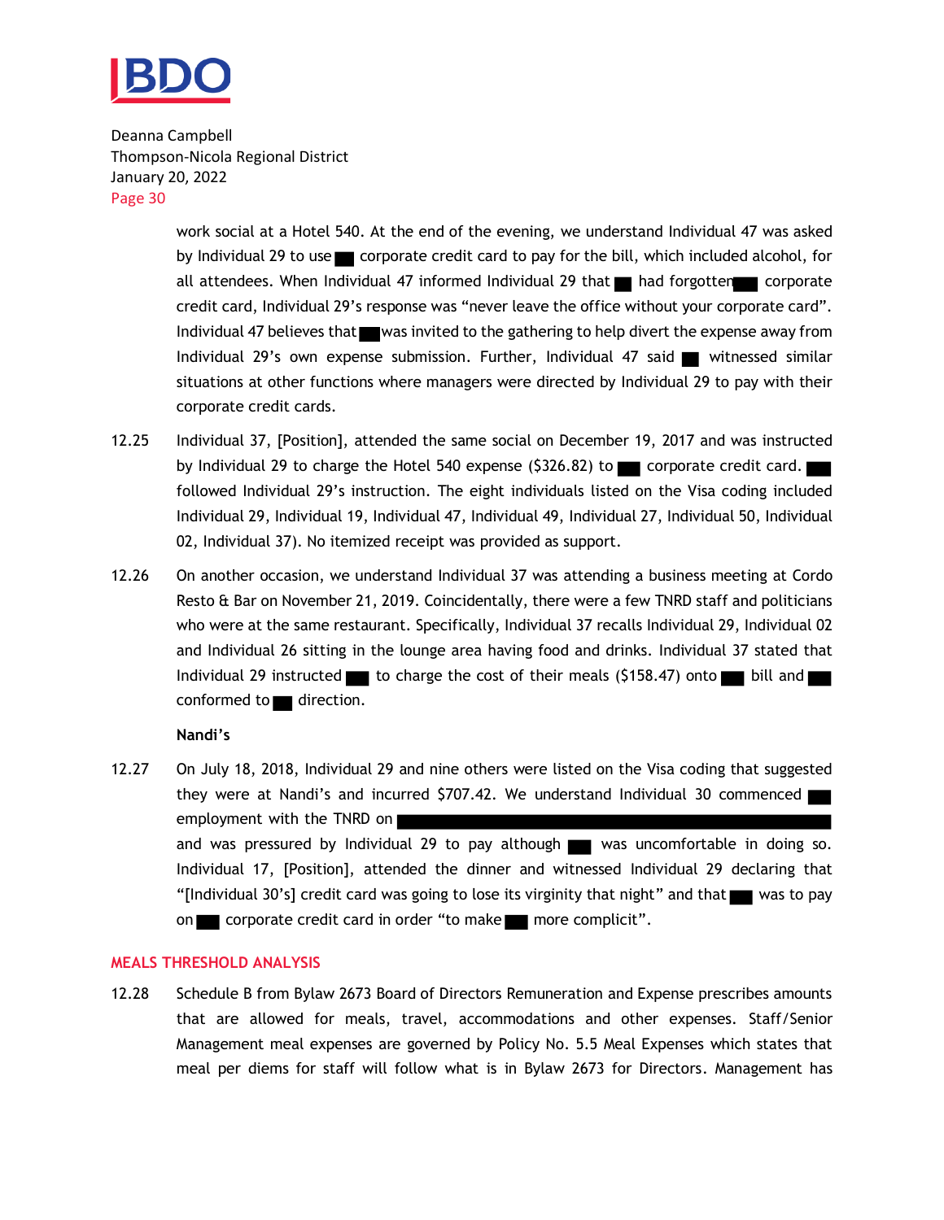work social at a Hotel 540. At the end of the evening, we understand Individual 47 was asked by Individual 29 to use ███ corporate credit card to pay for the bill, which included alcohol, for all attendees. When Individual 47 informed Individual 29 that ███ had forgotten ███ corporate credit card, Individual 29's response was "never leave the office without your corporate card". Individual 47 believes that ███ was invited to the gathering to help divert the expense away from Individual 29's own expense submission. Further, Individual 47 said ███ witnessed similar situations at other functions where managers were directed by Individual 29 to pay with their corporate credit cards.

12.25 Individual 37, [Position], attended the same social on December 19, 2017 and was instructed by Individual 29 to charge the Hotel 540 expense ($326.82) to ███ corporate credit card. ███ followed Individual 29's instruction. The eight individuals listed on the Visa coding included Individual 29, Individual 19, Individual 47, Individual 49, Individual 27, Individual 50, Individual 02, Individual 37). No itemized receipt was provided as support.

12.26 On another occasion, we understand Individual 37 was attending a business meeting at Cordo Resto & Bar on November 21, 2019. Coincidentally, there were a few TNRD staff and politicians who were at the same restaurant. Specifically, Individual 37 recalls Individual 29, Individual 02 and Individual 26 sitting in the lounge area having food and drinks. Individual 37 stated that Individual 29 instructed ███ to charge the cost of their meals ($158.47) onto ███ bill and ███ conformed to ███ direction.

**Nandi's**

12.27 On July 18, 2018, Individual 29 and nine others were listed on the Visa coding that suggested they were at Nandi's and incurred $707.42. We understand Individual 30 commenced ███ employment with the TNRD on ██████████████████████ and was pressured by Individual 29 to pay although ███ was uncomfortable in doing so. Individual 17, [Position], attended the dinner and witnessed Individual 29 declaring that "[Individual 30's] credit card was going to lose its virginity that night" and that ███ was to pay on ███ corporate credit card in order "to make ███ more complicit".

## MEALS THRESHOLD ANALYSIS

12.28 Schedule B from Bylaw 2673 Board of Directors Remuneration and Expense prescribes amounts that are allowed for meals, travel, accommodations and other expenses. Staff/Senior Management meal expenses are governed by Policy No. 5.5 Meal Expenses which states that meal per diems for staff will follow what is in Bylaw 2673 for Directors. Management has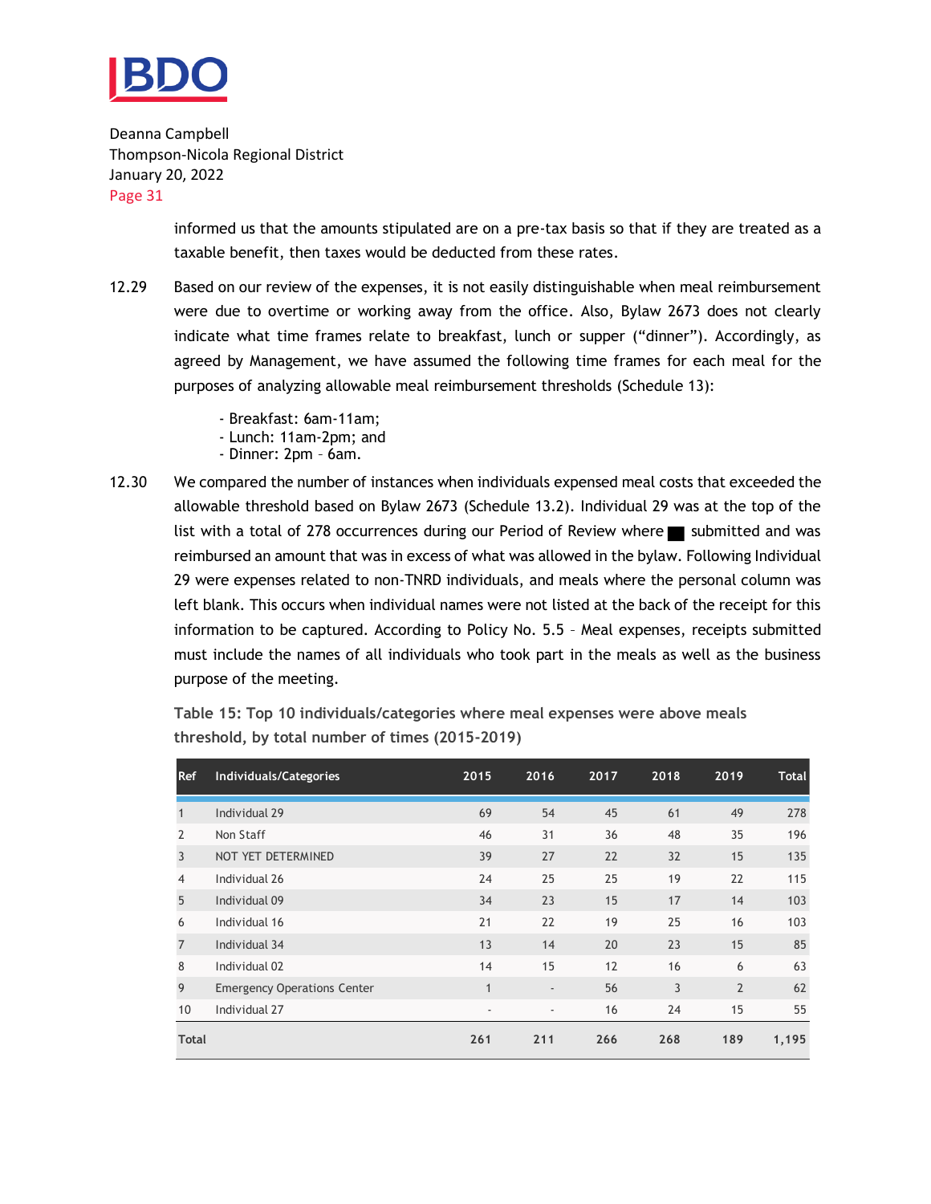informed us that the amounts stipulated are on a pre-tax basis so that if they are treated as a taxable benefit, then taxes would be deducted from these rates.

12.29 Based on our review of the expenses, it is not easily distinguishable when meal reimbursement were due to overtime or working away from the office. Also, Bylaw 2673 does not clearly indicate what time frames relate to breakfast, lunch or supper ("dinner"). Accordingly, as agreed by Management, we have assumed the following time frames for each meal for the purposes of analyzing allowable meal reimbursement thresholds (Schedule 13):

- Breakfast: 6am-11am;
- Lunch: 11am-2pm; and
- Dinner: 2pm – 6am.

12.30 We compared the number of instances when individuals expensed meal costs that exceeded the allowable threshold based on Bylaw 2673 (Schedule 13.2). Individual 29 was at the top of the list with a total of 278 occurrences during our Period of Review where ■ submitted and was reimbursed an amount that was in excess of what was allowed in the bylaw. Following Individual 29 were expenses related to non-TNRD individuals, and meals where the personal column was left blank. This occurs when individual names were not listed at the back of the receipt for this information to be captured. According to Policy No. 5.5 – Meal expenses, receipts submitted must include the names of all individuals who took part in the meals as well as the business purpose of the meeting.

**Table 15: Top 10 individuals/categories where meal expenses were above meals threshold, by total number of times (2015-2019)**

| Ref | Individuals/Categories | 2015 | 2016 | 2017 | 2018 | 2019 | Total |
|---|---|---|---|---|---|---|---|
| 1 | Individual 29 | 69 | 54 | 45 | 61 | 49 | 278 |
| 2 | Non Staff | 46 | 31 | 36 | 48 | 35 | 196 |
| 3 | NOT YET DETERMINED | 39 | 27 | 22 | 32 | 15 | 135 |
| 4 | Individual 26 | 24 | 25 | 25 | 19 | 22 | 115 |
| 5 | Individual 09 | 34 | 23 | 15 | 17 | 14 | 103 |
| 6 | Individual 16 | 21 | 22 | 19 | 25 | 16 | 103 |
| 7 | Individual 34 | 13 | 14 | 20 | 23 | 15 | 85 |
| 8 | Individual 02 | 14 | 15 | 12 | 16 | 6 | 63 |
| 9 | Emergency Operations Center | 1 | - | 56 | 3 | 2 | 62 |
| 10 | Individual 27 | - | - | 16 | 24 | 15 | 55 |
| **Total** | | **261** | **211** | **266** | **268** | **189** | **1,195** |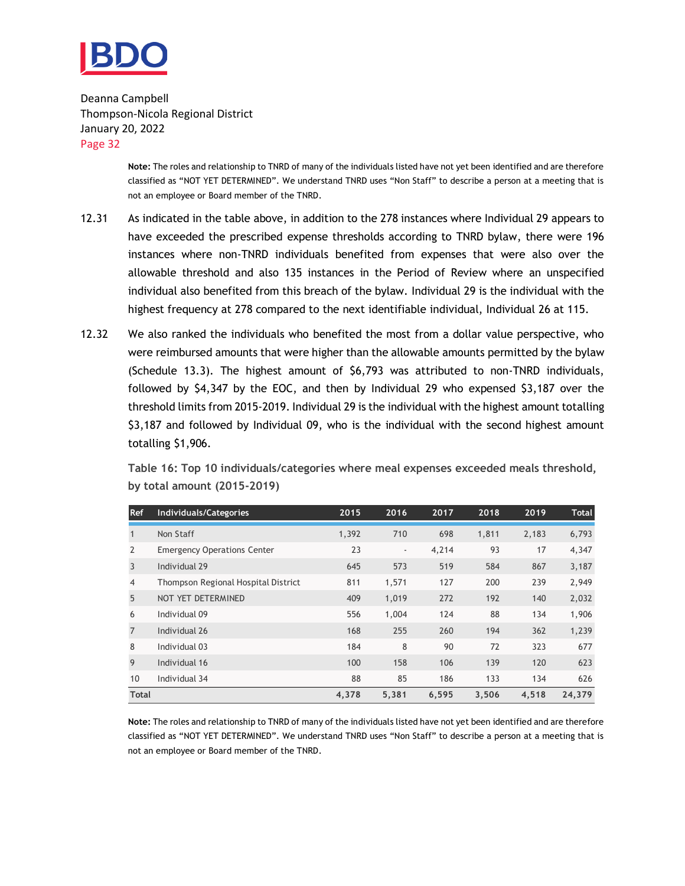**Note:** The roles and relationship to TNRD of many of the individuals listed have not yet been identified and are therefore classified as "NOT YET DETERMINED". We understand TNRD uses "Non Staff" to describe a person at a meeting that is not an employee or Board member of the TNRD.

12.31 As indicated in the table above, in addition to the 278 instances where Individual 29 appears to have exceeded the prescribed expense thresholds according to TNRD bylaw, there were 196 instances where non-TNRD individuals benefited from expenses that were also over the allowable threshold and also 135 instances in the Period of Review where an unspecified individual also benefited from this breach of the bylaw. Individual 29 is the individual with the highest frequency at 278 compared to the next identifiable individual, Individual 26 at 115.

12.32 We also ranked the individuals who benefited the most from a dollar value perspective, who were reimbursed amounts that were higher than the allowable amounts permitted by the bylaw (Schedule 13.3). The highest amount of $6,793 was attributed to non-TNRD individuals, followed by $4,347 by the EOC, and then by Individual 29 who expensed $3,187 over the threshold limits from 2015-2019. Individual 29 is the individual with the highest amount totalling $3,187 and followed by Individual 09, who is the individual with the second highest amount totalling $1,906.

**Table 16: Top 10 individuals/categories where meal expenses exceeded meals threshold, by total amount (2015-2019)**

| Ref | Individuals/Categories | 2015 | 2016 | 2017 | 2018 | 2019 | Total |
|---|---|---|---|---|---|---|---|
| 1 | Non Staff | 1,392 | 710 | 698 | 1,811 | 2,183 | 6,793 |
| 2 | Emergency Operations Center | 23 | - | 4,214 | 93 | 17 | 4,347 |
| 3 | Individual 29 | 645 | 573 | 519 | 584 | 867 | 3,187 |
| 4 | Thompson Regional Hospital District | 811 | 1,571 | 127 | 200 | 239 | 2,949 |
| 5 | NOT YET DETERMINED | 409 | 1,019 | 272 | 192 | 140 | 2,032 |
| 6 | Individual 09 | 556 | 1,004 | 124 | 88 | 134 | 1,906 |
| 7 | Individual 26 | 168 | 255 | 260 | 194 | 362 | 1,239 |
| 8 | Individual 03 | 184 | 8 | 90 | 72 | 323 | 677 |
| 9 | Individual 16 | 100 | 158 | 106 | 139 | 120 | 623 |
| 10 | Individual 34 | 88 | 85 | 186 | 133 | 134 | 626 |
| **Total** | | **4,378** | **5,381** | **6,595** | **3,506** | **4,518** | **24,379** |

**Note:** The roles and relationship to TNRD of many of the individuals listed have not yet been identified and are therefore classified as "NOT YET DETERMINED". We understand TNRD uses "Non Staff" to describe a person at a meeting that is not an employee or Board member of the TNRD.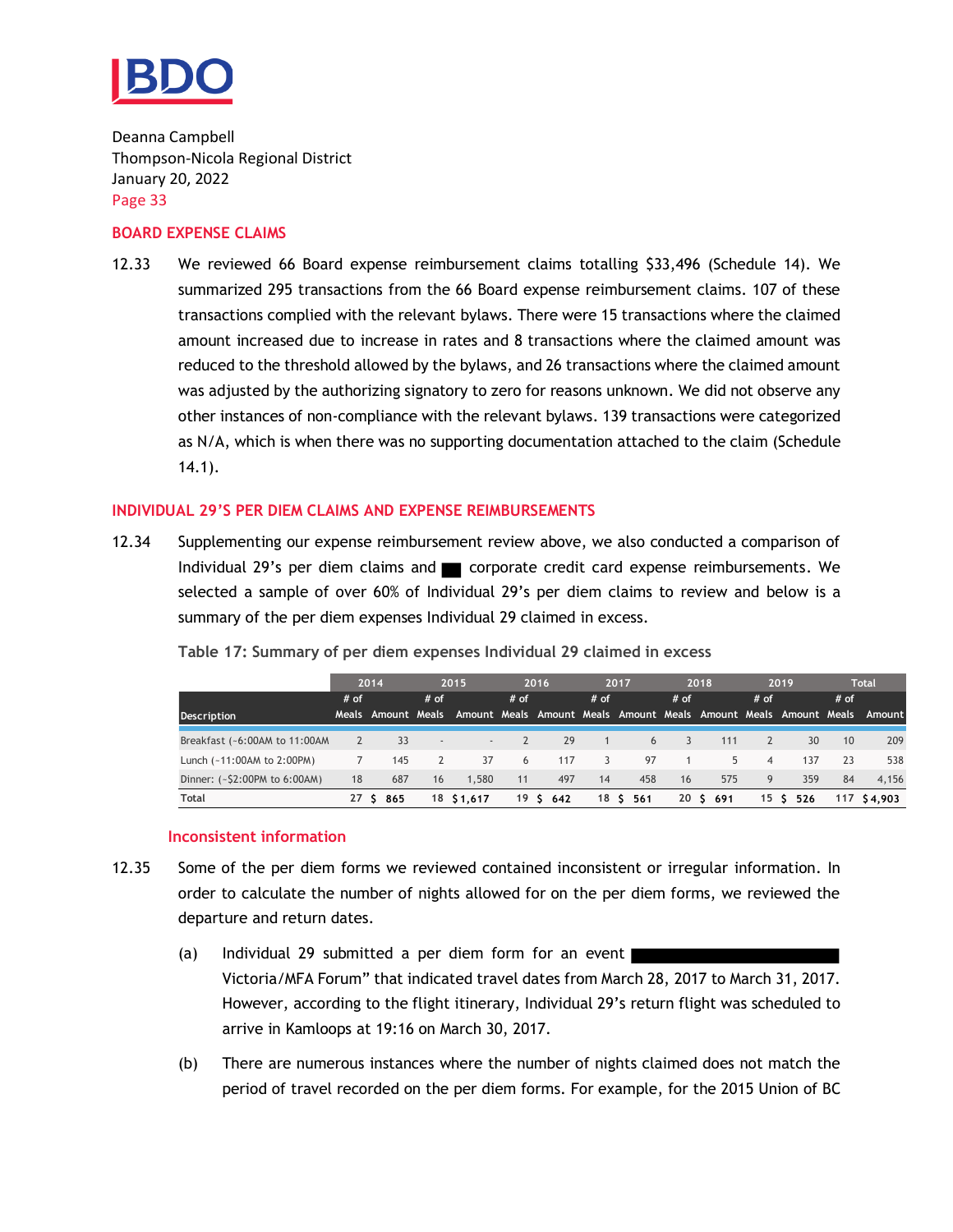Deanna Campbell
Thompson-Nicola Regional District
January 20, 2022
Page 33

## BOARD EXPENSE CLAIMS

12.33 We reviewed 66 Board expense reimbursement claims totalling $33,496 (Schedule 14). We summarized 295 transactions from the 66 Board expense reimbursement claims. 107 of these transactions complied with the relevant bylaws. There were 15 transactions where the claimed amount increased due to increase in rates and 8 transactions where the claimed amount was reduced to the threshold allowed by the bylaws, and 26 transactions where the claimed amount was adjusted by the authorizing signatory to zero for reasons unknown. We did not observe any other instances of non-compliance with the relevant bylaws. 139 transactions were categorized as N/A, which is when there was no supporting documentation attached to the claim (Schedule 14.1).

## INDIVIDUAL 29'S PER DIEM CLAIMS AND EXPENSE REIMBURSEMENTS

12.34 Supplementing our expense reimbursement review above, we also conducted a comparison of Individual 29's per diem claims and ██ corporate credit card expense reimbursements. We selected a sample of over 60% of Individual 29's per diem claims to review and below is a summary of the per diem expenses Individual 29 claimed in excess.

**Table 17: Summary of per diem expenses Individual 29 claimed in excess**

| | 2014 | | 2015 | | 2016 | | 2017 | | 2018 | | 2019 | | Total | |
|---|---|---|---|---|---|---|---|---|---|---|---|---|---|---|
| Description | # of Meals | Amount | # of Meals | Amount | # of Meals | Amount | # of Meals | Amount | # of Meals | Amount | # of Meals | Amount | # of Meals | Amount |
| Breakfast (~6:00AM to 11:00AM | 2 | 33 | - | - | 2 | 29 | 1 | 6 | 3 | 111 | 2 | 30 | 10 | 209 |
| Lunch (~11:00AM to 2:00PM) | 7 | 145 | 2 | 37 | 6 | 117 | 3 | 97 | 1 | 5 | 4 | 137 | 23 | 538 |
| Dinner: (~$2:00PM to 6:00AM) | 18 | 687 | 16 | 1,580 | 11 | 497 | 14 | 458 | 16 | 575 | 9 | 359 | 84 | 4,156 |
| **Total** | **27** | **$ 865** | **18** | **$ 1,617** | **19** | **$ 642** | **18** | **$ 561** | **20** | **$ 691** | **15** | **$ 526** | **117** | **$ 4,903** |

### Inconsistent information

12.35 Some of the per diem forms we reviewed contained inconsistent or irregular information. In order to calculate the number of nights allowed for on the per diem forms, we reviewed the departure and return dates.

(a) Individual 29 submitted a per diem form for an event ████████████ Victoria/MFA Forum" that indicated travel dates from March 28, 2017 to March 31, 2017. However, according to the flight itinerary, Individual 29's return flight was scheduled to arrive in Kamloops at 19:16 on March 30, 2017.

(b) There are numerous instances where the number of nights claimed does not match the period of travel recorded on the per diem forms. For example, for the 2015 Union of BC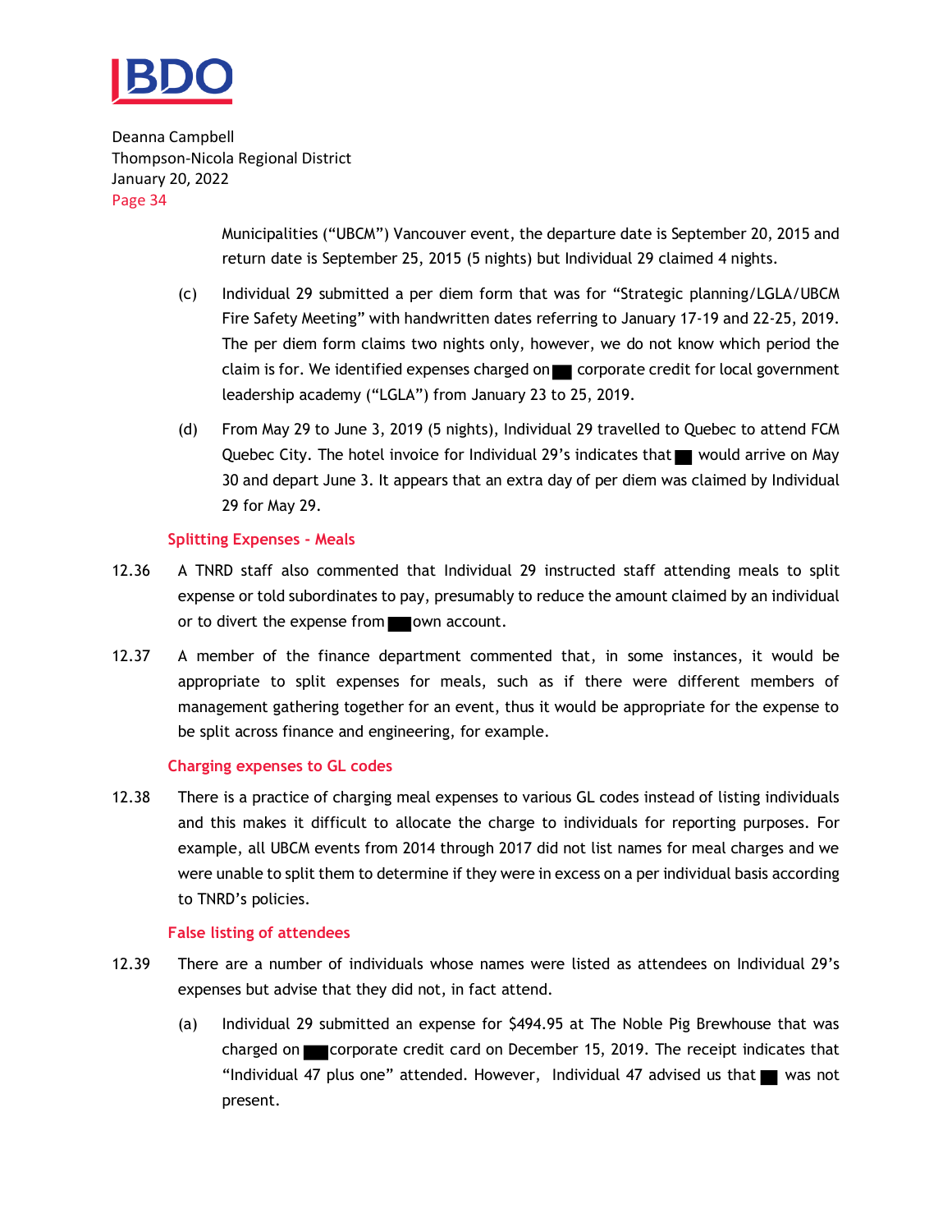Municipalities ("UBCM") Vancouver event, the departure date is September 20, 2015 and return date is September 25, 2015 (5 nights) but Individual 29 claimed 4 nights.

(c) Individual 29 submitted a per diem form that was for "Strategic planning/LGLA/UBCM Fire Safety Meeting" with handwritten dates referring to January 17-19 and 22-25, 2019. The per diem form claims two nights only, however, we do not know which period the claim is for. We identified expenses charged on ■ corporate credit for local government leadership academy ("LGLA") from January 23 to 25, 2019.

(d) From May 29 to June 3, 2019 (5 nights), Individual 29 travelled to Quebec to attend FCM Quebec City. The hotel invoice for Individual 29's indicates that ■ would arrive on May 30 and depart June 3. It appears that an extra day of per diem was claimed by Individual 29 for May 29.

### Splitting Expenses - Meals

12.36 A TNRD staff also commented that Individual 29 instructed staff attending meals to split expense or told subordinates to pay, presumably to reduce the amount claimed by an individual or to divert the expense from ■ own account.

12.37 A member of the finance department commented that, in some instances, it would be appropriate to split expenses for meals, such as if there were different members of management gathering together for an event, thus it would be appropriate for the expense to be split across finance and engineering, for example.

### Charging expenses to GL codes

12.38 There is a practice of charging meal expenses to various GL codes instead of listing individuals and this makes it difficult to allocate the charge to individuals for reporting purposes. For example, all UBCM events from 2014 through 2017 did not list names for meal charges and we were unable to split them to determine if they were in excess on a per individual basis according to TNRD's policies.

### False listing of attendees

12.39 There are a number of individuals whose names were listed as attendees on Individual 29's expenses but advise that they did not, in fact attend.

(a) Individual 29 submitted an expense for $494.95 at The Noble Pig Brewhouse that was charged on ■ corporate credit card on December 15, 2019. The receipt indicates that "Individual 47 plus one" attended. However, Individual 47 advised us that ■ was not present.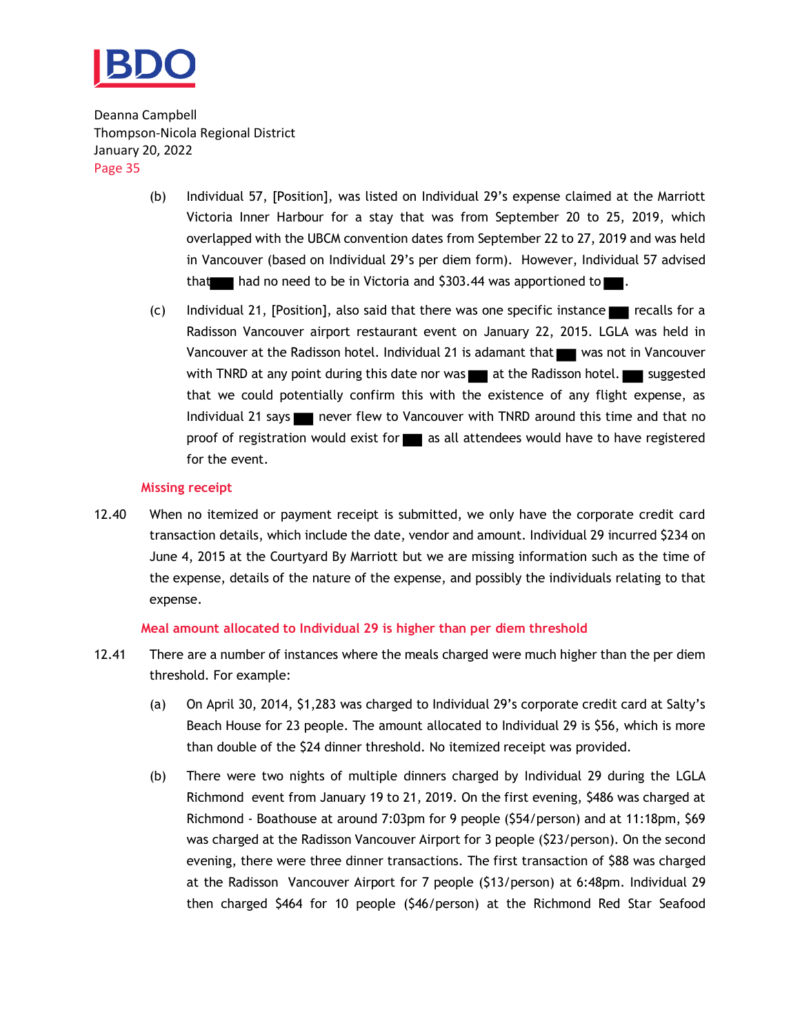(b) Individual 57, [Position], was listed on Individual 29's expense claimed at the Marriott Victoria Inner Harbour for a stay that was from September 20 to 25, 2019, which overlapped with the UBCM convention dates from September 22 to 27, 2019 and was held in Vancouver (based on Individual 29's per diem form). However, Individual 57 advised that ███ had no need to be in Victoria and $303.44 was apportioned to ███.

(c) Individual 21, [Position], also said that there was one specific instance ███ recalls for a Radisson Vancouver airport restaurant event on January 22, 2015. LGLA was held in Vancouver at the Radisson hotel. Individual 21 is adamant that ███ was not in Vancouver with TNRD at any point during this date nor was ███ at the Radisson hotel. ███ suggested that we could potentially confirm this with the existence of any flight expense, as Individual 21 says ███ never flew to Vancouver with TNRD around this time and that no proof of registration would exist for ███ as all attendees would have to have registered for the event.

### Missing receipt

12.40 When no itemized or payment receipt is submitted, we only have the corporate credit card transaction details, which include the date, vendor and amount. Individual 29 incurred $234 on June 4, 2015 at the Courtyard By Marriott but we are missing information such as the time of the expense, details of the nature of the expense, and possibly the individuals relating to that expense.

### Meal amount allocated to Individual 29 is higher than per diem threshold

12.41 There are a number of instances where the meals charged were much higher than the per diem threshold. For example:

(a) On April 30, 2014, $1,283 was charged to Individual 29's corporate credit card at Salty's Beach House for 23 people. The amount allocated to Individual 29 is $56, which is more than double of the $24 dinner threshold. No itemized receipt was provided.

(b) There were two nights of multiple dinners charged by Individual 29 during the LGLA Richmond event from January 19 to 21, 2019. On the first evening, $486 was charged at Richmond - Boathouse at around 7:03pm for 9 people ($54/person) and at 11:18pm, $69 was charged at the Radisson Vancouver Airport for 3 people ($23/person). On the second evening, there were three dinner transactions. The first transaction of $88 was charged at the Radisson Vancouver Airport for 7 people ($13/person) at 6:48pm. Individual 29 then charged $464 for 10 people ($46/person) at the Richmond Red Star Seafood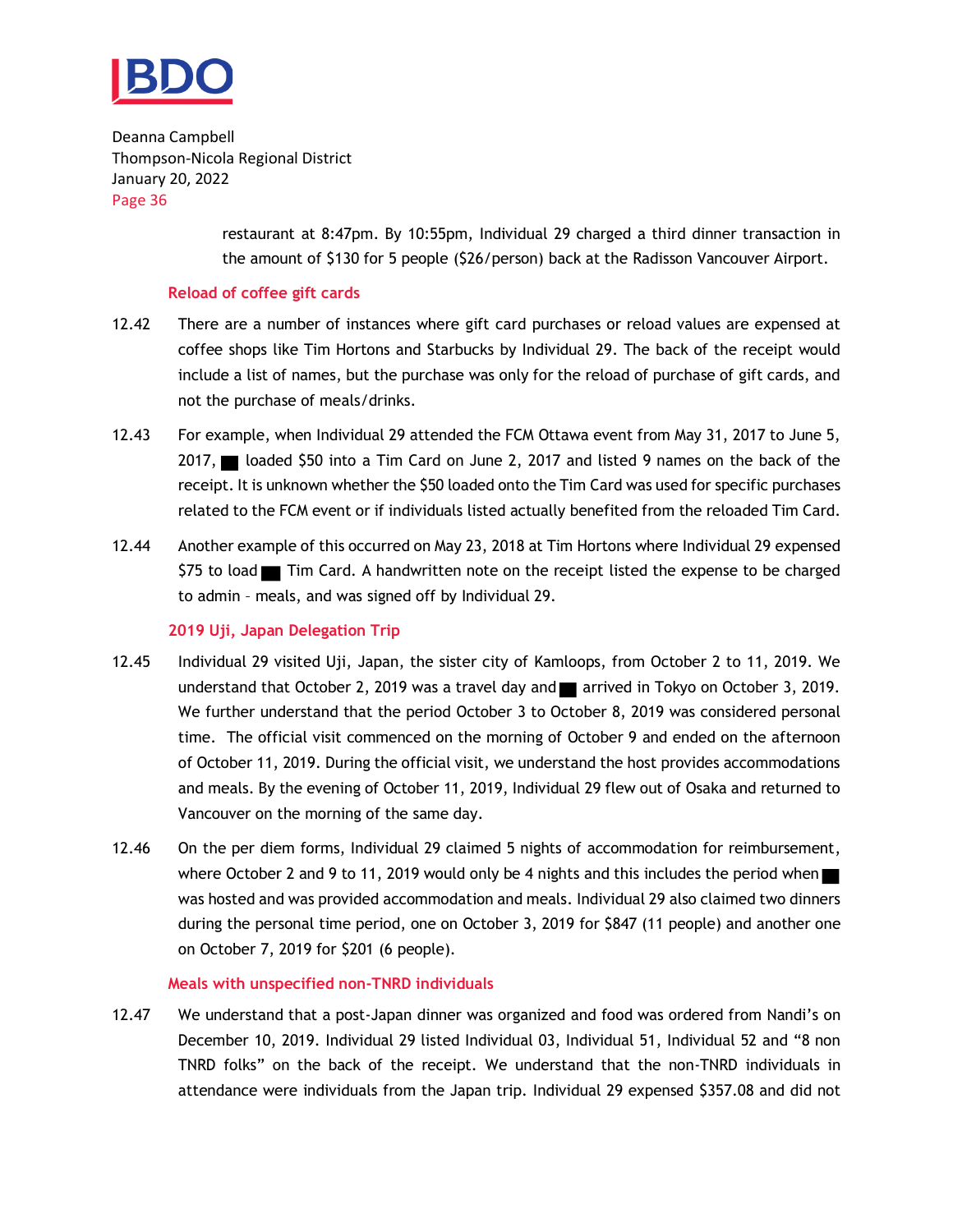restaurant at 8:47pm. By 10:55pm, Individual 29 charged a third dinner transaction in the amount of $130 for 5 people ($26/person) back at the Radisson Vancouver Airport.

### Reload of coffee gift cards

12.42 There are a number of instances where gift card purchases or reload values are expensed at coffee shops like Tim Hortons and Starbucks by Individual 29. The back of the receipt would include a list of names, but the purchase was only for the reload of purchase of gift cards, and not the purchase of meals/drinks.

12.43 For example, when Individual 29 attended the FCM Ottawa event from May 31, 2017 to June 5, 2017, ■ loaded $50 into a Tim Card on June 2, 2017 and listed 9 names on the back of the receipt. It is unknown whether the $50 loaded onto the Tim Card was used for specific purchases related to the FCM event or if individuals listed actually benefited from the reloaded Tim Card.

12.44 Another example of this occurred on May 23, 2018 at Tim Hortons where Individual 29 expensed $75 to load ■ Tim Card. A handwritten note on the receipt listed the expense to be charged to admin – meals, and was signed off by Individual 29.

### 2019 Uji, Japan Delegation Trip

12.45 Individual 29 visited Uji, Japan, the sister city of Kamloops, from October 2 to 11, 2019. We understand that October 2, 2019 was a travel day and ■ arrived in Tokyo on October 3, 2019. We further understand that the period October 3 to October 8, 2019 was considered personal time. The official visit commenced on the morning of October 9 and ended on the afternoon of October 11, 2019. During the official visit, we understand the host provides accommodations and meals. By the evening of October 11, 2019, Individual 29 flew out of Osaka and returned to Vancouver on the morning of the same day.

12.46 On the per diem forms, Individual 29 claimed 5 nights of accommodation for reimbursement, where October 2 and 9 to 11, 2019 would only be 4 nights and this includes the period when ■ was hosted and was provided accommodation and meals. Individual 29 also claimed two dinners during the personal time period, one on October 3, 2019 for $847 (11 people) and another one on October 7, 2019 for $201 (6 people).

### Meals with unspecified non-TNRD individuals

12.47 We understand that a post-Japan dinner was organized and food was ordered from Nandi's on December 10, 2019. Individual 29 listed Individual 03, Individual 51, Individual 52 and "8 non TNRD folks" on the back of the receipt. We understand that the non-TNRD individuals in attendance were individuals from the Japan trip. Individual 29 expensed $357.08 and did not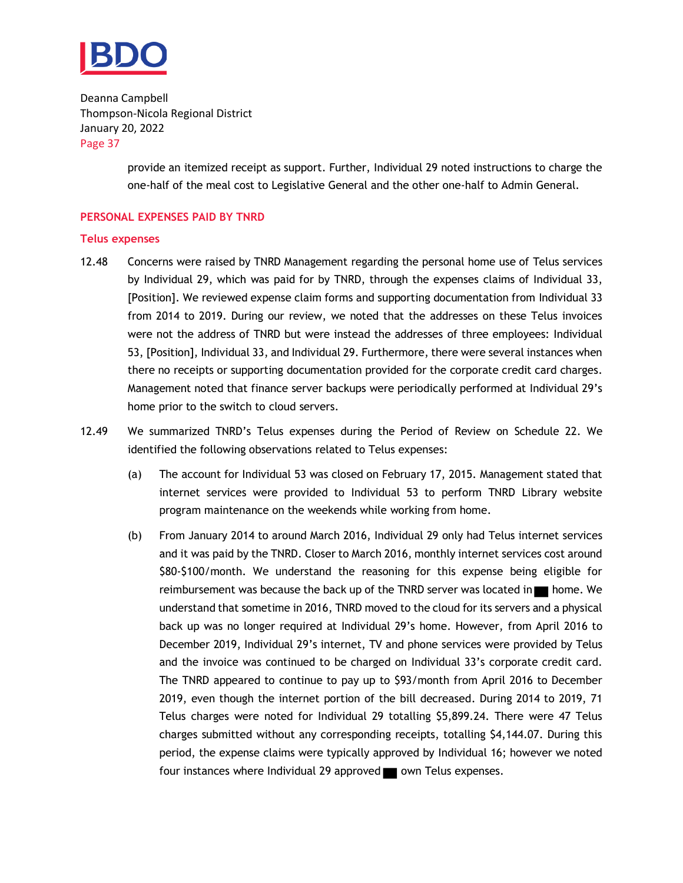provide an itemized receipt as support. Further, Individual 29 noted instructions to charge the one-half of the meal cost to Legislative General and the other one-half to Admin General.

## PERSONAL EXPENSES PAID BY TNRD

### Telus expenses

12.48 Concerns were raised by TNRD Management regarding the personal home use of Telus services by Individual 29, which was paid for by TNRD, through the expenses claims of Individual 33, [Position]. We reviewed expense claim forms and supporting documentation from Individual 33 from 2014 to 2019. During our review, we noted that the addresses on these Telus invoices were not the address of TNRD but were instead the addresses of three employees: Individual 53, [Position], Individual 33, and Individual 29. Furthermore, there were several instances when there no receipts or supporting documentation provided for the corporate credit card charges. Management noted that finance server backups were periodically performed at Individual 29's home prior to the switch to cloud servers.

12.49 We summarized TNRD's Telus expenses during the Period of Review on Schedule 22. We identified the following observations related to Telus expenses:

(a) The account for Individual 53 was closed on February 17, 2015. Management stated that internet services were provided to Individual 53 to perform TNRD Library website program maintenance on the weekends while working from home.

(b) From January 2014 to around March 2016, Individual 29 only had Telus internet services and it was paid by the TNRD. Closer to March 2016, monthly internet services cost around $80-$100/month. We understand the reasoning for this expense being eligible for reimbursement was because the back up of the TNRD server was located in ██ home. We understand that sometime in 2016, TNRD moved to the cloud for its servers and a physical back up was no longer required at Individual 29's home. However, from April 2016 to December 2019, Individual 29's internet, TV and phone services were provided by Telus and the invoice was continued to be charged on Individual 33's corporate credit card. The TNRD appeared to continue to pay up to $93/month from April 2016 to December 2019, even though the internet portion of the bill decreased. During 2014 to 2019, 71 Telus charges were noted for Individual 29 totalling $5,899.24. There were 47 Telus charges submitted without any corresponding receipts, totalling $4,144.07. During this period, the expense claims were typically approved by Individual 16; however we noted four instances where Individual 29 approved ██ own Telus expenses.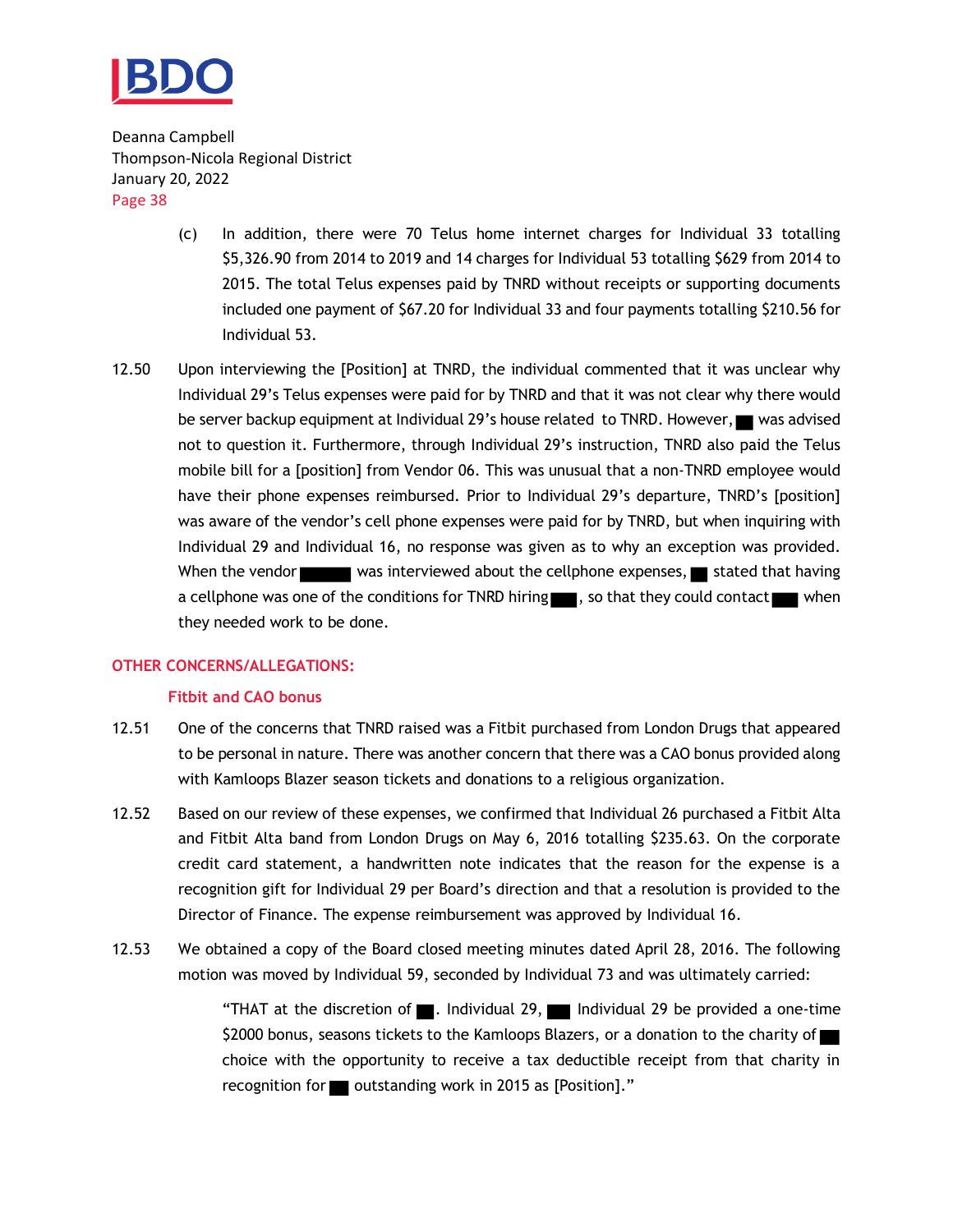(c) In addition, there were 70 Telus home internet charges for Individual 33 totalling $5,326.90 from 2014 to 2019 and 14 charges for Individual 53 totalling $629 from 2014 to 2015. The total Telus expenses paid by TNRD without receipts or supporting documents included one payment of $67.20 for Individual 33 and four payments totalling $210.56 for Individual 53.

12.50 Upon interviewing the [Position] at TNRD, the individual commented that it was unclear why Individual 29's Telus expenses were paid for by TNRD and that it was not clear why there would be server backup equipment at Individual 29's house related to TNRD. However, ■ was advised not to question it. Furthermore, through Individual 29's instruction, TNRD also paid the Telus mobile bill for a [position] from Vendor 06. This was unusual that a non-TNRD employee would have their phone expenses reimbursed. Prior to Individual 29's departure, TNRD's [position] was aware of the vendor's cell phone expenses were paid for by TNRD, but when inquiring with Individual 29 and Individual 16, no response was given as to why an exception was provided. When the vendor ■■■ was interviewed about the cellphone expenses, ■ stated that having a cellphone was one of the conditions for TNRD hiring ■, so that they could contact ■ when they needed work to be done.

## OTHER CONCERNS/ALLEGATIONS:

### Fitbit and CAO bonus

12.51 One of the concerns that TNRD raised was a Fitbit purchased from London Drugs that appeared to be personal in nature. There was another concern that there was a CAO bonus provided along with Kamloops Blazer season tickets and donations to a religious organization.

12.52 Based on our review of these expenses, we confirmed that Individual 26 purchased a Fitbit Alta and Fitbit Alta band from London Drugs on May 6, 2016 totalling $235.63. On the corporate credit card statement, a handwritten note indicates that the reason for the expense is a recognition gift for Individual 29 per Board's direction and that a resolution is provided to the Director of Finance. The expense reimbursement was approved by Individual 16.

12.53 We obtained a copy of the Board closed meeting minutes dated April 28, 2016. The following motion was moved by Individual 59, seconded by Individual 73 and was ultimately carried:

> "THAT at the discretion of ■. Individual 29, ■ Individual 29 be provided a one-time $2000 bonus, seasons tickets to the Kamloops Blazers, or a donation to the charity of ■ choice with the opportunity to receive a tax deductible receipt from that charity in recognition for ■ outstanding work in 2015 as [Position]."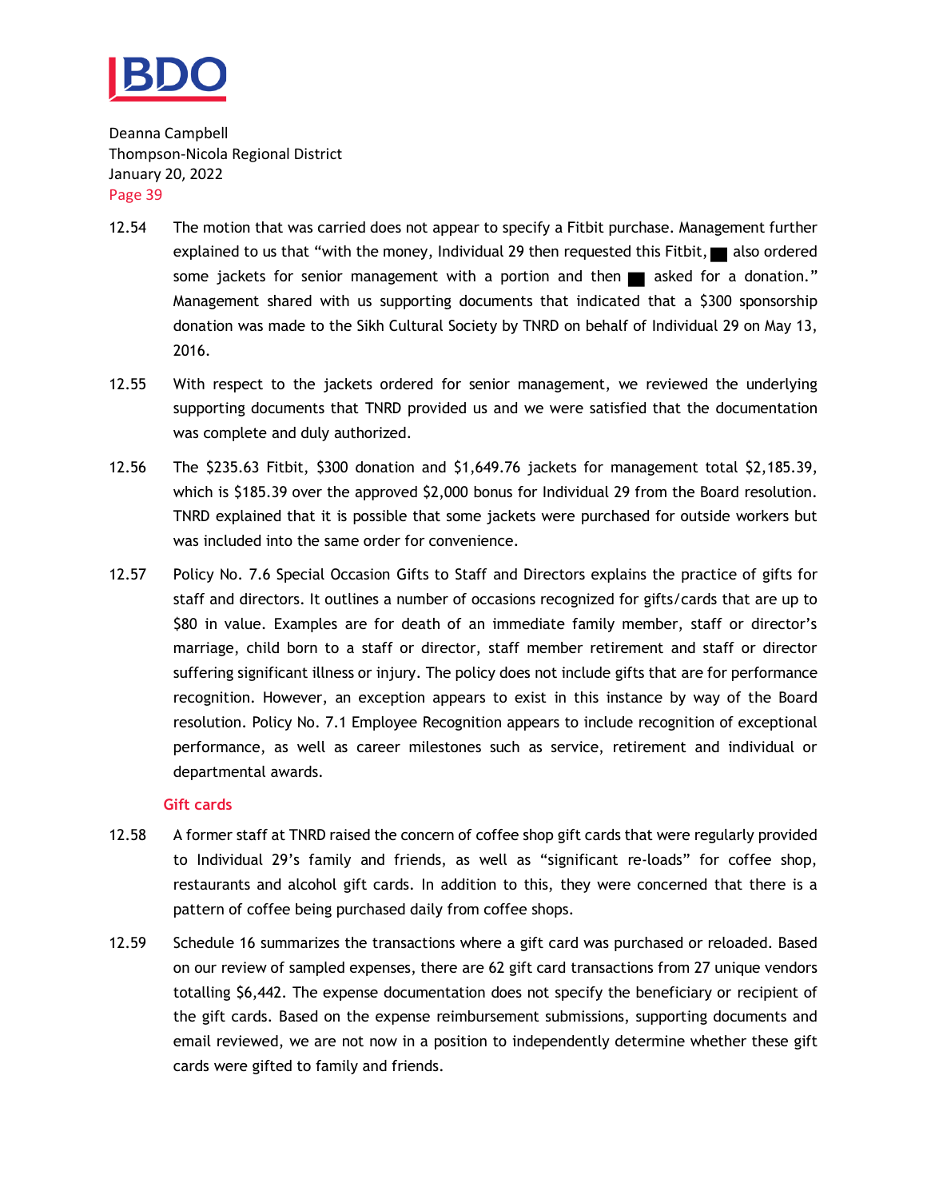12.54 The motion that was carried does not appear to specify a Fitbit purchase. Management further explained to us that "with the money, Individual 29 then requested this Fitbit, ■ also ordered some jackets for senior management with a portion and then ■ asked for a donation." Management shared with us supporting documents that indicated that a $300 sponsorship donation was made to the Sikh Cultural Society by TNRD on behalf of Individual 29 on May 13, 2016.

12.55 With respect to the jackets ordered for senior management, we reviewed the underlying supporting documents that TNRD provided us and we were satisfied that the documentation was complete and duly authorized.

12.56 The $235.63 Fitbit, $300 donation and $1,649.76 jackets for management total $2,185.39, which is $185.39 over the approved $2,000 bonus for Individual 29 from the Board resolution. TNRD explained that it is possible that some jackets were purchased for outside workers but was included into the same order for convenience.

12.57 Policy No. 7.6 Special Occasion Gifts to Staff and Directors explains the practice of gifts for staff and directors. It outlines a number of occasions recognized for gifts/cards that are up to $80 in value. Examples are for death of an immediate family member, staff or director's marriage, child born to a staff or director, staff member retirement and staff or director suffering significant illness or injury. The policy does not include gifts that are for performance recognition. However, an exception appears to exist in this instance by way of the Board resolution. Policy No. 7.1 Employee Recognition appears to include recognition of exceptional performance, as well as career milestones such as service, retirement and individual or departmental awards.

### Gift cards

12.58 A former staff at TNRD raised the concern of coffee shop gift cards that were regularly provided to Individual 29's family and friends, as well as "significant re-loads" for coffee shop, restaurants and alcohol gift cards. In addition to this, they were concerned that there is a pattern of coffee being purchased daily from coffee shops.

12.59 Schedule 16 summarizes the transactions where a gift card was purchased or reloaded. Based on our review of sampled expenses, there are 62 gift card transactions from 27 unique vendors totalling $6,442. The expense documentation does not specify the beneficiary or recipient of the gift cards. Based on the expense reimbursement submissions, supporting documents and email reviewed, we are not now in a position to independently determine whether these gift cards were gifted to family and friends.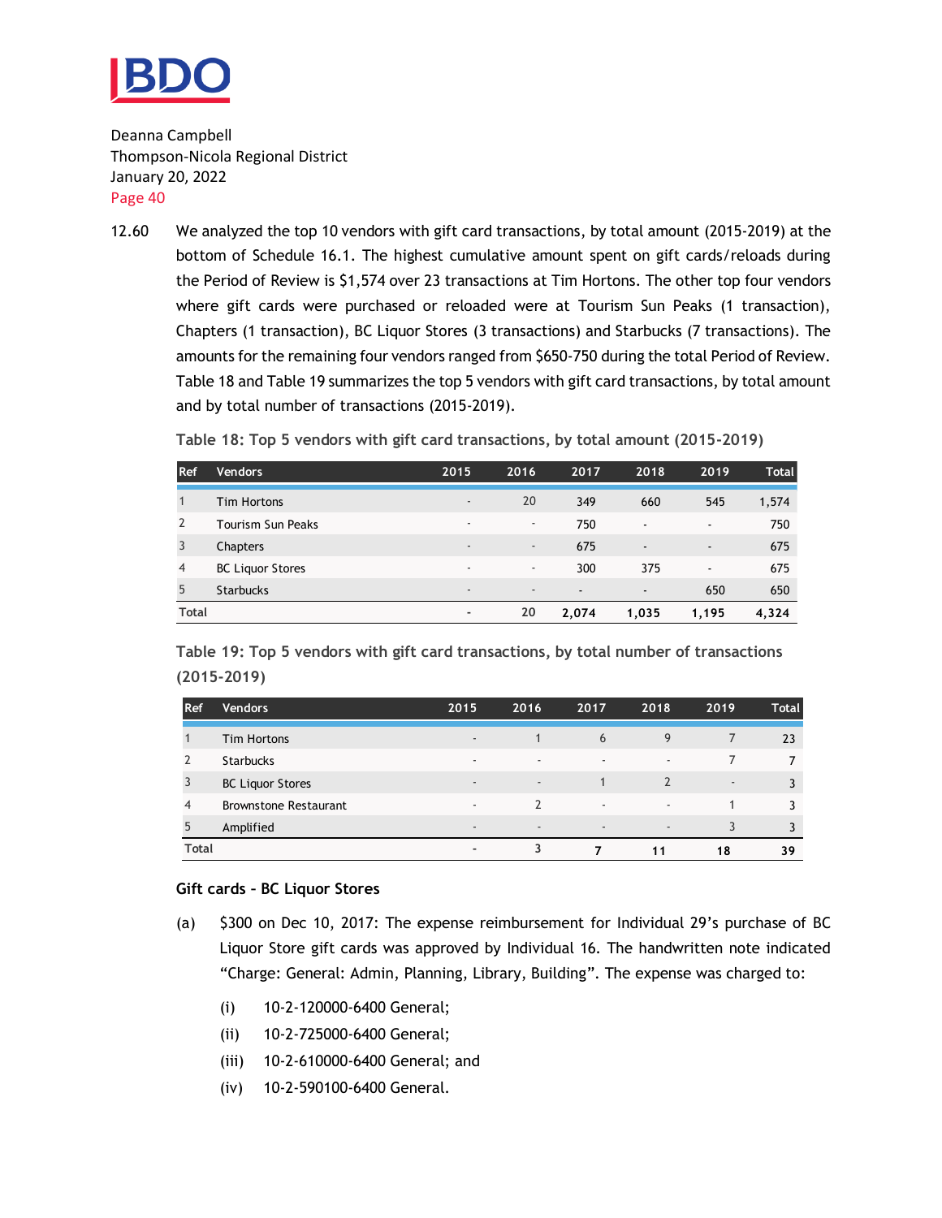Deanna Campbell
Thompson-Nicola Regional District
January 20, 2022

12.60 We analyzed the top 10 vendors with gift card transactions, by total amount (2015-2019) at the bottom of Schedule 16.1. The highest cumulative amount spent on gift cards/reloads during the Period of Review is $1,574 over 23 transactions at Tim Hortons. The other top four vendors where gift cards were purchased or reloaded were at Tourism Sun Peaks (1 transaction), Chapters (1 transaction), BC Liquor Stores (3 transactions) and Starbucks (7 transactions). The amounts for the remaining four vendors ranged from $650-750 during the total Period of Review. Table 18 and Table 19 summarizes the top 5 vendors with gift card transactions, by total amount and by total number of transactions (2015-2019).

**Table 18: Top 5 vendors with gift card transactions, by total amount (2015-2019)**

| Ref | Vendors | 2015 | 2016 | 2017 | 2018 | 2019 | Total |
|---|---|---|---|---|---|---|---|
| 1 | Tim Hortons | - | 20 | 349 | 660 | 545 | 1,574 |
| 2 | Tourism Sun Peaks | - | - | 750 | - | - | 750 |
| 3 | Chapters | - | - | 675 | - | - | 675 |
| 4 | BC Liquor Stores | - | - | 300 | 375 | - | 675 |
| 5 | Starbucks | - | - | - | - | 650 | 650 |
| **Total** | | **-** | **20** | **2,074** | **1,035** | **1,195** | **4,324** |

**Table 19: Top 5 vendors with gift card transactions, by total number of transactions (2015-2019)**

| Ref | Vendors | 2015 | 2016 | 2017 | 2018 | 2019 | Total |
|---|---|---|---|---|---|---|---|
| 1 | Tim Hortons | - | 1 | 6 | 9 | 7 | 23 |
| 2 | Starbucks | - | - | - | - | 7 | 7 |
| 3 | BC Liquor Stores | - | - | 1 | 2 | - | 3 |
| 4 | Brownstone Restaurant | - | 2 | - | - | 1 | 3 |
| 5 | Amplified | - | - | - | - | 3 | 3 |
| **Total** | | **-** | **3** | **7** | **11** | **18** | **39** |

**Gift cards – BC Liquor Stores**

(a) $300 on Dec 10, 2017: The expense reimbursement for Individual 29's purchase of BC Liquor Store gift cards was approved by Individual 16. The handwritten note indicated "Charge: General: Admin, Planning, Library, Building". The expense was charged to:

(i) 10-2-120000-6400 General;

(ii) 10-2-725000-6400 General;

(iii) 10-2-610000-6400 General; and

(iv) 10-2-590100-6400 General.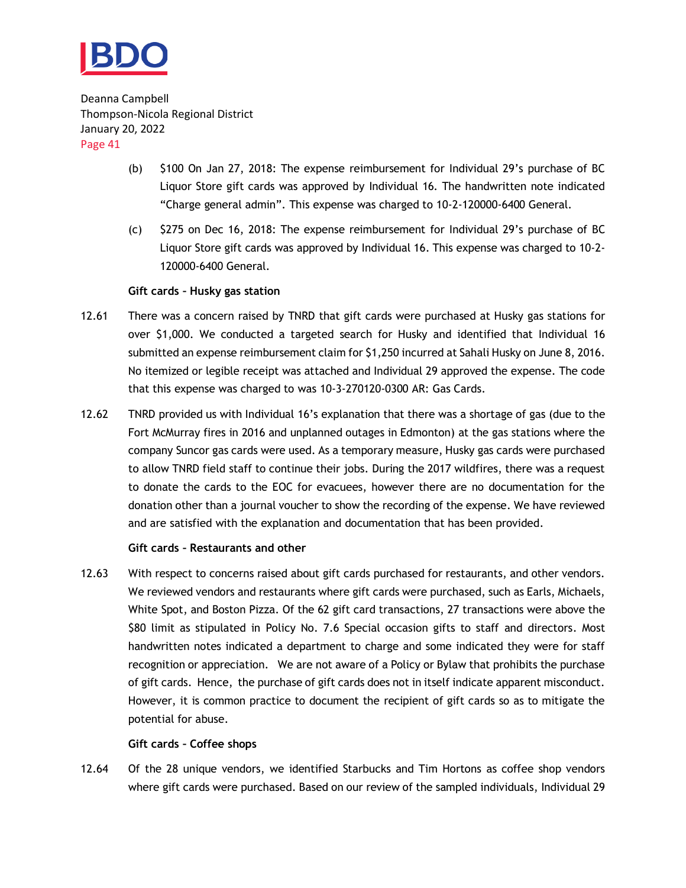(b) $100 On Jan 27, 2018: The expense reimbursement for Individual 29's purchase of BC Liquor Store gift cards was approved by Individual 16. The handwritten note indicated "Charge general admin". This expense was charged to 10-2-120000-6400 General.

(c) $275 on Dec 16, 2018: The expense reimbursement for Individual 29's purchase of BC Liquor Store gift cards was approved by Individual 16. This expense was charged to 10-2-120000-6400 General.

**Gift cards – Husky gas station**

12.61 There was a concern raised by TNRD that gift cards were purchased at Husky gas stations for over $1,000. We conducted a targeted search for Husky and identified that Individual 16 submitted an expense reimbursement claim for $1,250 incurred at Sahali Husky on June 8, 2016. No itemized or legible receipt was attached and Individual 29 approved the expense. The code that this expense was charged to was 10-3-270120-0300 AR: Gas Cards.

12.62 TNRD provided us with Individual 16's explanation that there was a shortage of gas (due to the Fort McMurray fires in 2016 and unplanned outages in Edmonton) at the gas stations where the company Suncor gas cards were used. As a temporary measure, Husky gas cards were purchased to allow TNRD field staff to continue their jobs. During the 2017 wildfires, there was a request to donate the cards to the EOC for evacuees, however there are no documentation for the donation other than a journal voucher to show the recording of the expense. We have reviewed and are satisfied with the explanation and documentation that has been provided.

**Gift cards – Restaurants and other**

12.63 With respect to concerns raised about gift cards purchased for restaurants, and other vendors. We reviewed vendors and restaurants where gift cards were purchased, such as Earls, Michaels, White Spot, and Boston Pizza. Of the 62 gift card transactions, 27 transactions were above the $80 limit as stipulated in Policy No. 7.6 Special occasion gifts to staff and directors. Most handwritten notes indicated a department to charge and some indicated they were for staff recognition or appreciation. We are not aware of a Policy or Bylaw that prohibits the purchase of gift cards. Hence, the purchase of gift cards does not in itself indicate apparent misconduct. However, it is common practice to document the recipient of gift cards so as to mitigate the potential for abuse.

**Gift cards – Coffee shops**

12.64 Of the 28 unique vendors, we identified Starbucks and Tim Hortons as coffee shop vendors where gift cards were purchased. Based on our review of the sampled individuals, Individual 29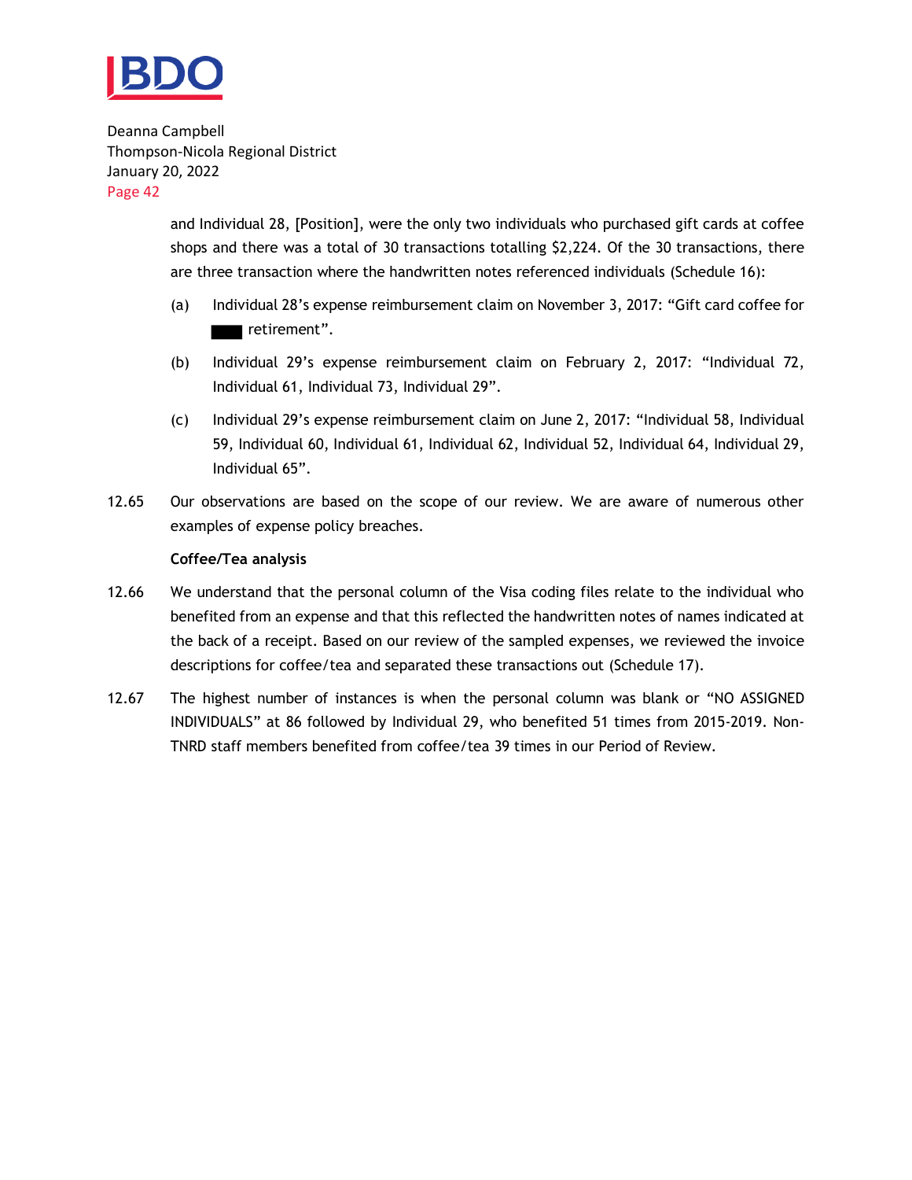and Individual 28, [Position], were the only two individuals who purchased gift cards at coffee shops and there was a total of 30 transactions totalling $2,224. Of the 30 transactions, there are three transaction where the handwritten notes referenced individuals (Schedule 16):

(a) Individual 28's expense reimbursement claim on November 3, 2017: "Gift card coffee for ███ retirement".

(b) Individual 29's expense reimbursement claim on February 2, 2017: "Individual 72, Individual 61, Individual 73, Individual 29".

(c) Individual 29's expense reimbursement claim on June 2, 2017: "Individual 58, Individual 59, Individual 60, Individual 61, Individual 62, Individual 52, Individual 64, Individual 29, Individual 65".

12.65 Our observations are based on the scope of our review. We are aware of numerous other examples of expense policy breaches.

**Coffee/Tea analysis**

12.66 We understand that the personal column of the Visa coding files relate to the individual who benefited from an expense and that this reflected the handwritten notes of names indicated at the back of a receipt. Based on our review of the sampled expenses, we reviewed the invoice descriptions for coffee/tea and separated these transactions out (Schedule 17).

12.67 The highest number of instances is when the personal column was blank or "NO ASSIGNED INDIVIDUALS" at 86 followed by Individual 29, who benefited 51 times from 2015-2019. Non-TNRD staff members benefited from coffee/tea 39 times in our Period of Review.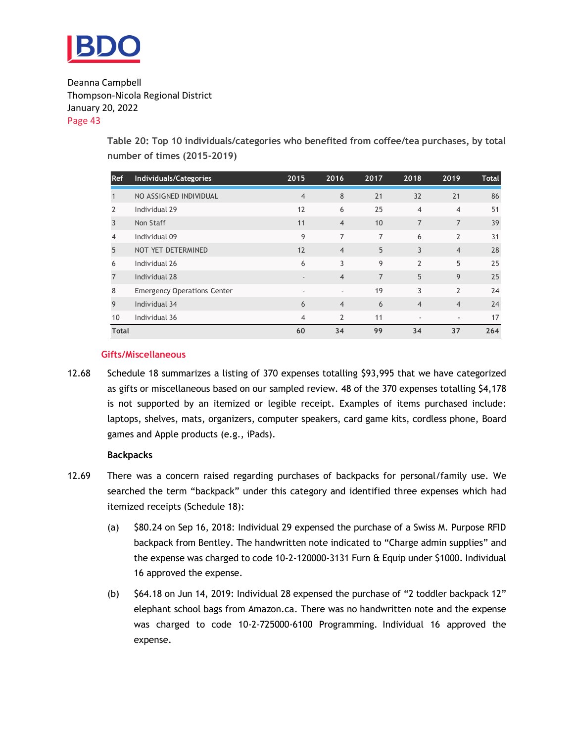**Table 20: Top 10 individuals/categories who benefited from coffee/tea purchases, by total number of times (2015-2019)**

| Ref | Individuals/Categories | 2015 | 2016 | 2017 | 2018 | 2019 | Total |
|---|---|---|---|---|---|---|---|
| 1 | NO ASSIGNED INDIVIDUAL | 4 | 8 | 21 | 32 | 21 | 86 |
| 2 | Individual 29 | 12 | 6 | 25 | 4 | 4 | 51 |
| 3 | Non Staff | 11 | 4 | 10 | 7 | 7 | 39 |
| 4 | Individual 09 | 9 | 7 | 7 | 6 | 2 | 31 |
| 5 | NOT YET DETERMINED | 12 | 4 | 5 | 3 | 4 | 28 |
| 6 | Individual 26 | 6 | 3 | 9 | 2 | 5 | 25 |
| 7 | Individual 28 | - | 4 | 7 | 5 | 9 | 25 |
| 8 | Emergency Operations Center | - | - | 19 | 3 | 2 | 24 |
| 9 | Individual 34 | 6 | 4 | 6 | 4 | 4 | 24 |
| 10 | Individual 36 | 4 | 2 | 11 | - | - | 17 |
| **Total** | | **60** | **34** | **99** | **34** | **37** | **264** |

### Gifts/Miscellaneous

12.68 Schedule 18 summarizes a listing of 370 expenses totalling $93,995 that we have categorized as gifts or miscellaneous based on our sampled review. 48 of the 370 expenses totalling $4,178 is not supported by an itemized or legible receipt. Examples of items purchased include: laptops, shelves, mats, organizers, computer speakers, card game kits, cordless phone, Board games and Apple products (e.g., iPads).

**Backpacks**

12.69 There was a concern raised regarding purchases of backpacks for personal/family use. We searched the term “backpack” under this category and identified three expenses which had itemized receipts (Schedule 18):

(a) $80.24 on Sep 16, 2018: Individual 29 expensed the purchase of a Swiss M. Purpose RFID backpack from Bentley. The handwritten note indicated to “Charge admin supplies” and the expense was charged to code 10-2-120000-3131 Furn & Equip under $1000. Individual 16 approved the expense.

(b) $64.18 on Jun 14, 2019: Individual 28 expensed the purchase of “2 toddler backpack 12” elephant school bags from Amazon.ca. There was no handwritten note and the expense was charged to code 10-2-725000-6100 Programming. Individual 16 approved the expense.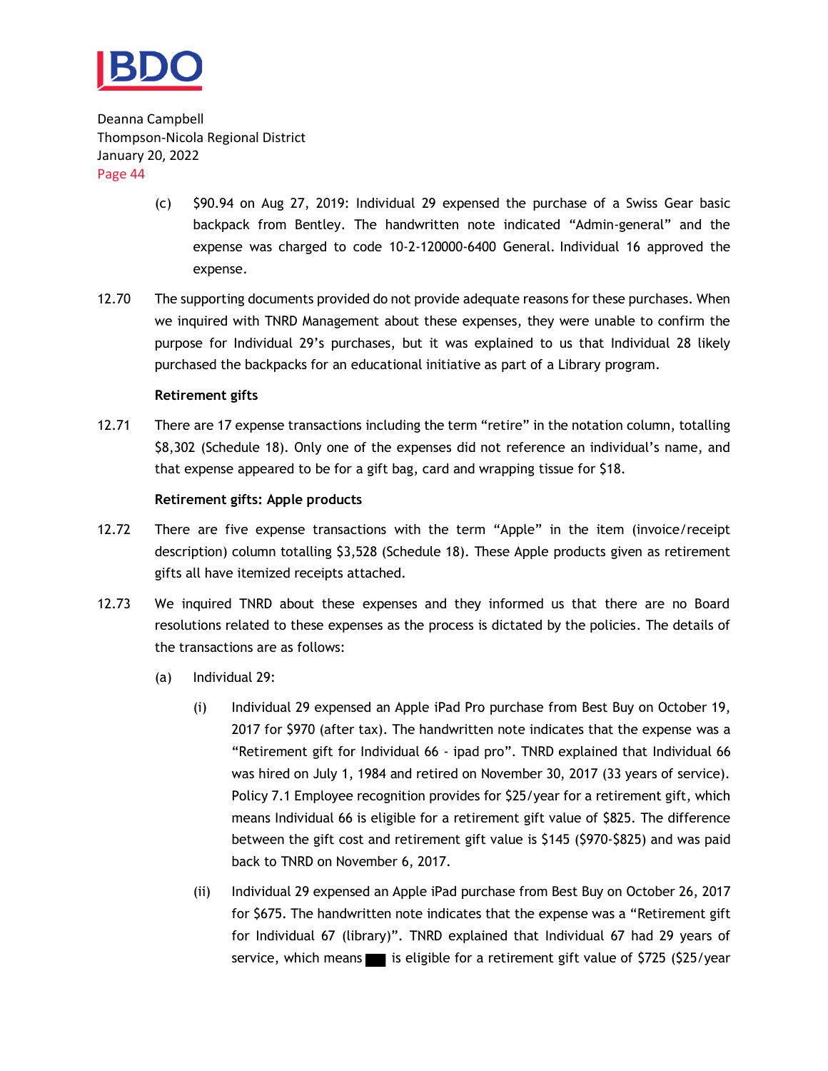(c) $90.94 on Aug 27, 2019: Individual 29 expensed the purchase of a Swiss Gear basic backpack from Bentley. The handwritten note indicated “Admin-general” and the expense was charged to code 10-2-120000-6400 General. Individual 16 approved the expense.

12.70 The supporting documents provided do not provide adequate reasons for these purchases. When we inquired with TNRD Management about these expenses, they were unable to confirm the purpose for Individual 29’s purchases, but it was explained to us that Individual 28 likely purchased the backpacks for an educational initiative as part of a Library program.

**Retirement gifts**

12.71 There are 17 expense transactions including the term “retire” in the notation column, totalling $8,302 (Schedule 18). Only one of the expenses did not reference an individual’s name, and that expense appeared to be for a gift bag, card and wrapping tissue for $18.

**Retirement gifts: Apple products**

12.72 There are five expense transactions with the term “Apple” in the item (invoice/receipt description) column totalling $3,528 (Schedule 18). These Apple products given as retirement gifts all have itemized receipts attached.

12.73 We inquired TNRD about these expenses and they informed us that there are no Board resolutions related to these expenses as the process is dictated by the policies. The details of the transactions are as follows:

(a) Individual 29:

(i) Individual 29 expensed an Apple iPad Pro purchase from Best Buy on October 19, 2017 for $970 (after tax). The handwritten note indicates that the expense was a “Retirement gift for Individual 66 - ipad pro”. TNRD explained that Individual 66 was hired on July 1, 1984 and retired on November 30, 2017 (33 years of service). Policy 7.1 Employee recognition provides for $25/year for a retirement gift, which means Individual 66 is eligible for a retirement gift value of $825. The difference between the gift cost and retirement gift value is $145 ($970-$825) and was paid back to TNRD on November 6, 2017.

(ii) Individual 29 expensed an Apple iPad purchase from Best Buy on October 26, 2017 for $675. The handwritten note indicates that the expense was a “Retirement gift for Individual 67 (library)”. TNRD explained that Individual 67 had 29 years of service, which means ███ is eligible for a retirement gift value of $725 ($25/year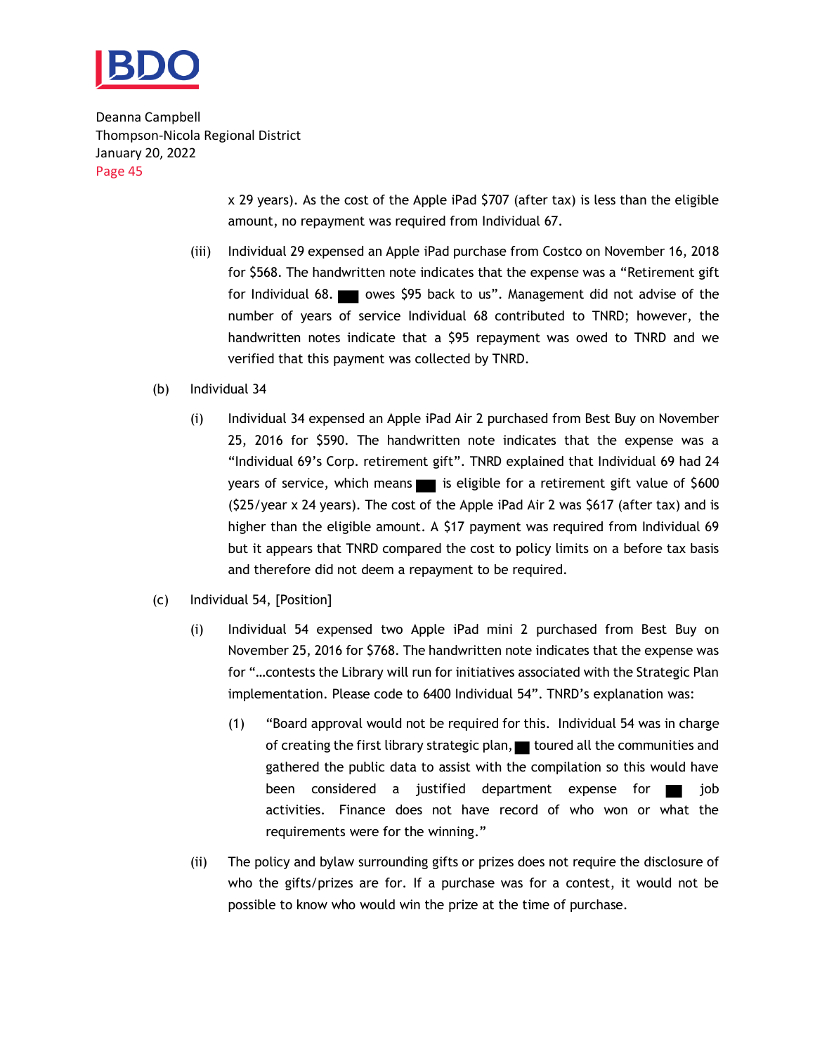x 29 years). As the cost of the Apple iPad $707 (after tax) is less than the eligible amount, no repayment was required from Individual 67.

(iii) Individual 29 expensed an Apple iPad purchase from Costco on November 16, 2018 for $568. The handwritten note indicates that the expense was a "Retirement gift for Individual 68. ███ owes $95 back to us". Management did not advise of the number of years of service Individual 68 contributed to TNRD; however, the handwritten notes indicate that a $95 repayment was owed to TNRD and we verified that this payment was collected by TNRD.

(b) Individual 34

(i) Individual 34 expensed an Apple iPad Air 2 purchased from Best Buy on November 25, 2016 for $590. The handwritten note indicates that the expense was a "Individual 69's Corp. retirement gift". TNRD explained that Individual 69 had 24 years of service, which means ███ is eligible for a retirement gift value of $600 ($25/year x 24 years). The cost of the Apple iPad Air 2 was $617 (after tax) and is higher than the eligible amount. A $17 payment was required from Individual 69 but it appears that TNRD compared the cost to policy limits on a before tax basis and therefore did not deem a repayment to be required.

(c) Individual 54, [Position]

(i) Individual 54 expensed two Apple iPad mini 2 purchased from Best Buy on November 25, 2016 for $768. The handwritten note indicates that the expense was for "…contests the Library will run for initiatives associated with the Strategic Plan implementation. Please code to 6400 Individual 54". TNRD's explanation was:

(1) "Board approval would not be required for this. Individual 54 was in charge of creating the first library strategic plan, ██ toured all the communities and gathered the public data to assist with the compilation so this would have been considered a justified department expense for ██ job activities. Finance does not have record of who won or what the requirements were for the winning."

(ii) The policy and bylaw surrounding gifts or prizes does not require the disclosure of who the gifts/prizes are for. If a purchase was for a contest, it would not be possible to know who would win the prize at the time of purchase.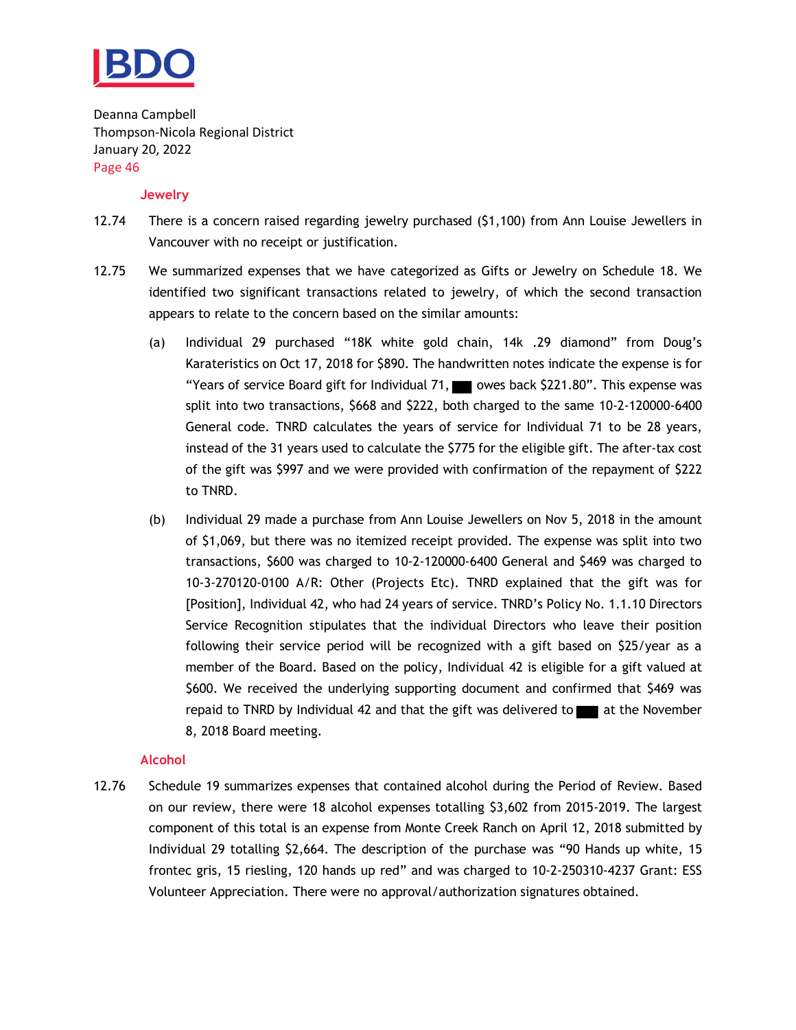### Jewelry

12.74 There is a concern raised regarding jewelry purchased ($1,100) from Ann Louise Jewellers in Vancouver with no receipt or justification.

12.75 We summarized expenses that we have categorized as Gifts or Jewelry on Schedule 18. We identified two significant transactions related to jewelry, of which the second transaction appears to relate to the concern based on the similar amounts:

(a) Individual 29 purchased "18K white gold chain, 14k .29 diamond" from Doug's Karateristics on Oct 17, 2018 for $890. The handwritten notes indicate the expense is for "Years of service Board gift for Individual 71, ███ owes back $221.80". This expense was split into two transactions, $668 and $222, both charged to the same 10-2-120000-6400 General code. TNRD calculates the years of service for Individual 71 to be 28 years, instead of the 31 years used to calculate the $775 for the eligible gift. The after-tax cost of the gift was $997 and we were provided with confirmation of the repayment of $222 to TNRD.

(b) Individual 29 made a purchase from Ann Louise Jewellers on Nov 5, 2018 in the amount of $1,069, but there was no itemized receipt provided. The expense was split into two transactions, $600 was charged to 10-2-120000-6400 General and $469 was charged to 10-3-270120-0100 A/R: Other (Projects Etc). TNRD explained that the gift was for [Position], Individual 42, who had 24 years of service. TNRD's Policy No. 1.1.10 Directors Service Recognition stipulates that the individual Directors who leave their position following their service period will be recognized with a gift based on $25/year as a member of the Board. Based on the policy, Individual 42 is eligible for a gift valued at $600. We received the underlying supporting document and confirmed that $469 was repaid to TNRD by Individual 42 and that the gift was delivered to ███ at the November 8, 2018 Board meeting.

### Alcohol

12.76 Schedule 19 summarizes expenses that contained alcohol during the Period of Review. Based on our review, there were 18 alcohol expenses totalling $3,602 from 2015-2019. The largest component of this total is an expense from Monte Creek Ranch on April 12, 2018 submitted by Individual 29 totalling $2,664. The description of the purchase was "90 Hands up white, 15 frontec gris, 15 riesling, 120 hands up red" and was charged to 10-2-250310-4237 Grant: ESS Volunteer Appreciation. There were no approval/authorization signatures obtained.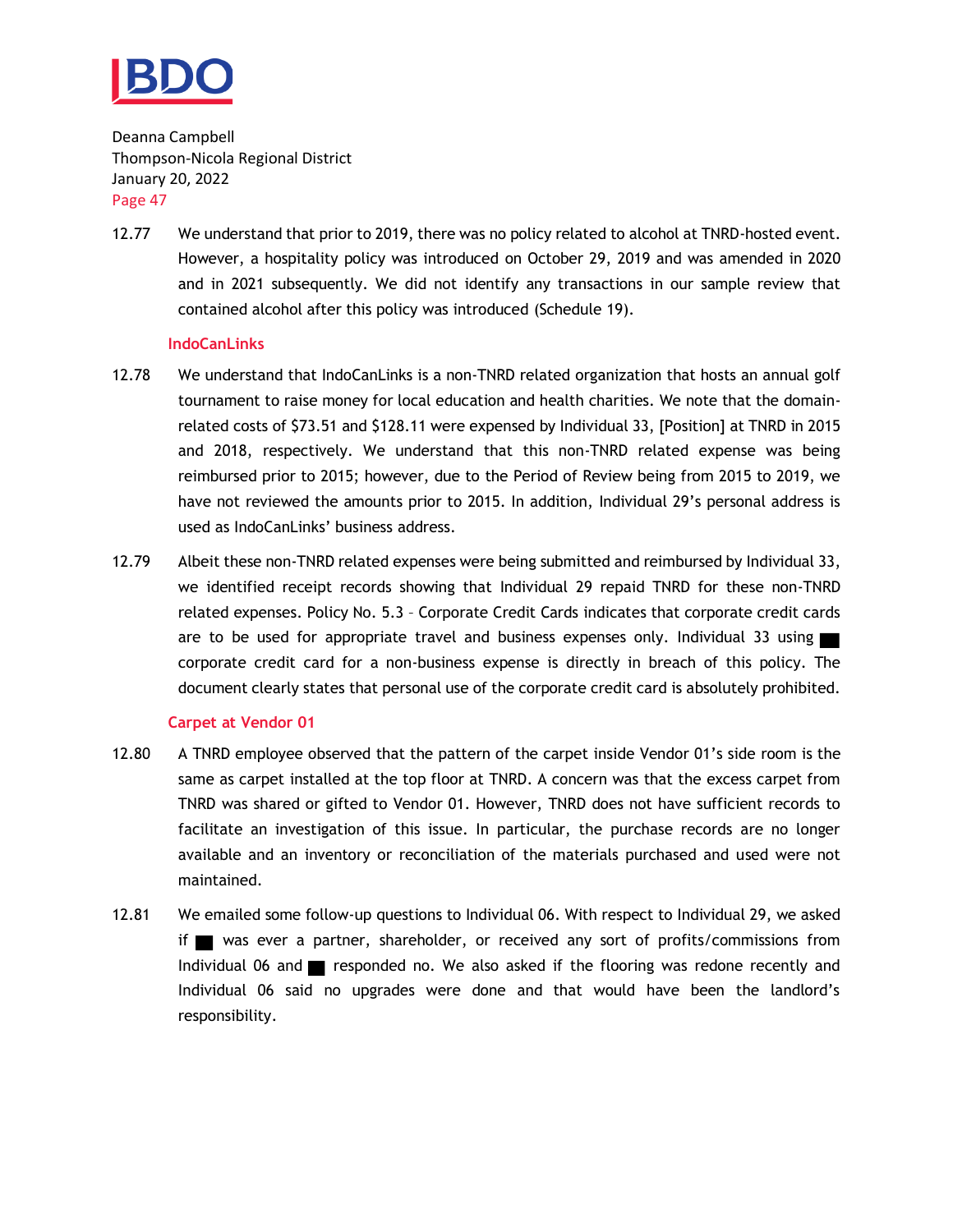12.77 We understand that prior to 2019, there was no policy related to alcohol at TNRD-hosted event. However, a hospitality policy was introduced on October 29, 2019 and was amended in 2020 and in 2021 subsequently. We did not identify any transactions in our sample review that contained alcohol after this policy was introduced (Schedule 19).

### IndoCanLinks

12.78 We understand that IndoCanLinks is a non-TNRD related organization that hosts an annual golf tournament to raise money for local education and health charities. We note that the domain-related costs of $73.51 and $128.11 were expensed by Individual 33, [Position] at TNRD in 2015 and 2018, respectively. We understand that this non-TNRD related expense was being reimbursed prior to 2015; however, due to the Period of Review being from 2015 to 2019, we have not reviewed the amounts prior to 2015. In addition, Individual 29's personal address is used as IndoCanLinks' business address.

12.79 Albeit these non-TNRD related expenses were being submitted and reimbursed by Individual 33, we identified receipt records showing that Individual 29 repaid TNRD for these non-TNRD related expenses. Policy No. 5.3 – Corporate Credit Cards indicates that corporate credit cards are to be used for appropriate travel and business expenses only. Individual 33 using ■ corporate credit card for a non-business expense is directly in breach of this policy. The document clearly states that personal use of the corporate credit card is absolutely prohibited.

### Carpet at Vendor 01

12.80 A TNRD employee observed that the pattern of the carpet inside Vendor 01's side room is the same as carpet installed at the top floor at TNRD. A concern was that the excess carpet from TNRD was shared or gifted to Vendor 01. However, TNRD does not have sufficient records to facilitate an investigation of this issue. In particular, the purchase records are no longer available and an inventory or reconciliation of the materials purchased and used were not maintained.

12.81 We emailed some follow-up questions to Individual 06. With respect to Individual 29, we asked if ■ was ever a partner, shareholder, or received any sort of profits/commissions from Individual 06 and ■ responded no. We also asked if the flooring was redone recently and Individual 06 said no upgrades were done and that would have been the landlord's responsibility.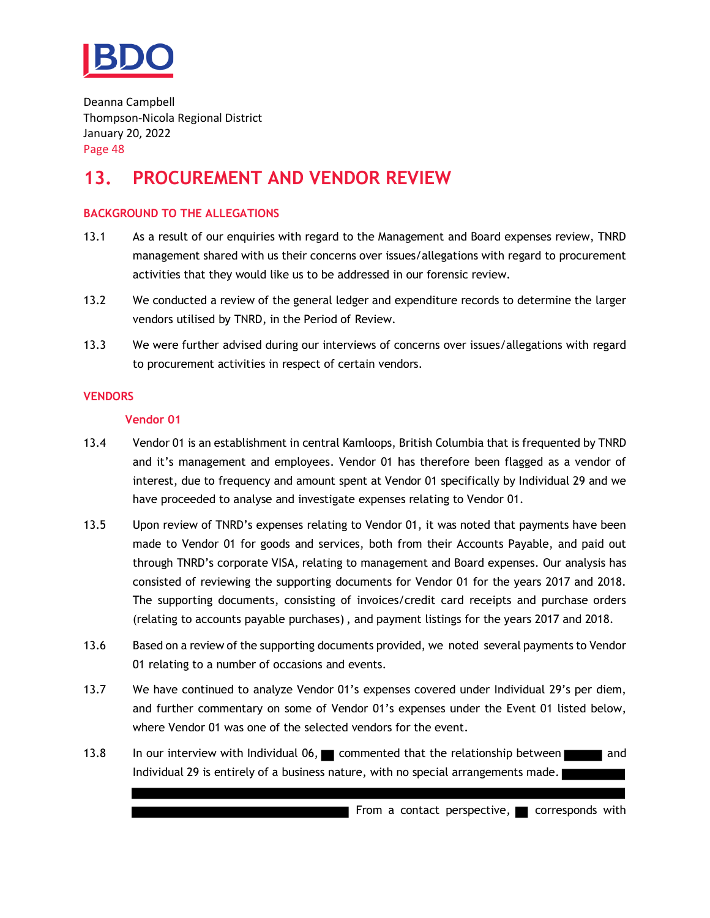## 13. PROCUREMENT AND VENDOR REVIEW

### BACKGROUND TO THE ALLEGATIONS

13.1 As a result of our enquiries with regard to the Management and Board expenses review, TNRD management shared with us their concerns over issues/allegations with regard to procurement activities that they would like us to be addressed in our forensic review.

13.2 We conducted a review of the general ledger and expenditure records to determine the larger vendors utilised by TNRD, in the Period of Review.

13.3 We were further advised during our interviews of concerns over issues/allegations with regard to procurement activities in respect of certain vendors.

### VENDORS

#### Vendor 01

13.4 Vendor 01 is an establishment in central Kamloops, British Columbia that is frequented by TNRD and it's management and employees. Vendor 01 has therefore been flagged as a vendor of interest, due to frequency and amount spent at Vendor 01 specifically by Individual 29 and we have proceeded to analyse and investigate expenses relating to Vendor 01.

13.5 Upon review of TNRD's expenses relating to Vendor 01, it was noted that payments have been made to Vendor 01 for goods and services, both from their Accounts Payable, and paid out through TNRD's corporate VISA, relating to management and Board expenses. Our analysis has consisted of reviewing the supporting documents for Vendor 01 for the years 2017 and 2018. The supporting documents, consisting of invoices/credit card receipts and purchase orders (relating to accounts payable purchases) , and payment listings for the years 2017 and 2018.

13.6 Based on a review of the supporting documents provided, we noted several payments to Vendor 01 relating to a number of occasions and events.

13.7 We have continued to analyze Vendor 01's expenses covered under Individual 29's per diem, and further commentary on some of Vendor 01's expenses under the Event 01 listed below, where Vendor 01 was one of the selected vendors for the event.

13.8 In our interview with Individual 06, ███ commented that the relationship between ██████ and Individual 29 is entirely of a business nature, with no special arrangements made. ██████████ ████████████████████████████████████████████████████████████ ████████████████████████████████████ From a contact perspective, ██ corresponds with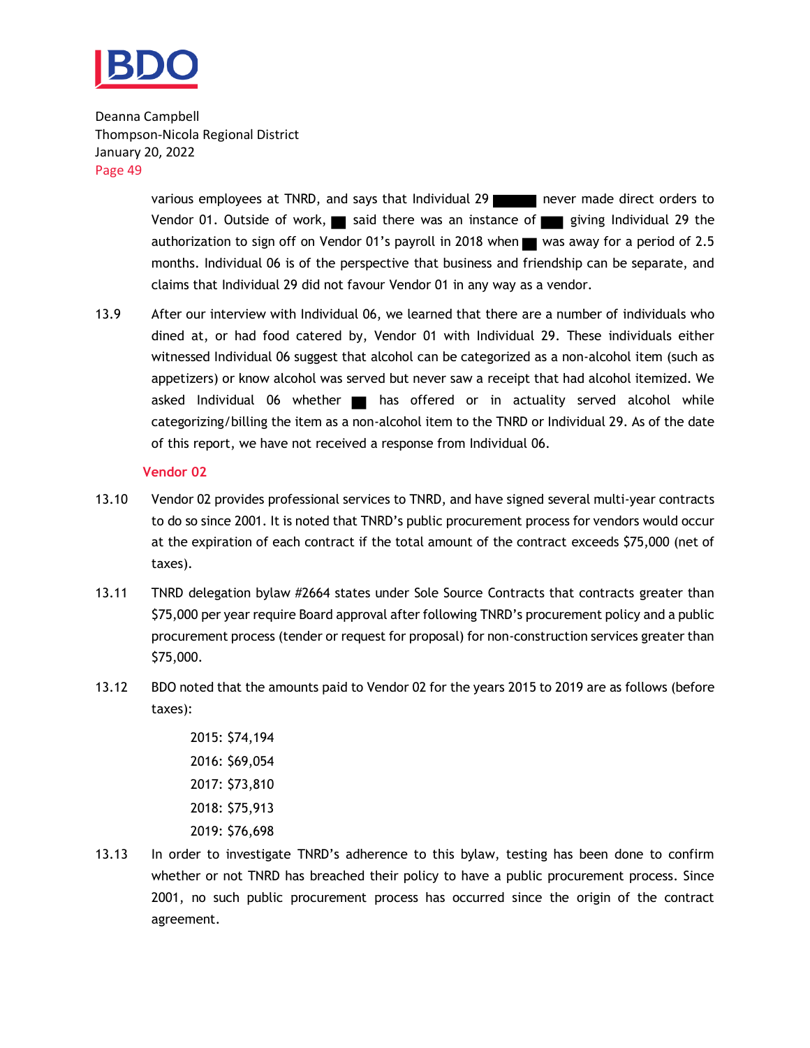various employees at TNRD, and says that Individual 29 ████ never made direct orders to Vendor 01. Outside of work, ██ said there was an instance of ██ giving Individual 29 the authorization to sign off on Vendor 01's payroll in 2018 when ██ was away for a period of 2.5 months. Individual 06 is of the perspective that business and friendship can be separate, and claims that Individual 29 did not favour Vendor 01 in any way as a vendor.

13.9 After our interview with Individual 06, we learned that there are a number of individuals who dined at, or had food catered by, Vendor 01 with Individual 29. These individuals either witnessed Individual 06 suggest that alcohol can be categorized as a non-alcohol item (such as appetizers) or know alcohol was served but never saw a receipt that had alcohol itemized. We asked Individual 06 whether ██ has offered or in actuality served alcohol while categorizing/billing the item as a non-alcohol item to the TNRD or Individual 29. As of the date of this report, we have not received a response from Individual 06.

### Vendor 02

13.10 Vendor 02 provides professional services to TNRD, and have signed several multi-year contracts to do so since 2001. It is noted that TNRD's public procurement process for vendors would occur at the expiration of each contract if the total amount of the contract exceeds $75,000 (net of taxes).

13.11 TNRD delegation bylaw #2664 states under Sole Source Contracts that contracts greater than $75,000 per year require Board approval after following TNRD's procurement policy and a public procurement process (tender or request for proposal) for non-construction services greater than $75,000.

13.12 BDO noted that the amounts paid to Vendor 02 for the years 2015 to 2019 are as follows (before taxes):

2015: $74,194
2016: $69,054
2017: $73,810
2018: $75,913
2019: $76,698

13.13 In order to investigate TNRD's adherence to this bylaw, testing has been done to confirm whether or not TNRD has breached their policy to have a public procurement process. Since 2001, no such public procurement process has occurred since the origin of the contract agreement.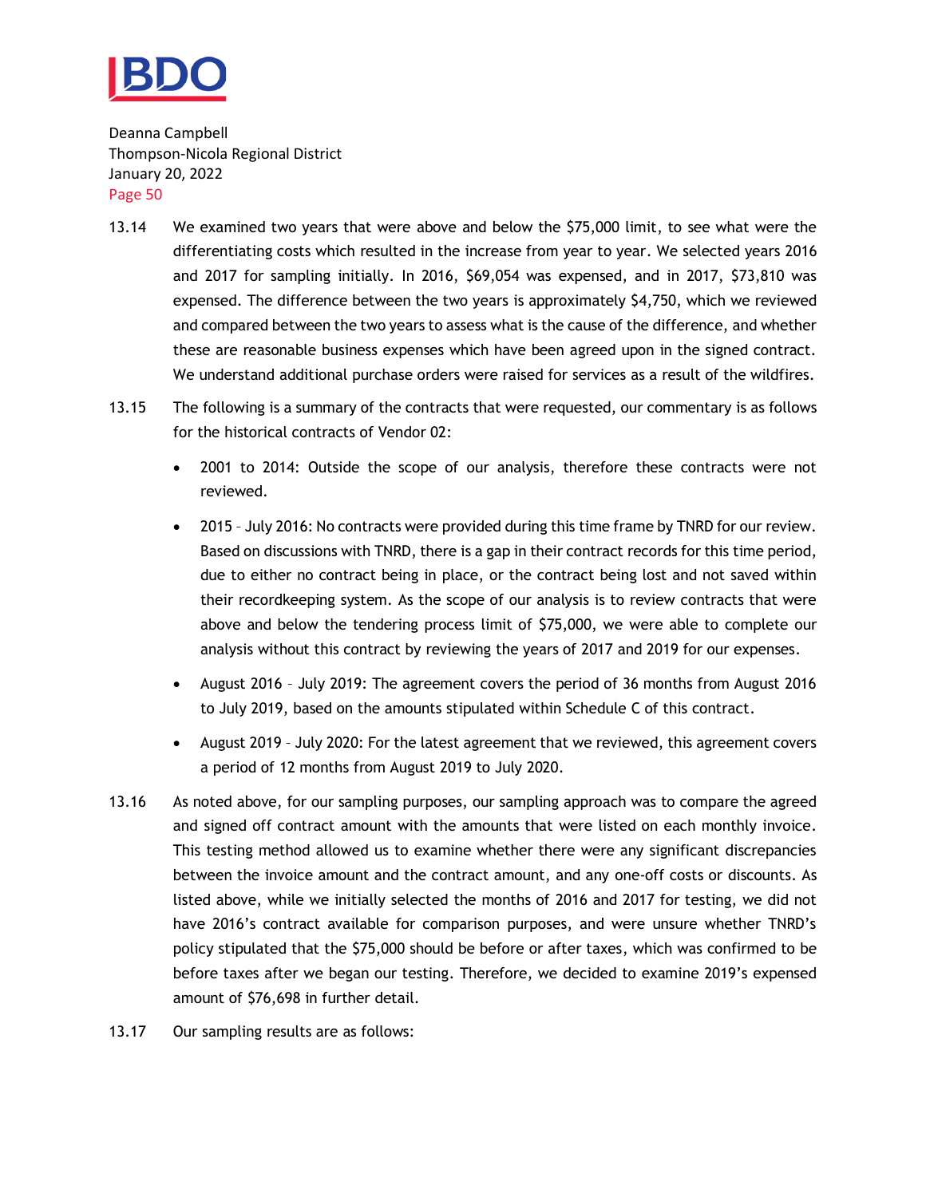13.14 We examined two years that were above and below the $75,000 limit, to see what were the differentiating costs which resulted in the increase from year to year. We selected years 2016 and 2017 for sampling initially. In 2016, $69,054 was expensed, and in 2017, $73,810 was expensed. The difference between the two years is approximately $4,750, which we reviewed and compared between the two years to assess what is the cause of the difference, and whether these are reasonable business expenses which have been agreed upon in the signed contract. We understand additional purchase orders were raised for services as a result of the wildfires.

13.15 The following is a summary of the contracts that were requested, our commentary is as follows for the historical contracts of Vendor 02:

- 2001 to 2014: Outside the scope of our analysis, therefore these contracts were not reviewed.
- 2015 – July 2016: No contracts were provided during this time frame by TNRD for our review. Based on discussions with TNRD, there is a gap in their contract records for this time period, due to either no contract being in place, or the contract being lost and not saved within their recordkeeping system. As the scope of our analysis is to review contracts that were above and below the tendering process limit of $75,000, we were able to complete our analysis without this contract by reviewing the years of 2017 and 2019 for our expenses.
- August 2016 – July 2019: The agreement covers the period of 36 months from August 2016 to July 2019, based on the amounts stipulated within Schedule C of this contract.
- August 2019 – July 2020: For the latest agreement that we reviewed, this agreement covers a period of 12 months from August 2019 to July 2020.

13.16 As noted above, for our sampling purposes, our sampling approach was to compare the agreed and signed off contract amount with the amounts that were listed on each monthly invoice. This testing method allowed us to examine whether there were any significant discrepancies between the invoice amount and the contract amount, and any one-off costs or discounts. As listed above, while we initially selected the months of 2016 and 2017 for testing, we did not have 2016's contract available for comparison purposes, and were unsure whether TNRD's policy stipulated that the $75,000 should be before or after taxes, which was confirmed to be before taxes after we began our testing. Therefore, we decided to examine 2019's expensed amount of $76,698 in further detail.

13.17 Our sampling results are as follows: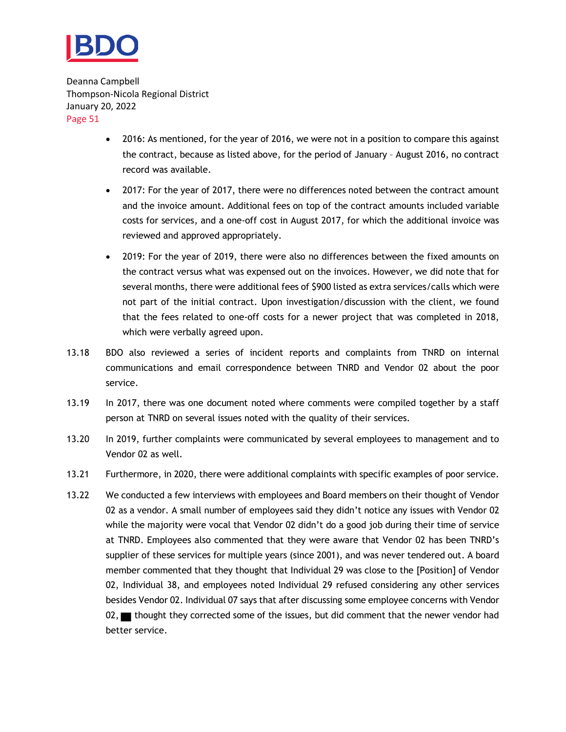- 2016: As mentioned, for the year of 2016, we were not in a position to compare this against the contract, because as listed above, for the period of January – August 2016, no contract record was available.
- 2017: For the year of 2017, there were no differences noted between the contract amount and the invoice amount. Additional fees on top of the contract amounts included variable costs for services, and a one-off cost in August 2017, for which the additional invoice was reviewed and approved appropriately.
- 2019: For the year of 2019, there were also no differences between the fixed amounts on the contract versus what was expensed out on the invoices. However, we did note that for several months, there were additional fees of $900 listed as extra services/calls which were not part of the initial contract. Upon investigation/discussion with the client, we found that the fees related to one-off costs for a newer project that was completed in 2018, which were verbally agreed upon.

13.18 BDO also reviewed a series of incident reports and complaints from TNRD on internal communications and email correspondence between TNRD and Vendor 02 about the poor service.

13.19 In 2017, there was one document noted where comments were compiled together by a staff person at TNRD on several issues noted with the quality of their services.

13.20 In 2019, further complaints were communicated by several employees to management and to Vendor 02 as well.

13.21 Furthermore, in 2020, there were additional complaints with specific examples of poor service.

13.22 We conducted a few interviews with employees and Board members on their thought of Vendor 02 as a vendor. A small number of employees said they didn't notice any issues with Vendor 02 while the majority were vocal that Vendor 02 didn't do a good job during their time of service at TNRD. Employees also commented that they were aware that Vendor 02 has been TNRD's supplier of these services for multiple years (since 2001), and was never tendered out. A board member commented that they thought that Individual 29 was close to the [Position] of Vendor 02, Individual 38, and employees noted Individual 29 refused considering any other services besides Vendor 02. Individual 07 says that after discussing some employee concerns with Vendor 02, ■ thought they corrected some of the issues, but did comment that the newer vendor had better service.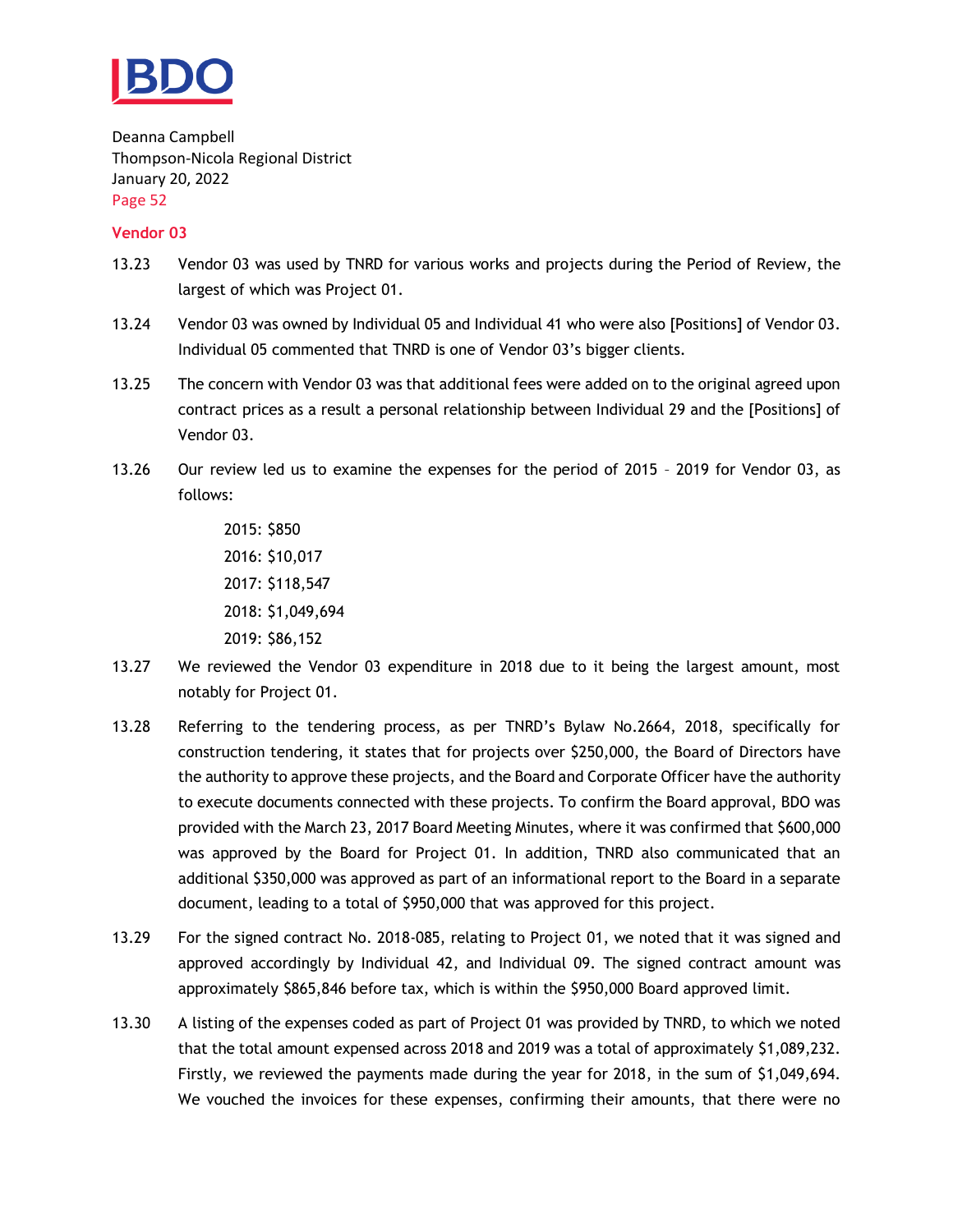## Vendor 03

13.23 Vendor 03 was used by TNRD for various works and projects during the Period of Review, the largest of which was Project 01.

13.24 Vendor 03 was owned by Individual 05 and Individual 41 who were also [Positions] of Vendor 03. Individual 05 commented that TNRD is one of Vendor 03's bigger clients.

13.25 The concern with Vendor 03 was that additional fees were added on to the original agreed upon contract prices as a result a personal relationship between Individual 29 and the [Positions] of Vendor 03.

13.26 Our review led us to examine the expenses for the period of 2015 – 2019 for Vendor 03, as follows:

2015: $850

2016: $10,017

2017: $118,547

2018: $1,049,694

2019: $86,152

13.27 We reviewed the Vendor 03 expenditure in 2018 due to it being the largest amount, most notably for Project 01.

13.28 Referring to the tendering process, as per TNRD's Bylaw No.2664, 2018, specifically for construction tendering, it states that for projects over $250,000, the Board of Directors have the authority to approve these projects, and the Board and Corporate Officer have the authority to execute documents connected with these projects. To confirm the Board approval, BDO was provided with the March 23, 2017 Board Meeting Minutes, where it was confirmed that $600,000 was approved by the Board for Project 01. In addition, TNRD also communicated that an additional $350,000 was approved as part of an informational report to the Board in a separate document, leading to a total of $950,000 that was approved for this project.

13.29 For the signed contract No. 2018-085, relating to Project 01, we noted that it was signed and approved accordingly by Individual 42, and Individual 09. The signed contract amount was approximately $865,846 before tax, which is within the $950,000 Board approved limit.

13.30 A listing of the expenses coded as part of Project 01 was provided by TNRD, to which we noted that the total amount expensed across 2018 and 2019 was a total of approximately $1,089,232. Firstly, we reviewed the payments made during the year for 2018, in the sum of $1,049,694. We vouched the invoices for these expenses, confirming their amounts, that there were no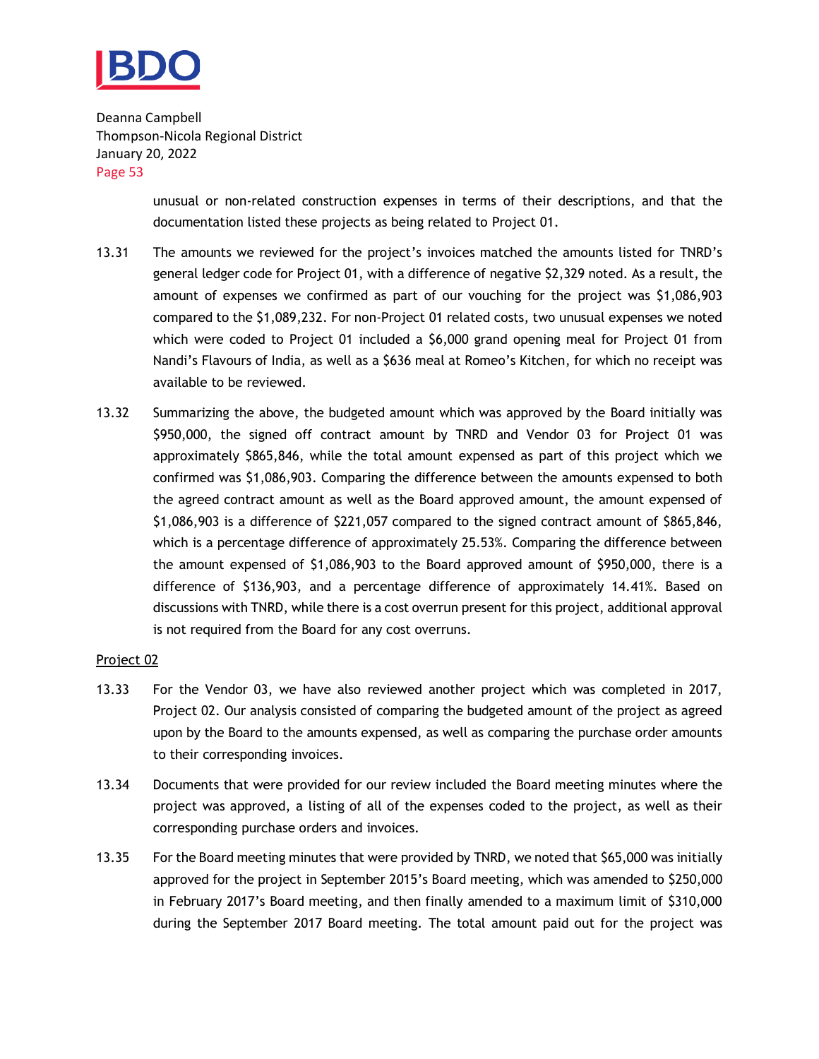unusual or non-related construction expenses in terms of their descriptions, and that the documentation listed these projects as being related to Project 01.

13.31 The amounts we reviewed for the project's invoices matched the amounts listed for TNRD's general ledger code for Project 01, with a difference of negative $2,329 noted. As a result, the amount of expenses we confirmed as part of our vouching for the project was $1,086,903 compared to the $1,089,232. For non-Project 01 related costs, two unusual expenses we noted which were coded to Project 01 included a $6,000 grand opening meal for Project 01 from Nandi's Flavours of India, as well as a $636 meal at Romeo's Kitchen, for which no receipt was available to be reviewed.

13.32 Summarizing the above, the budgeted amount which was approved by the Board initially was $950,000, the signed off contract amount by TNRD and Vendor 03 for Project 01 was approximately $865,846, while the total amount expensed as part of this project which we confirmed was $1,086,903. Comparing the difference between the amounts expensed to both the agreed contract amount as well as the Board approved amount, the amount expensed of $1,086,903 is a difference of $221,057 compared to the signed contract amount of $865,846, which is a percentage difference of approximately 25.53%. Comparing the difference between the amount expensed of $1,086,903 to the Board approved amount of $950,000, there is a difference of $136,903, and a percentage difference of approximately 14.41%. Based on discussions with TNRD, while there is a cost overrun present for this project, additional approval is not required from the Board for any cost overruns.

<u>Project 02</u>

13.33 For the Vendor 03, we have also reviewed another project which was completed in 2017, Project 02. Our analysis consisted of comparing the budgeted amount of the project as agreed upon by the Board to the amounts expensed, as well as comparing the purchase order amounts to their corresponding invoices.

13.34 Documents that were provided for our review included the Board meeting minutes where the project was approved, a listing of all of the expenses coded to the project, as well as their corresponding purchase orders and invoices.

13.35 For the Board meeting minutes that were provided by TNRD, we noted that $65,000 was initially approved for the project in September 2015's Board meeting, which was amended to $250,000 in February 2017's Board meeting, and then finally amended to a maximum limit of $310,000 during the September 2017 Board meeting. The total amount paid out for the project was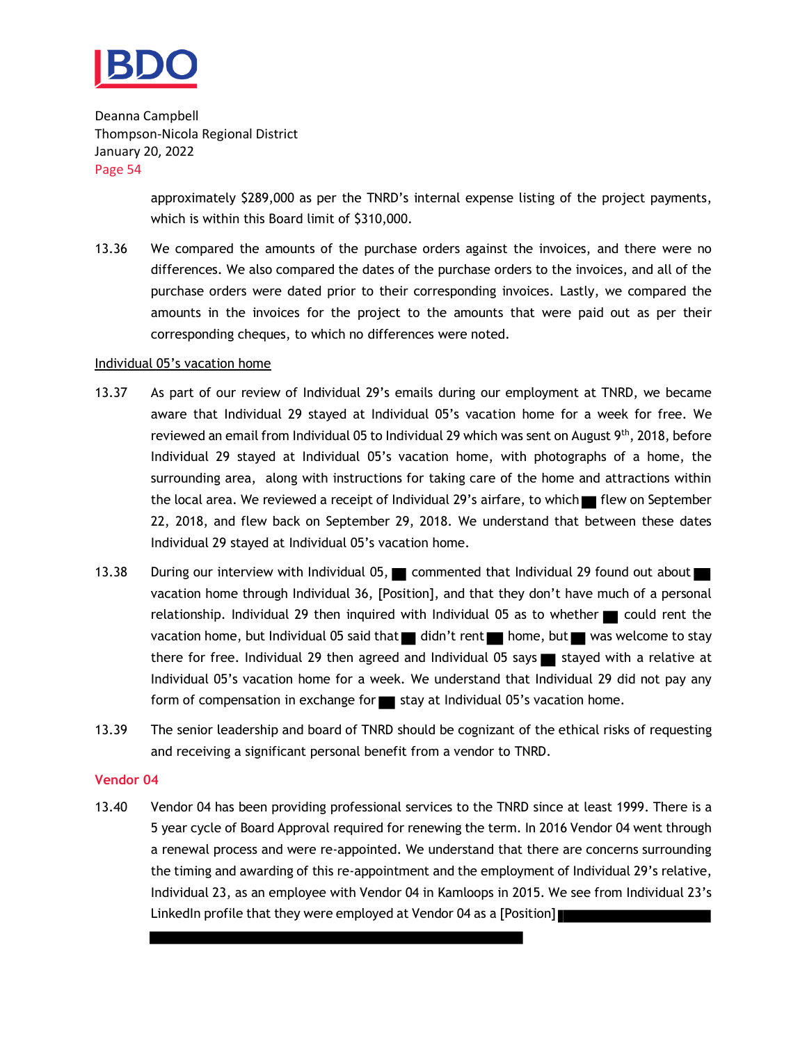approximately $289,000 as per the TNRD's internal expense listing of the project payments, which is within this Board limit of $310,000.

13.36 We compared the amounts of the purchase orders against the invoices, and there were no differences. We also compared the dates of the purchase orders to the invoices, and all of the purchase orders were dated prior to their corresponding invoices. Lastly, we compared the amounts in the invoices for the project to the amounts that were paid out as per their corresponding cheques, to which no differences were noted.

<u>Individual 05's vacation home</u>

13.37 As part of our review of Individual 29's emails during our employment at TNRD, we became aware that Individual 29 stayed at Individual 05's vacation home for a week for free. We reviewed an email from Individual 05 to Individual 29 which was sent on August 9th, 2018, before Individual 29 stayed at Individual 05's vacation home, with photographs of a home, the surrounding area, along with instructions for taking care of the home and attractions within the local area. We reviewed a receipt of Individual 29's airfare, to which ██ flew on September 22, 2018, and flew back on September 29, 2018. We understand that between these dates Individual 29 stayed at Individual 05's vacation home.

13.38 During our interview with Individual 05, ██ commented that Individual 29 found out about ██ vacation home through Individual 36, [Position], and that they don't have much of a personal relationship. Individual 29 then inquired with Individual 05 as to whether ██ could rent the vacation home, but Individual 05 said that ██ didn't rent ██ home, but ██ was welcome to stay there for free. Individual 29 then agreed and Individual 05 says ██ stayed with a relative at Individual 05's vacation home for a week. We understand that Individual 29 did not pay any form of compensation in exchange for ██ stay at Individual 05's vacation home.

13.39 The senior leadership and board of TNRD should be cognizant of the ethical risks of requesting and receiving a significant personal benefit from a vendor to TNRD.

### Vendor 04

13.40 Vendor 04 has been providing professional services to the TNRD since at least 1999. There is a 5 year cycle of Board Approval required for renewing the term. In 2016 Vendor 04 went through a renewal process and were re-appointed. We understand that there are concerns surrounding the timing and awarding of this re-appointment and the employment of Individual 29's relative, Individual 23, as an employee with Vendor 04 in Kamloops in 2015. We see from Individual 23's LinkedIn profile that they were employed at Vendor 04 as a [Position] ████████████████

████████████████████████████████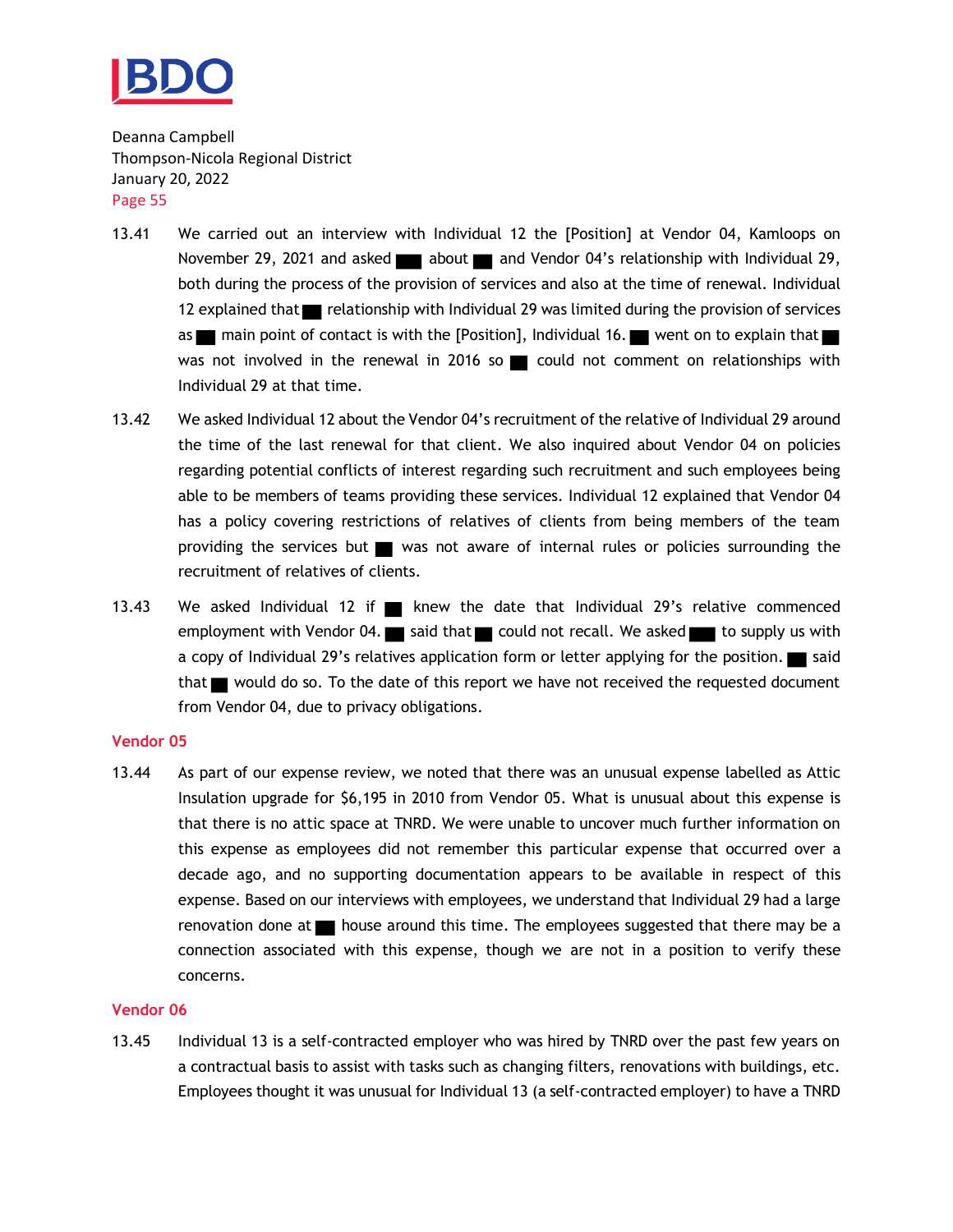13.41 We carried out an interview with Individual 12 the [Position] at Vendor 04, Kamloops on November 29, 2021 and asked ███ about ██ and Vendor 04's relationship with Individual 29, both during the process of the provision of services and also at the time of renewal. Individual 12 explained that ██ relationship with Individual 29 was limited during the provision of services as ██ main point of contact is with the [Position], Individual 16. ██ went on to explain that ██ was not involved in the renewal in 2016 so ██ could not comment on relationships with Individual 29 at that time.

13.42 We asked Individual 12 about the Vendor 04's recruitment of the relative of Individual 29 around the time of the last renewal for that client. We also inquired about Vendor 04 on policies regarding potential conflicts of interest regarding such recruitment and such employees being able to be members of teams providing these services. Individual 12 explained that Vendor 04 has a policy covering restrictions of relatives of clients from being members of the team providing the services but ██ was not aware of internal rules or policies surrounding the recruitment of relatives of clients.

13.43 We asked Individual 12 if ██ knew the date that Individual 29's relative commenced employment with Vendor 04. ██ said that ██ could not recall. We asked ███ to supply us with a copy of Individual 29's relatives application form or letter applying for the position. ██ said that ██ would do so. To the date of this report we have not received the requested document from Vendor 04, due to privacy obligations.

### Vendor 05

13.44 As part of our expense review, we noted that there was an unusual expense labelled as Attic Insulation upgrade for $6,195 in 2010 from Vendor 05. What is unusual about this expense is that there is no attic space at TNRD. We were unable to uncover much further information on this expense as employees did not remember this particular expense that occurred over a decade ago, and no supporting documentation appears to be available in respect of this expense. Based on our interviews with employees, we understand that Individual 29 had a large renovation done at ██ house around this time. The employees suggested that there may be a connection associated with this expense, though we are not in a position to verify these concerns.

### Vendor 06

13.45 Individual 13 is a self-contracted employer who was hired by TNRD over the past few years on a contractual basis to assist with tasks such as changing filters, renovations with buildings, etc. Employees thought it was unusual for Individual 13 (a self-contracted employer) to have a TNRD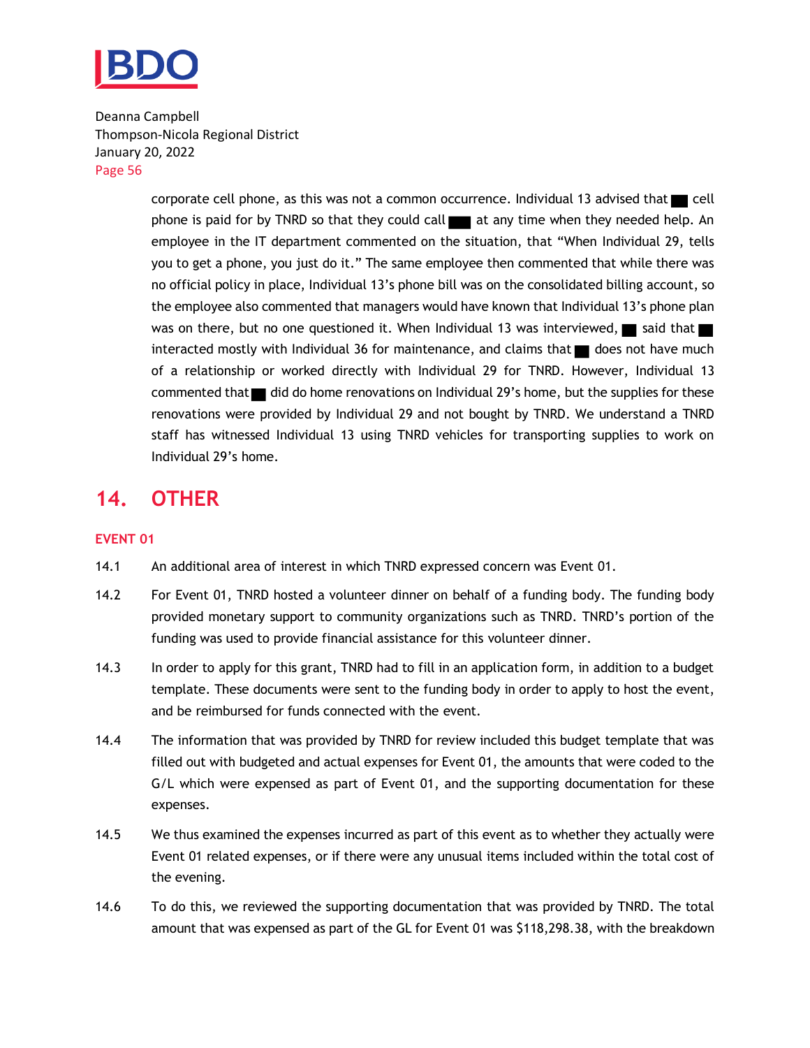corporate cell phone, as this was not a common occurrence. Individual 13 advised that ■ cell phone is paid for by TNRD so that they could call ■ at any time when they needed help. An employee in the IT department commented on the situation, that "When Individual 29, tells you to get a phone, you just do it." The same employee then commented that while there was no official policy in place, Individual 13's phone bill was on the consolidated billing account, so the employee also commented that managers would have known that Individual 13's phone plan was on there, but no one questioned it. When Individual 13 was interviewed, ■ said that ■ interacted mostly with Individual 36 for maintenance, and claims that ■ does not have much of a relationship or worked directly with Individual 29 for TNRD. However, Individual 13 commented that ■ did do home renovations on Individual 29's home, but the supplies for these renovations were provided by Individual 29 and not bought by TNRD. We understand a TNRD staff has witnessed Individual 13 using TNRD vehicles for transporting supplies to work on Individual 29's home.

## 14. OTHER

### EVENT 01

14.1 An additional area of interest in which TNRD expressed concern was Event 01.

14.2 For Event 01, TNRD hosted a volunteer dinner on behalf of a funding body. The funding body provided monetary support to community organizations such as TNRD. TNRD's portion of the funding was used to provide financial assistance for this volunteer dinner.

14.3 In order to apply for this grant, TNRD had to fill in an application form, in addition to a budget template. These documents were sent to the funding body in order to apply to host the event, and be reimbursed for funds connected with the event.

14.4 The information that was provided by TNRD for review included this budget template that was filled out with budgeted and actual expenses for Event 01, the amounts that were coded to the G/L which were expensed as part of Event 01, and the supporting documentation for these expenses.

14.5 We thus examined the expenses incurred as part of this event as to whether they actually were Event 01 related expenses, or if there were any unusual items included within the total cost of the evening.

14.6 To do this, we reviewed the supporting documentation that was provided by TNRD. The total amount that was expensed as part of the GL for Event 01 was $118,298.38, with the breakdown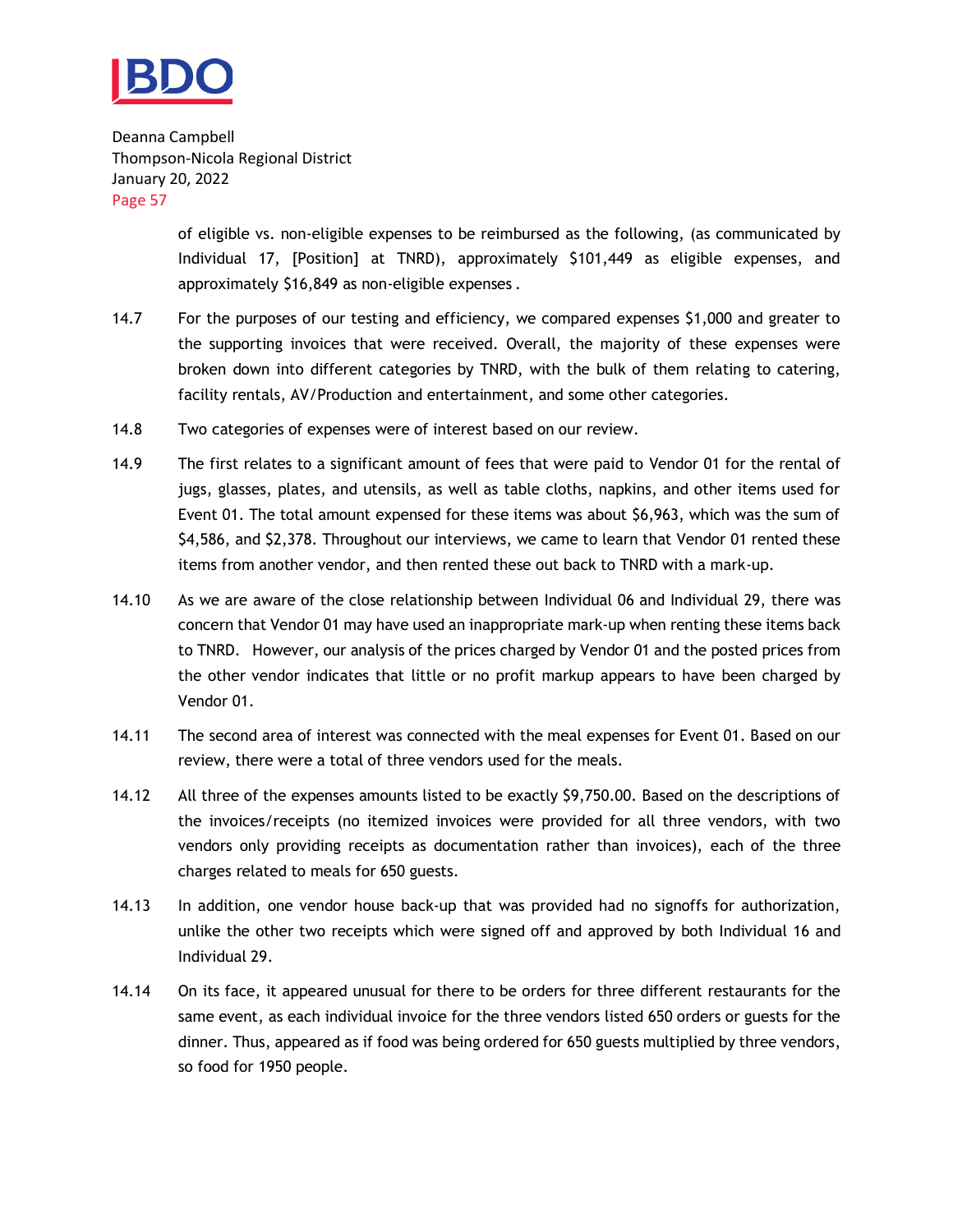of eligible vs. non-eligible expenses to be reimbursed as the following, (as communicated by Individual 17, [Position] at TNRD), approximately $101,449 as eligible expenses, and approximately $16,849 as non-eligible expenses .

14.7 For the purposes of our testing and efficiency, we compared expenses $1,000 and greater to the supporting invoices that were received. Overall, the majority of these expenses were broken down into different categories by TNRD, with the bulk of them relating to catering, facility rentals, AV/Production and entertainment, and some other categories.

14.8 Two categories of expenses were of interest based on our review.

14.9 The first relates to a significant amount of fees that were paid to Vendor 01 for the rental of jugs, glasses, plates, and utensils, as well as table cloths, napkins, and other items used for Event 01. The total amount expensed for these items was about $6,963, which was the sum of $4,586, and $2,378. Throughout our interviews, we came to learn that Vendor 01 rented these items from another vendor, and then rented these out back to TNRD with a mark-up.

14.10 As we are aware of the close relationship between Individual 06 and Individual 29, there was concern that Vendor 01 may have used an inappropriate mark-up when renting these items back to TNRD. However, our analysis of the prices charged by Vendor 01 and the posted prices from the other vendor indicates that little or no profit markup appears to have been charged by Vendor 01.

14.11 The second area of interest was connected with the meal expenses for Event 01. Based on our review, there were a total of three vendors used for the meals.

14.12 All three of the expenses amounts listed to be exactly $9,750.00. Based on the descriptions of the invoices/receipts (no itemized invoices were provided for all three vendors, with two vendors only providing receipts as documentation rather than invoices), each of the three charges related to meals for 650 guests.

14.13 In addition, one vendor house back-up that was provided had no signoffs for authorization, unlike the other two receipts which were signed off and approved by both Individual 16 and Individual 29.

14.14 On its face, it appeared unusual for there to be orders for three different restaurants for the same event, as each individual invoice for the three vendors listed 650 orders or guests for the dinner. Thus, appeared as if food was being ordered for 650 guests multiplied by three vendors, so food for 1950 people.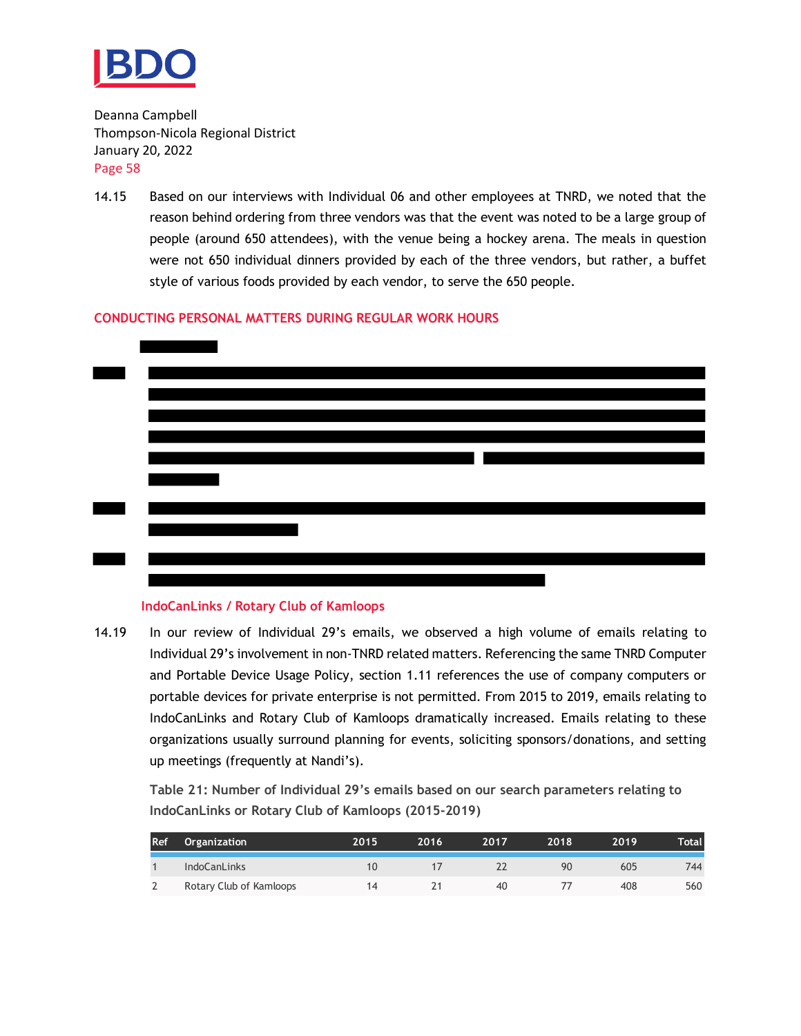Deanna Campbell
Thompson-Nicola Regional District
January 20, 2022

14.15 Based on our interviews with Individual 06 and other employees at TNRD, we noted that the reason behind ordering from three vendors was that the event was noted to be a large group of people (around 650 attendees), with the venue being a hockey arena. The meals in question were not 650 individual dinners provided by each of the three vendors, but rather, a buffet style of various foods provided by each vendor, to serve the 650 people.

## CONDUCTING PERSONAL MATTERS DURING REGULAR WORK HOURS

### IndoCanLinks / Rotary Club of Kamloops

14.19 In our review of Individual 29's emails, we observed a high volume of emails relating to Individual 29's involvement in non-TNRD related matters. Referencing the same TNRD Computer and Portable Device Usage Policy, section 1.11 references the use of company computers or portable devices for private enterprise is not permitted. From 2015 to 2019, emails relating to IndoCanLinks and Rotary Club of Kamloops dramatically increased. Emails relating to these organizations usually surround planning for events, soliciting sponsors/donations, and setting up meetings (frequently at Nandi's).

**Table 21: Number of Individual 29's emails based on our search parameters relating to IndoCanLinks or Rotary Club of Kamloops (2015-2019)**

| Ref | Organization | 2015 | 2016 | 2017 | 2018 | 2019 | Total |
|---|---|---|---|---|---|---|---|
| 1 | IndoCanLinks | 10 | 17 | 22 | 90 | 605 | 744 |
| 2 | Rotary Club of Kamloops | 14 | 21 | 40 | 77 | 408 | 560 |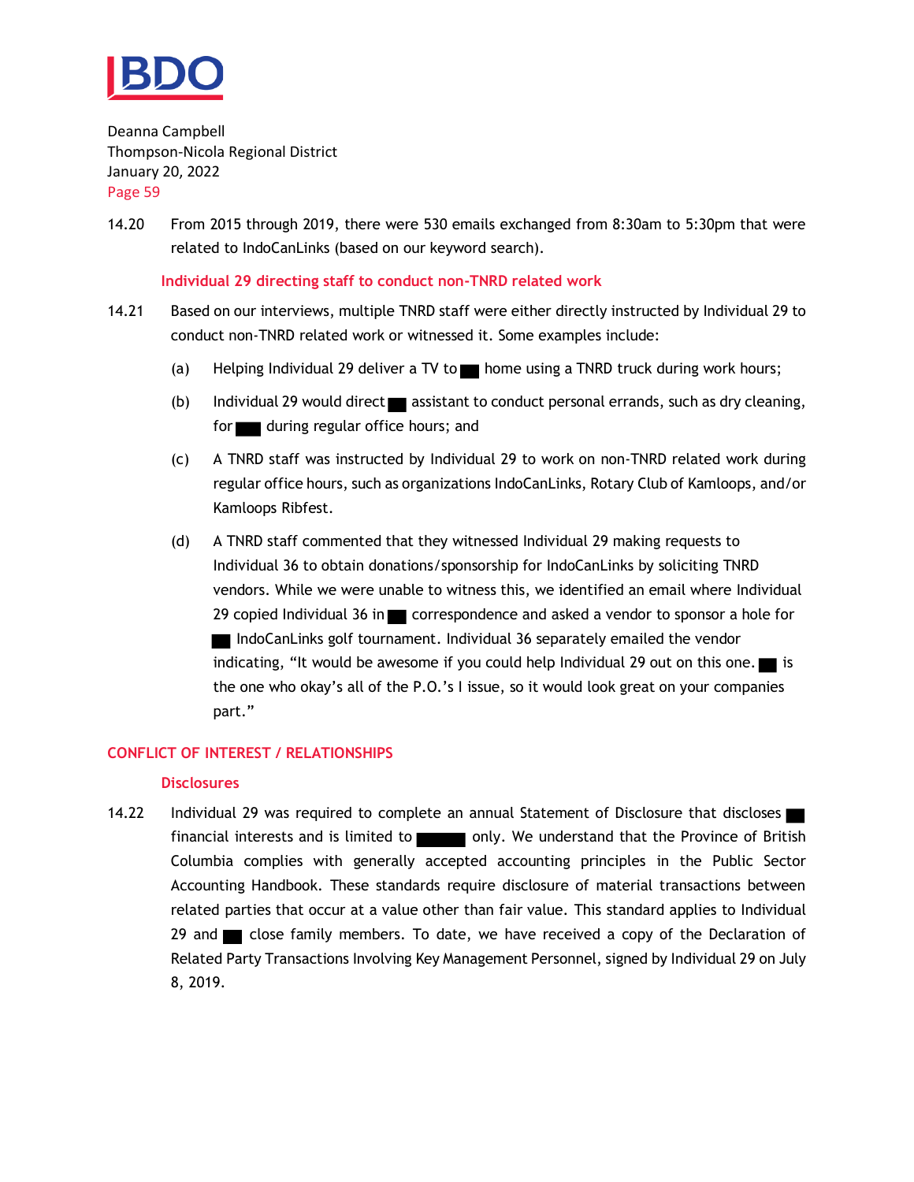14.20 From 2015 through 2019, there were 530 emails exchanged from 8:30am to 5:30pm that were related to IndoCanLinks (based on our keyword search).

### Individual 29 directing staff to conduct non-TNRD related work

14.21 Based on our interviews, multiple TNRD staff were either directly instructed by Individual 29 to conduct non-TNRD related work or witnessed it. Some examples include:

(a) Helping Individual 29 deliver a TV to ██ home using a TNRD truck during work hours;

(b) Individual 29 would direct ██ assistant to conduct personal errands, such as dry cleaning, for ██ during regular office hours; and

(c) A TNRD staff was instructed by Individual 29 to work on non-TNRD related work during regular office hours, such as organizations IndoCanLinks, Rotary Club of Kamloops, and/or Kamloops Ribfest.

(d) A TNRD staff commented that they witnessed Individual 29 making requests to Individual 36 to obtain donations/sponsorship for IndoCanLinks by soliciting TNRD vendors. While we were unable to witness this, we identified an email where Individual 29 copied Individual 36 in ██ correspondence and asked a vendor to sponsor a hole for ██ IndoCanLinks golf tournament. Individual 36 separately emailed the vendor indicating, "It would be awesome if you could help Individual 29 out on this one. ██ is the one who okay's all of the P.O.'s I issue, so it would look great on your companies part."

## CONFLICT OF INTEREST / RELATIONSHIPS

### Disclosures

14.22 Individual 29 was required to complete an annual Statement of Disclosure that discloses ██ financial interests and is limited to ██ only. We understand that the Province of British Columbia complies with generally accepted accounting principles in the Public Sector Accounting Handbook. These standards require disclosure of material transactions between related parties that occur at a value other than fair value. This standard applies to Individual 29 and ██ close family members. To date, we have received a copy of the Declaration of Related Party Transactions Involving Key Management Personnel, signed by Individual 29 on July 8, 2019.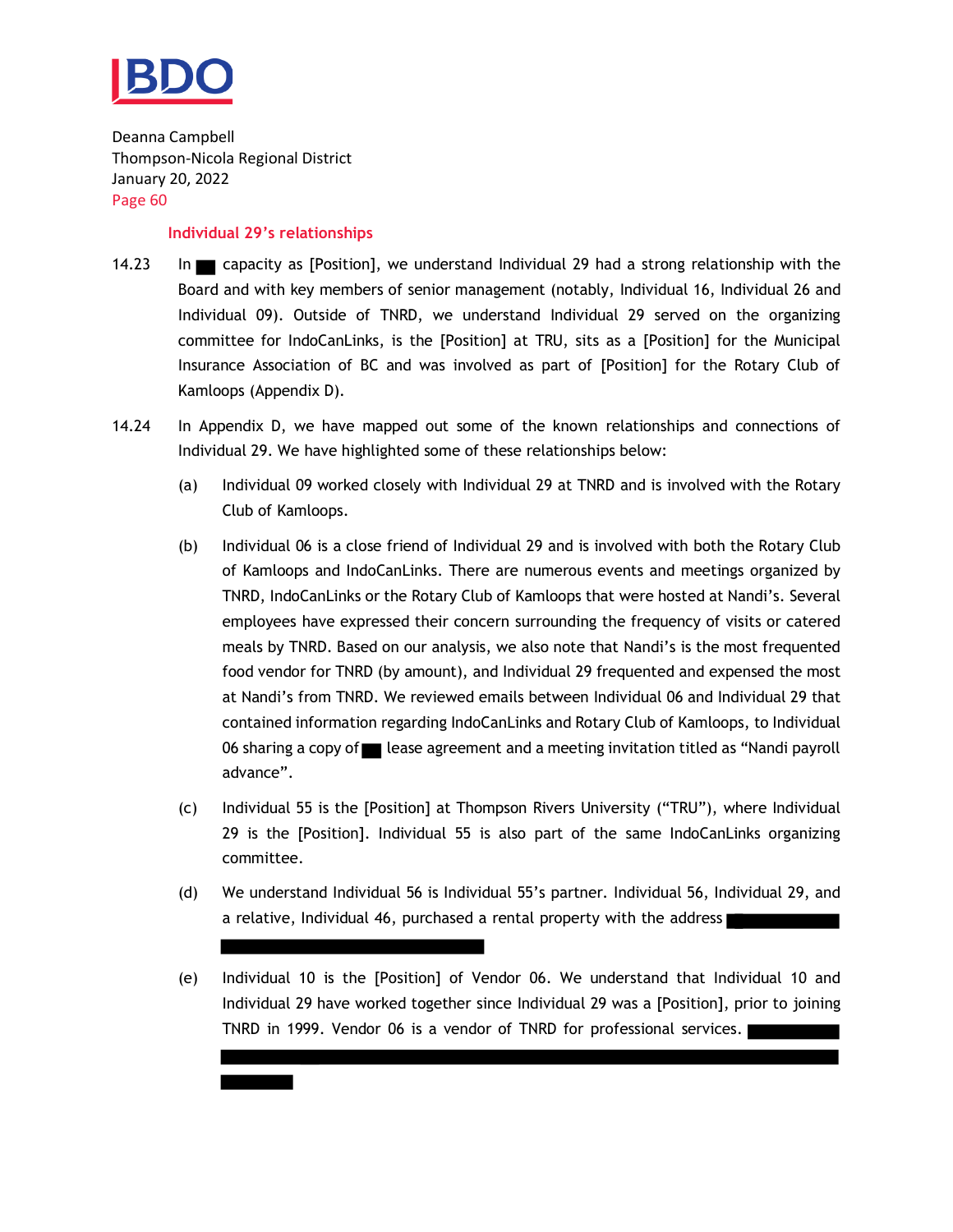### Individual 29's relationships

14.23 In ■ capacity as [Position], we understand Individual 29 had a strong relationship with the Board and with key members of senior management (notably, Individual 16, Individual 26 and Individual 09). Outside of TNRD, we understand Individual 29 served on the organizing committee for IndoCanLinks, is the [Position] at TRU, sits as a [Position] for the Municipal Insurance Association of BC and was involved as part of [Position] for the Rotary Club of Kamloops (Appendix D).

14.24 In Appendix D, we have mapped out some of the known relationships and connections of Individual 29. We have highlighted some of these relationships below:

(a) Individual 09 worked closely with Individual 29 at TNRD and is involved with the Rotary Club of Kamloops.

(b) Individual 06 is a close friend of Individual 29 and is involved with both the Rotary Club of Kamloops and IndoCanLinks. There are numerous events and meetings organized by TNRD, IndoCanLinks or the Rotary Club of Kamloops that were hosted at Nandi's. Several employees have expressed their concern surrounding the frequency of visits or catered meals by TNRD. Based on our analysis, we also note that Nandi's is the most frequented food vendor for TNRD (by amount), and Individual 29 frequented and expensed the most at Nandi's from TNRD. We reviewed emails between Individual 06 and Individual 29 that contained information regarding IndoCanLinks and Rotary Club of Kamloops, to Individual 06 sharing a copy of ■ lease agreement and a meeting invitation titled as "Nandi payroll advance".

(c) Individual 55 is the [Position] at Thompson Rivers University ("TRU"), where Individual 29 is the [Position]. Individual 55 is also part of the same IndoCanLinks organizing committee.

(d) We understand Individual 56 is Individual 55's partner. Individual 56, Individual 29, and a relative, Individual 46, purchased a rental property with the address ■■■■■■■■■■

(e) Individual 10 is the [Position] of Vendor 06. We understand that Individual 10 and Individual 29 have worked together since Individual 29 was a [Position], prior to joining TNRD in 1999. Vendor 06 is a vendor of TNRD for professional services. ■■■■■■■■■■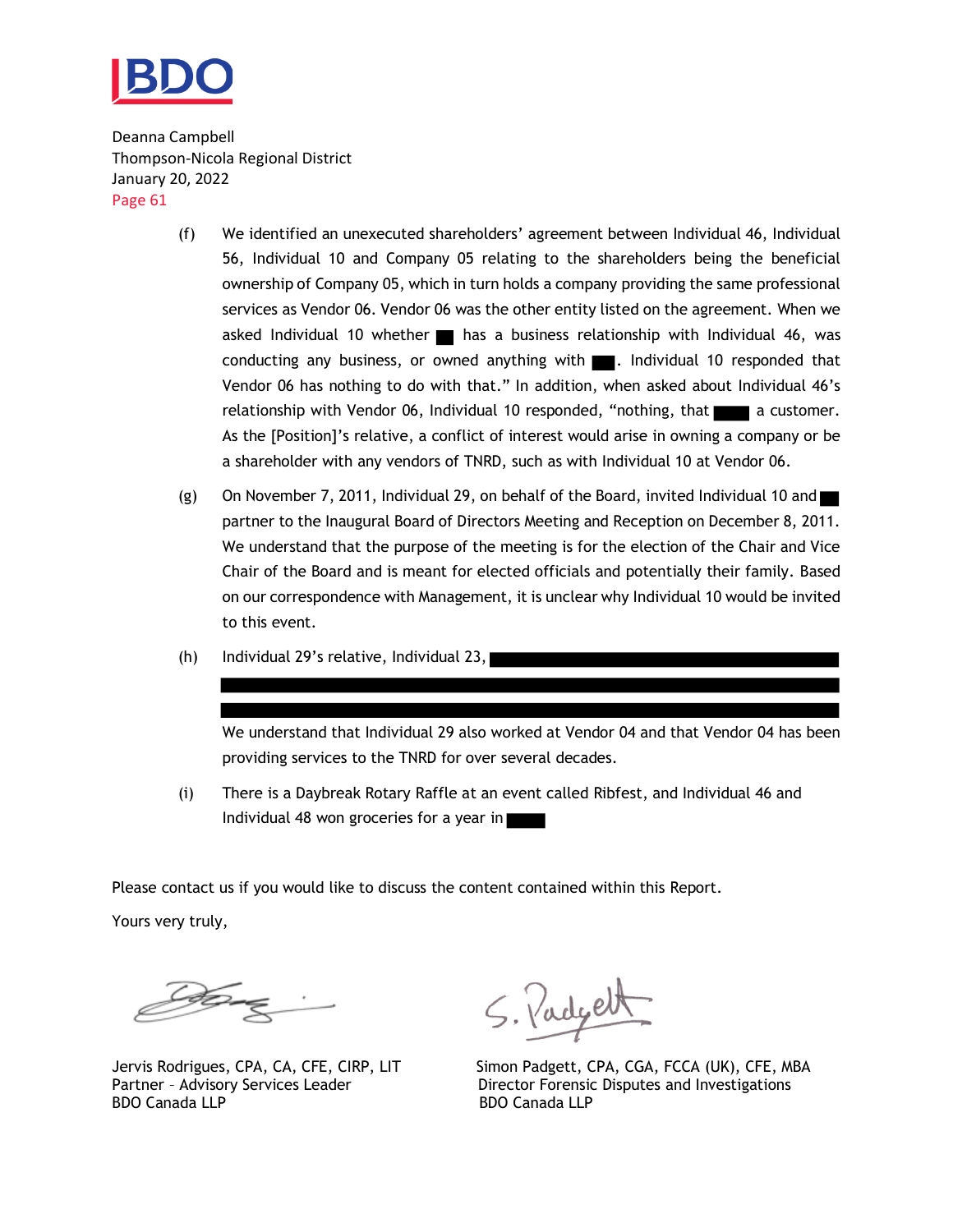Deanna Campbell
Thompson-Nicola Regional District
January 20, 2022

(f) We identified an unexecuted shareholders' agreement between Individual 46, Individual 56, Individual 10 and Company 05 relating to the shareholders being the beneficial ownership of Company 05, which in turn holds a company providing the same professional services as Vendor 06. Vendor 06 was the other entity listed on the agreement. When we asked Individual 10 whether ███ has a business relationship with Individual 46, was conducting any business, or owned anything with ███. Individual 10 responded that Vendor 06 has nothing to do with that." In addition, when asked about Individual 46's relationship with Vendor 06, Individual 10 responded, "nothing, that ███ a customer. As the [Position]'s relative, a conflict of interest would arise in owning a company or be a shareholder with any vendors of TNRD, such as with Individual 10 at Vendor 06.

(g) On November 7, 2011, Individual 29, on behalf of the Board, invited Individual 10 and ███ partner to the Inaugural Board of Directors Meeting and Reception on December 8, 2011. We understand that the purpose of the meeting is for the election of the Chair and Vice Chair of the Board and is meant for elected officials and potentially their family. Based on our correspondence with Management, it is unclear why Individual 10 would be invited to this event.

(h) Individual 29's relative, Individual 23, ███████████████████████████████████████████████████████████████████

We understand that Individual 29 also worked at Vendor 04 and that Vendor 04 has been providing services to the TNRD for over several decades.

(i) There is a Daybreak Rotary Raffle at an event called Ribfest, and Individual 46 and Individual 48 won groceries for a year in ███

Please contact us if you would like to discuss the content contained within this Report.

Yours very truly,

Jervis Rodrigues, CPA, CA, CFE, CIRP, LIT
Partner – Advisory Services Leader
BDO Canada LLP

Simon Padgett, CPA, CGA, FCCA (UK), CFE, MBA
Director Forensic Disputes and Investigations
BDO Canada LLP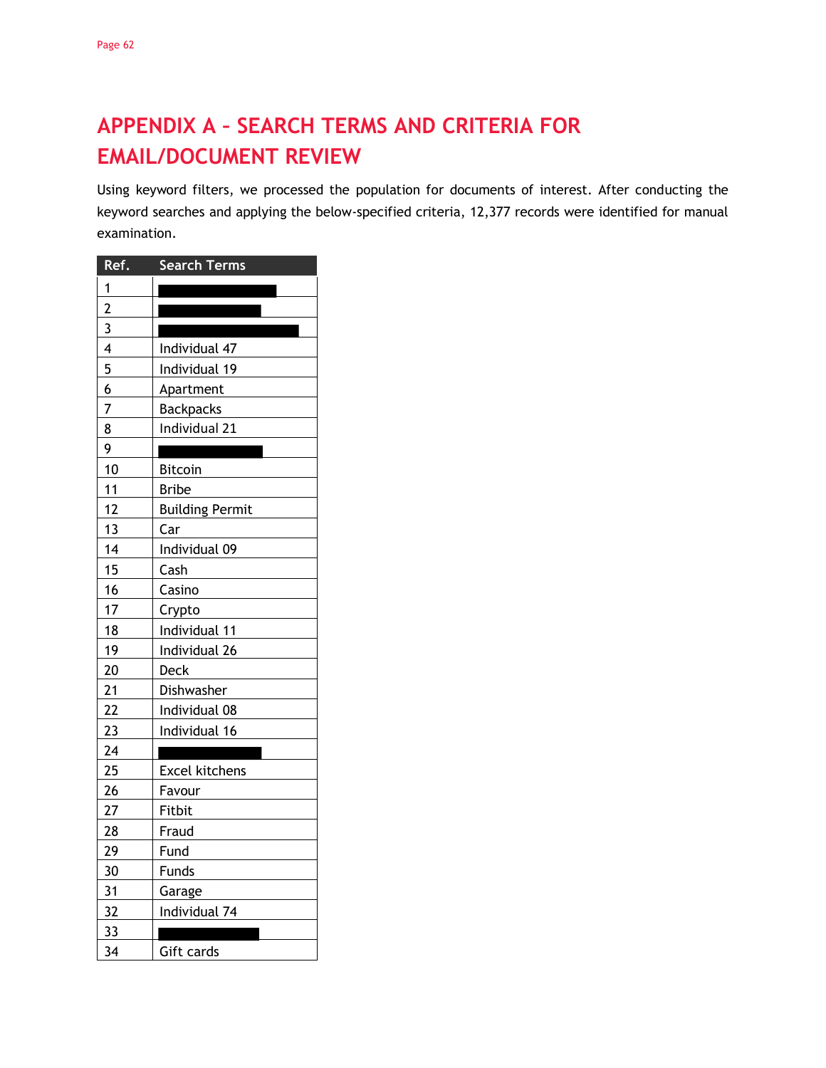# APPENDIX A – SEARCH TERMS AND CRITERIA FOR EMAIL/DOCUMENT REVIEW

Using keyword filters, we processed the population for documents of interest. After conducting the keyword searches and applying the below-specified criteria, 12,377 records were identified for manual examination.

| Ref. | Search Terms |
|---|---|
| 1 | ██████████ |
| 2 | ██████████ |
| 3 | ██████████ |
| 4 | Individual 47 |
| 5 | Individual 19 |
| 6 | Apartment |
| 7 | Backpacks |
| 8 | Individual 21 |
| 9 | ██████████ |
| 10 | Bitcoin |
| 11 | Bribe |
| 12 | Building Permit |
| 13 | Car |
| 14 | Individual 09 |
| 15 | Cash |
| 16 | Casino |
| 17 | Crypto |
| 18 | Individual 11 |
| 19 | Individual 26 |
| 20 | Deck |
| 21 | Dishwasher |
| 22 | Individual 08 |
| 23 | Individual 16 |
| 24 | ██████████ |
| 25 | Excel kitchens |
| 26 | Favour |
| 27 | Fitbit |
| 28 | Fraud |
| 29 | Fund |
| 30 | Funds |
| 31 | Garage |
| 32 | Individual 74 |
| 33 | ██████████ |
| 34 | Gift cards |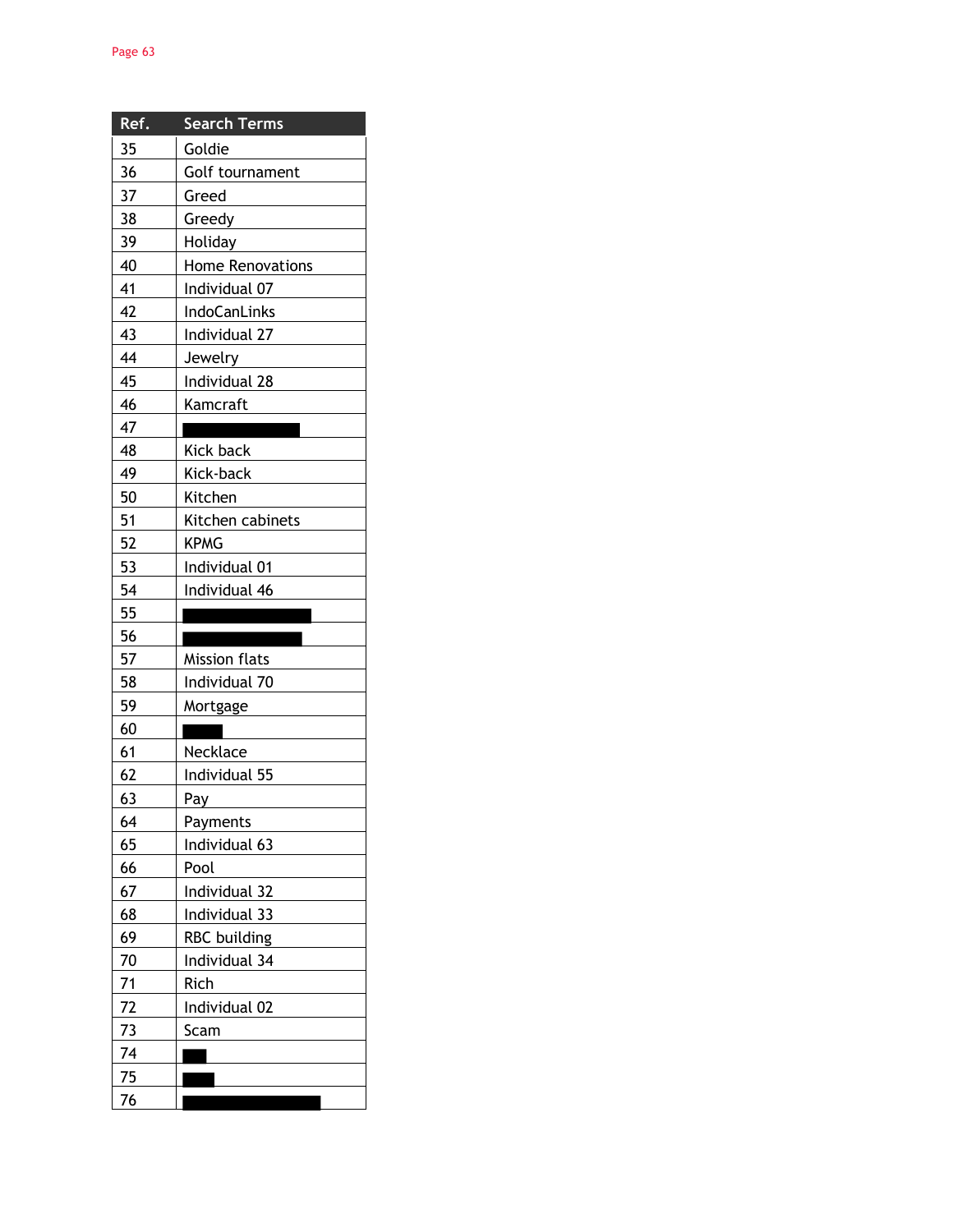| Ref. | Search Terms |
|---|---|
| 35 | Goldie |
| 36 | Golf tournament |
| 37 | Greed |
| 38 | Greedy |
| 39 | Holiday |
| 40 | Home Renovations |
| 41 | Individual 07 |
| 42 | IndoCanLinks |
| 43 | Individual 27 |
| 44 | Jewelry |
| 45 | Individual 28 |
| 46 | Kamcraft |
| 47 | |
| 48 | Kick back |
| 49 | Kick-back |
| 50 | Kitchen |
| 51 | Kitchen cabinets |
| 52 | KPMG |
| 53 | Individual 01 |
| 54 | Individual 46 |
| 55 | |
| 56 | |
| 57 | Mission flats |
| 58 | Individual 70 |
| 59 | Mortgage |
| 60 | |
| 61 | Necklace |
| 62 | Individual 55 |
| 63 | Pay |
| 64 | Payments |
| 65 | Individual 63 |
| 66 | Pool |
| 67 | Individual 32 |
| 68 | Individual 33 |
| 69 | RBC building |
| 70 | Individual 34 |
| 71 | Rich |
| 72 | Individual 02 |
| 73 | Scam |
| 74 | |
| 75 | |
| 76 | |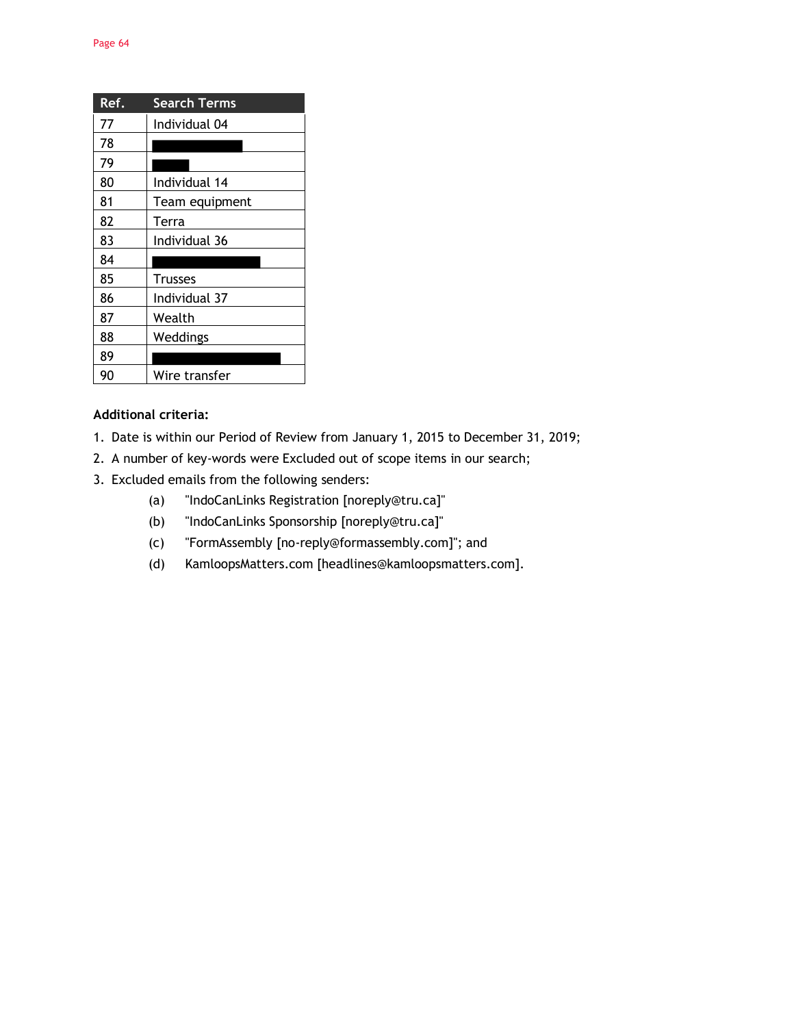| Ref. | Search Terms |
|---|---|
| 77 | Individual 04 |
| 78 | ██████████ |
| 79 | ████ |
| 80 | Individual 14 |
| 81 | Team equipment |
| 82 | Terra |
| 83 | Individual 36 |
| 84 | ████████████ |
| 85 | Trusses |
| 86 | Individual 37 |
| 87 | Wealth |
| 88 | Weddings |
| 89 | ██████████████ |
| 90 | Wire transfer |

**Additional criteria:**

1. Date is within our Period of Review from January 1, 2015 to December 31, 2019;
2. A number of key-words were Excluded out of scope items in our search;
3. Excluded emails from the following senders:
   - (a) "IndoCanLinks Registration [noreply@tru.ca]"
   - (b) "IndoCanLinks Sponsorship [noreply@tru.ca]"
   - (c) "FormAssembly [no-reply@formassembly.com]"; and
   - (d) KamloopsMatters.com [headlines@kamloopsmatters.com].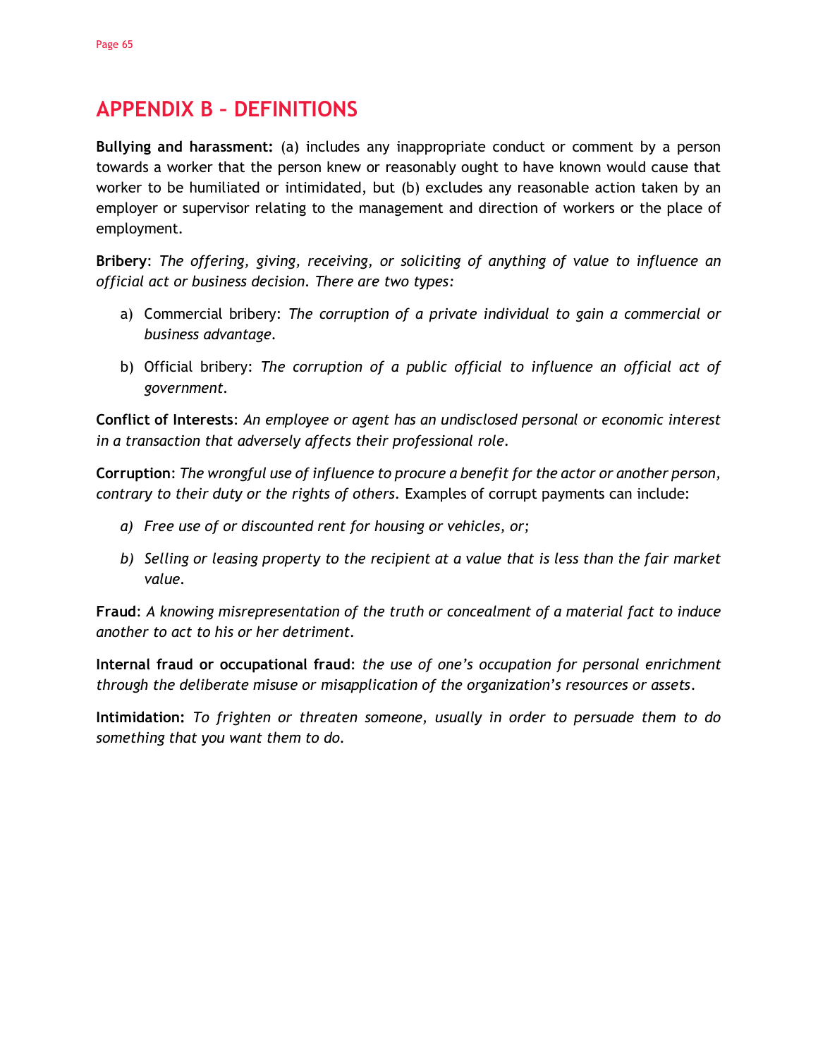# APPENDIX B – DEFINITIONS

**Bullying and harassment:** (a) includes any inappropriate conduct or comment by a person towards a worker that the person knew or reasonably ought to have known would cause that worker to be humiliated or intimidated, but (b) excludes any reasonable action taken by an employer or supervisor relating to the management and direction of workers or the place of employment.

**Bribery**: *The offering, giving, receiving, or soliciting of anything of value to influence an official act or business decision. There are two types:*

a) Commercial bribery: *The corruption of a private individual to gain a commercial or business advantage.*

b) Official bribery: *The corruption of a public official to influence an official act of government.*

**Conflict of Interests**: *An employee or agent has an undisclosed personal or economic interest in a transaction that adversely affects their professional role.*

**Corruption**: *The wrongful use of influence to procure a benefit for the actor or another person, contrary to their duty or the rights of others.* Examples of corrupt payments can include:

*a) Free use of or discounted rent for housing or vehicles, or;*

*b) Selling or leasing property to the recipient at a value that is less than the fair market value.*

**Fraud**: *A knowing misrepresentation of the truth or concealment of a material fact to induce another to act to his or her detriment.*

**Internal fraud or occupational fraud**: *the use of one's occupation for personal enrichment through the deliberate misuse or misapplication of the organization's resources or assets.*

**Intimidation:** *To frighten or threaten someone, usually in order to persuade them to do something that you want them to do.*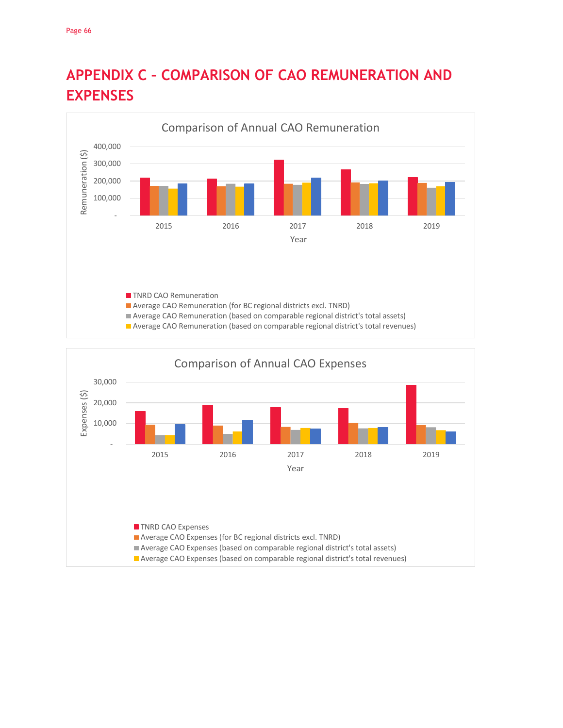# APPENDIX C – COMPARISON OF CAO REMUNERATION AND EXPENSES

Comparison of Annual CAO Remuneration

Remuneration ($)

400,000
300,000
200,000
100,000
-

2015 2016 2017 2018 2019

Year

- TNRD CAO Remuneration
- Average CAO Remuneration (for BC regional districts excl. TNRD)
- Average CAO Remuneration (based on comparable regional district's total assets)
- Average CAO Remuneration (based on comparable regional district's total revenues)

Comparison of Annual CAO Expenses

Expenses ($)

30,000
20,000
10,000
-

2015 2016 2017 2018 2019

Year

- TNRD CAO Expenses
- Average CAO Expenses (for BC regional districts excl. TNRD)
- Average CAO Expenses (based on comparable regional district's total assets)
- Average CAO Expenses (based on comparable regional district's total revenues)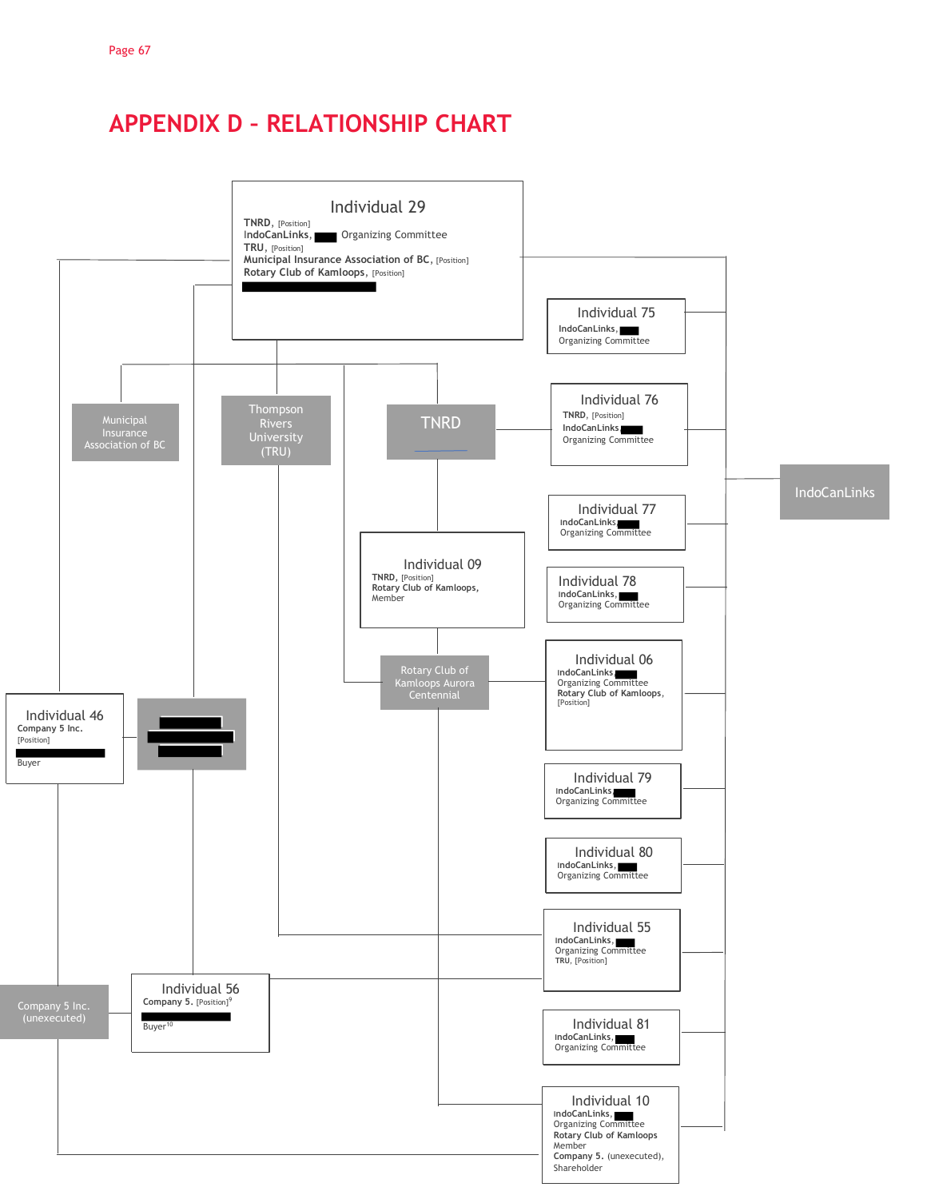# APPENDIX D – RELATIONSHIP CHART

Individual 29
TNRD, [Position]
IndoCanLinks, ███ Organizing Committee
TRU, [Position]
Municipal Insurance Association of BC, [Position]
Rotary Club of Kamloops, [Position]
███████████

Individual 75
IndoCanLinks, ███
Organizing Committee

Municipal Insurance Association of BC

Thompson Rivers University (TRU)

TNRD

Individual 76
TNRD, [Position]
IndoCanLinks ███
Organizing Committee

IndoCanLinks

Individual 77
IndoCanLinks ███
Organizing Committee

Individual 09
TNRD, [Position]
Rotary Club of Kamloops,
Member

Individual 78
IndoCanLinks, ███
Organizing Committee

Rotary Club of Kamloops Aurora Centennial

Individual 06
IndoCanLinks ███
Organizing Committee
Rotary Club of Kamloops,
[Position]

Individual 46
Company 5 Inc.
[Position]
███████████
Buyer

███████

Individual 79
IndoCanLinks ███
Organizing Committee

Individual 80
IndoCanLinks, ███
Organizing Committee

Individual 55
IndoCanLinks, ███
Organizing Committee
TRU, [Position]

Company 5 Inc. (unexecuted)

Individual 56
Company 5. [Position][9]
███████████
Buyer[10]

Individual 81
IndoCanLinks, ███
Organizing Committee

Individual 10
IndoCanLinks, ███
Organizing Committee
Rotary Club of Kamloops
Member
Company 5. (unexecuted),
Shareholder